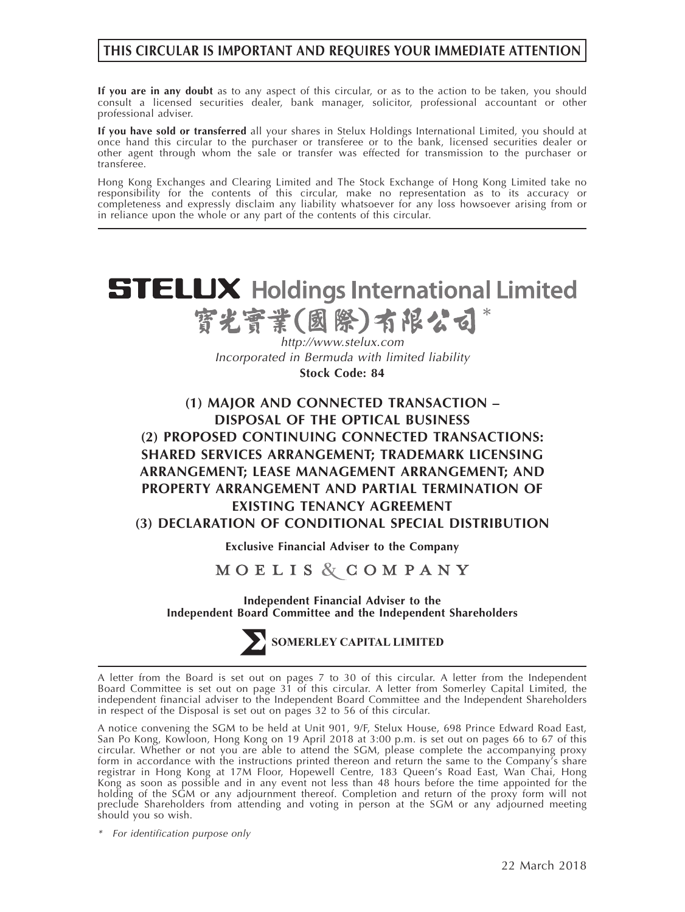**THIS CIRCULAR IS IMPORTANT AND REQUIRES YOUR IMMEDIATE ATTENTION**

**If you are in any doubt** as to any aspect of this circular, or as to the action to be taken, you should consult a licensed securities dealer, bank manager, solicitor, professional accountant or other professional adviser.

**If you have sold or transferred** all your shares in Stelux Holdings International Limited, you should at once hand this circular to the purchaser or transferee or to the bank, licensed securities dealer or other agent through whom the sale or transfer was effected for transmission to the purchaser or transferee.

Hong Kong Exchanges and Clearing Limited and The Stock Exchange of Hong Kong Limited take no responsibility for the contents of this circular, make no representation as to its accuracy or completeness and expressly disclaim any liability whatsoever for any loss howsoever arising from or in reliance upon the whole or any part of the contents of this circular.

# STELUX Holdings International Limited
# 寶光實業(國際)有限公司*

*http://www.stelux.com*

*Incorporated in Bermuda with limited liability*

**Stock Code: 84**

## (1) MAJOR AND CONNECTED TRANSACTION – DISPOSAL OF THE OPTICAL BUSINESS
## (2) PROPOSED CONTINUING CONNECTED TRANSACTIONS: SHARED SERVICES ARRANGEMENT; TRADEMARK LICENSING ARRANGEMENT; LEASE MANAGEMENT ARRANGEMENT; AND PROPERTY ARRANGEMENT AND PARTIAL TERMINATION OF EXISTING TENANCY AGREEMENT
## (3) DECLARATION OF CONDITIONAL SPECIAL DISTRIBUTION

**Exclusive Financial Adviser to the Company**

MOELIS & COMPANY

**Independent Financial Adviser to the Independent Board Committee and the Independent Shareholders**

**SOMERLEY CAPITAL LIMITED**

A letter from the Board is set out on pages 7 to 30 of this circular. A letter from the Independent Board Committee is set out on page 31 of this circular. A letter from Somerley Capital Limited, the independent financial adviser to the Independent Board Committee and the Independent Shareholders in respect of the Disposal is set out on pages 32 to 56 of this circular.

A notice convening the SGM to be held at Unit 901, 9/F, Stelux House, 698 Prince Edward Road East, San Po Kong, Kowloon, Hong Kong on 19 April 2018 at 3:00 p.m. is set out on pages 66 to 67 of this circular. Whether or not you are able to attend the SGM, please complete the accompanying proxy form in accordance with the instructions printed thereon and return the same to the Company's share registrar in Hong Kong at 17M Floor, Hopewell Centre, 183 Queen's Road East, Wan Chai, Hong Kong as soon as possible and in any event not less than 48 hours before the time appointed for the holding of the SGM or any adjournment thereof. Completion and return of the proxy form will not preclude Shareholders from attending and voting in person at the SGM or any adjourned meeting should you so wish.

\* *For identification purpose only*

22 March 2018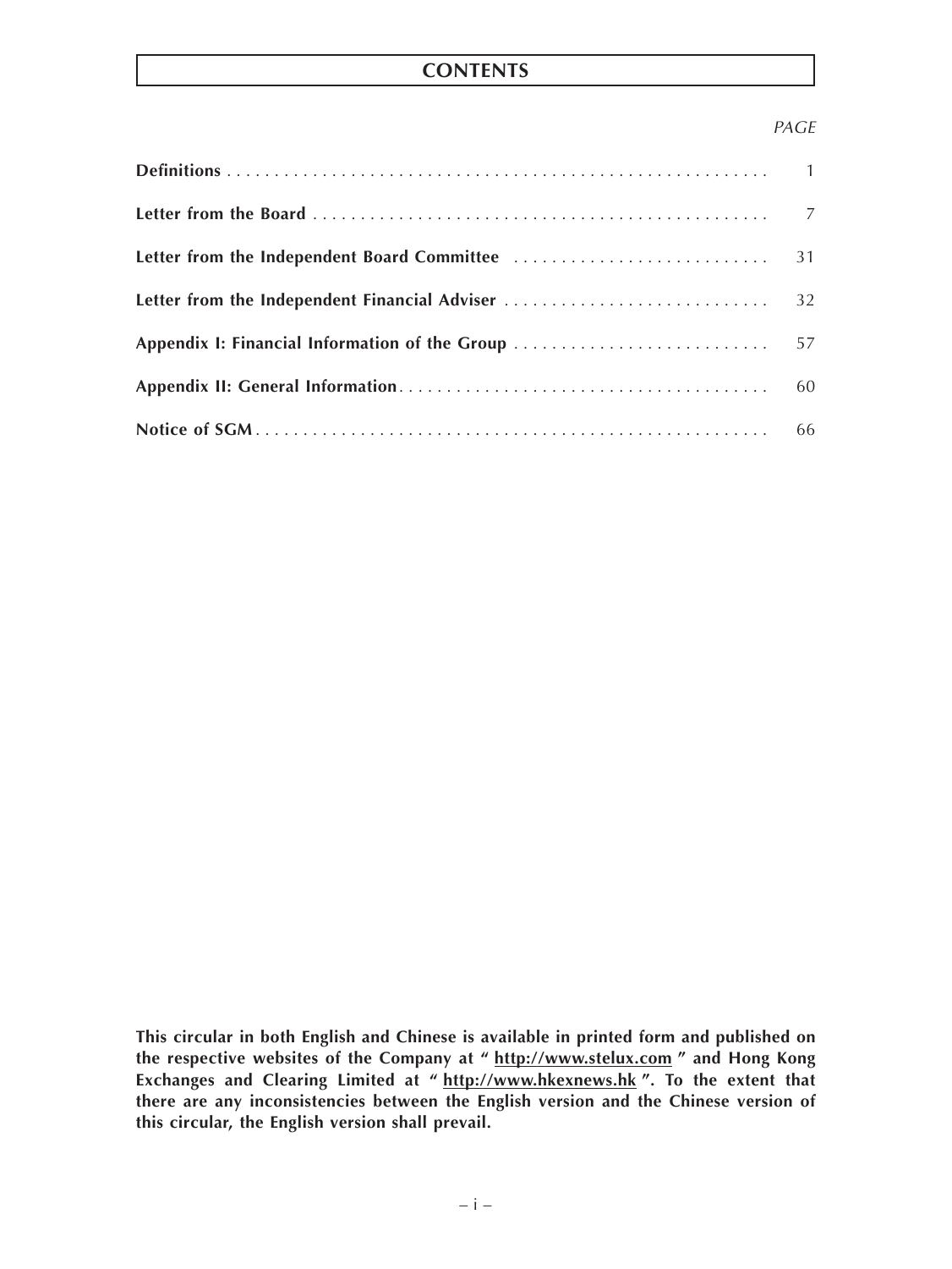# CONTENTS

| | PAGE |
|---|---|
| **Definitions** | 1 |
| **Letter from the Board** | 7 |
| **Letter from the Independent Board Committee** | 31 |
| **Letter from the Independent Financial Adviser** | 32 |
| **Appendix I: Financial Information of the Group** | 57 |
| **Appendix II: General Information** | 60 |
| **Notice of SGM** | 66 |

**This circular in both English and Chinese is available in printed form and published on the respective websites of the Company at "http://www.stelux.com" and Hong Kong Exchanges and Clearing Limited at "http://www.hkexnews.hk". To the extent that there are any inconsistencies between the English version and the Chinese version of this circular, the English version shall prevail.**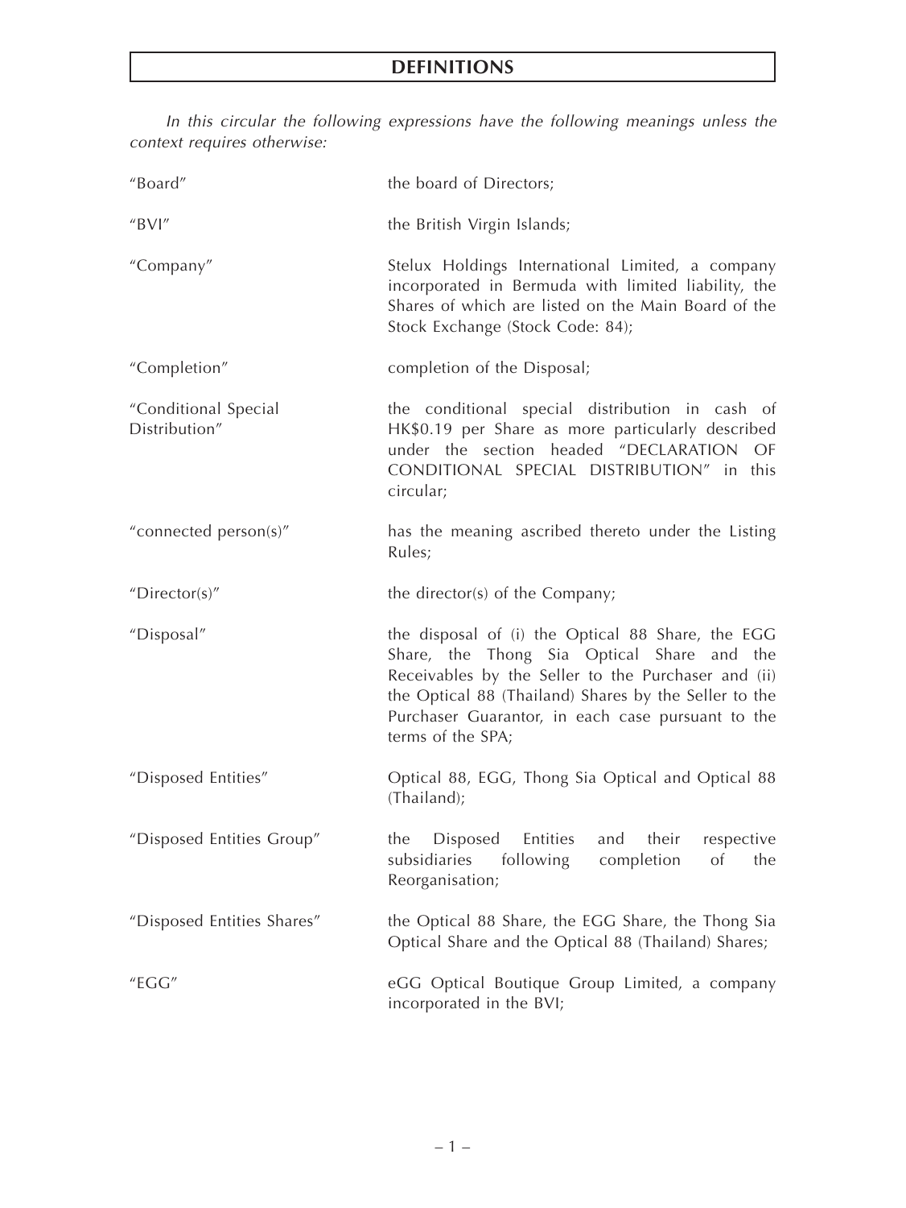# DEFINITIONS

*In this circular the following expressions have the following meanings unless the context requires otherwise:*

| | |
|---|---|
| "Board" | the board of Directors; |
| "BVI" | the British Virgin Islands; |
| "Company" | Stelux Holdings International Limited, a company incorporated in Bermuda with limited liability, the Shares of which are listed on the Main Board of the Stock Exchange (Stock Code: 84); |
| "Completion" | completion of the Disposal; |
| "Conditional Special Distribution" | the conditional special distribution in cash of HK$0.19 per Share as more particularly described under the section headed "DECLARATION OF CONDITIONAL SPECIAL DISTRIBUTION" in this circular; |
| "connected person(s)" | has the meaning ascribed thereto under the Listing Rules; |
| "Director(s)" | the director(s) of the Company; |
| "Disposal" | the disposal of (i) the Optical 88 Share, the EGG Share, the Thong Sia Optical Share and the Receivables by the Seller to the Purchaser and (ii) the Optical 88 (Thailand) Shares by the Seller to the Purchaser Guarantor, in each case pursuant to the terms of the SPA; |
| "Disposed Entities" | Optical 88, EGG, Thong Sia Optical and Optical 88 (Thailand); |
| "Disposed Entities Group" | the Disposed Entities and their respective subsidiaries following completion of the Reorganisation; |
| "Disposed Entities Shares" | the Optical 88 Share, the EGG Share, the Thong Sia Optical Share and the Optical 88 (Thailand) Shares; |
| "EGG" | eGG Optical Boutique Group Limited, a company incorporated in the BVI; |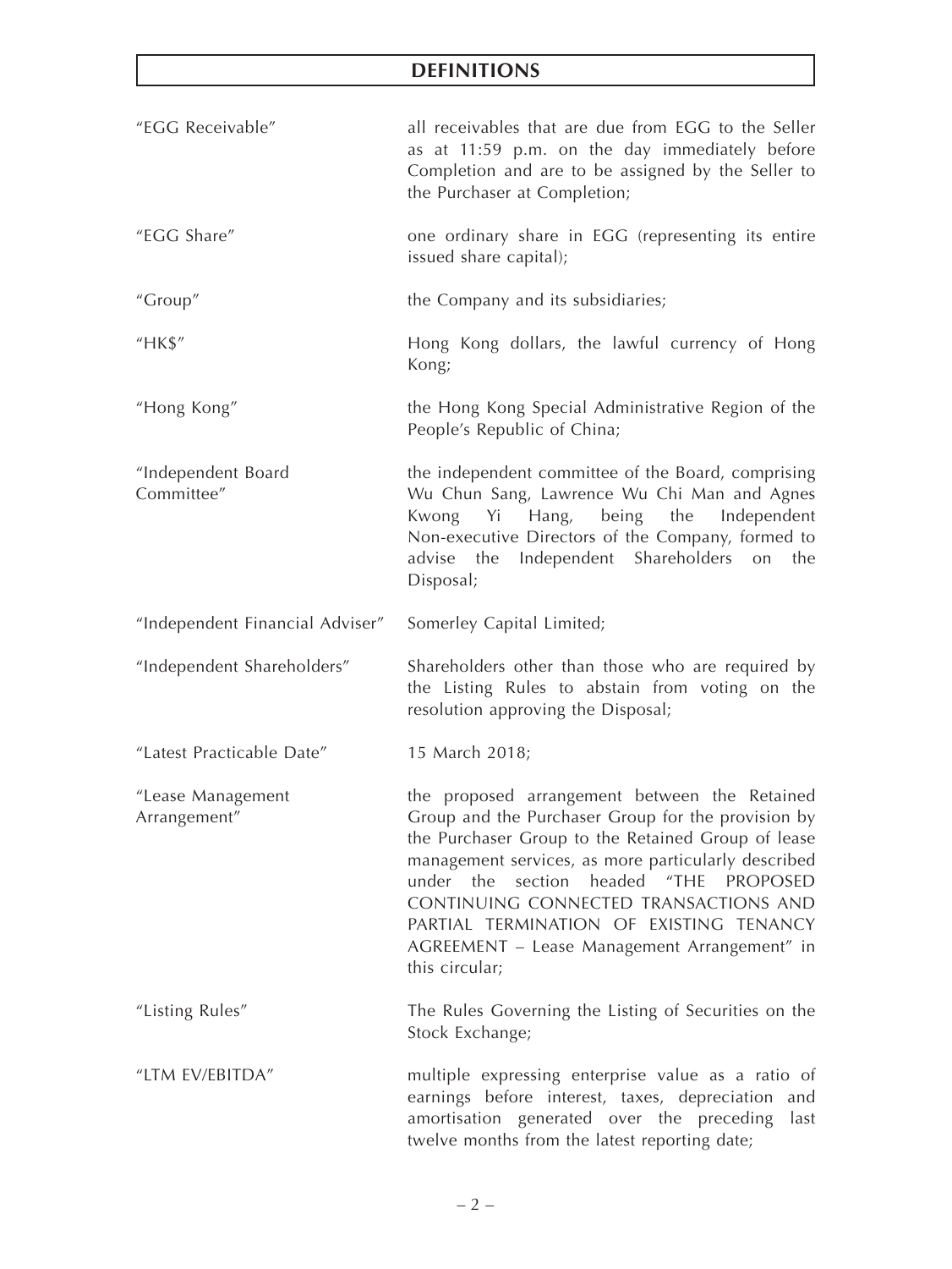## DEFINITIONS

| | |
|---|---|
| "EGG Receivable" | all receivables that are due from EGG to the Seller as at 11:59 p.m. on the day immediately before Completion and are to be assigned by the Seller to the Purchaser at Completion; |
| "EGG Share" | one ordinary share in EGG (representing its entire issued share capital); |
| "Group" | the Company and its subsidiaries; |
| "HK$" | Hong Kong dollars, the lawful currency of Hong Kong; |
| "Hong Kong" | the Hong Kong Special Administrative Region of the People's Republic of China; |
| "Independent Board Committee" | the independent committee of the Board, comprising Wu Chun Sang, Lawrence Wu Chi Man and Agnes Kwong Yi Hang, being the Independent Non-executive Directors of the Company, formed to advise the Independent Shareholders on the Disposal; |
| "Independent Financial Adviser" | Somerley Capital Limited; |
| "Independent Shareholders" | Shareholders other than those who are required by the Listing Rules to abstain from voting on the resolution approving the Disposal; |
| "Latest Practicable Date" | 15 March 2018; |
| "Lease Management Arrangement" | the proposed arrangement between the Retained Group and the Purchaser Group for the provision by the Purchaser Group to the Retained Group of lease management services, as more particularly described under the section headed "THE PROPOSED CONTINUING CONNECTED TRANSACTIONS AND PARTIAL TERMINATION OF EXISTING TENANCY AGREEMENT – Lease Management Arrangement" in this circular; |
| "Listing Rules" | The Rules Governing the Listing of Securities on the Stock Exchange; |
| "LTM EV/EBITDA" | multiple expressing enterprise value as a ratio of earnings before interest, taxes, depreciation and amortisation generated over the preceding last twelve months from the latest reporting date; |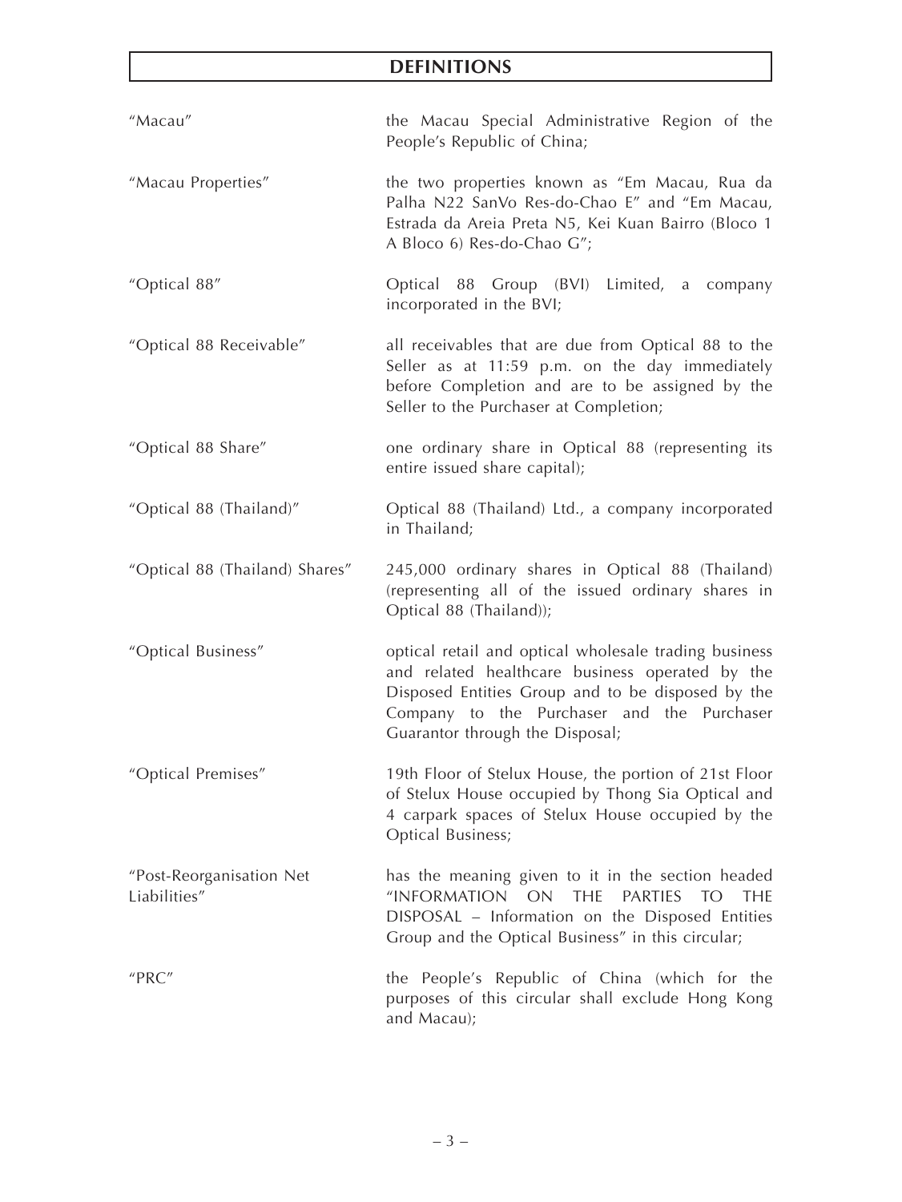## DEFINITIONS

| | |
|---|---|
| "Macau" | the Macau Special Administrative Region of the People's Republic of China; |
| "Macau Properties" | the two properties known as "Em Macau, Rua da Palha N22 SanVo Res-do-Chao E" and "Em Macau, Estrada da Areia Preta N5, Kei Kuan Bairro (Bloco 1 A Bloco 6) Res-do-Chao G"; |
| "Optical 88" | Optical 88 Group (BVI) Limited, a company incorporated in the BVI; |
| "Optical 88 Receivable" | all receivables that are due from Optical 88 to the Seller as at 11:59 p.m. on the day immediately before Completion and are to be assigned by the Seller to the Purchaser at Completion; |
| "Optical 88 Share" | one ordinary share in Optical 88 (representing its entire issued share capital); |
| "Optical 88 (Thailand)" | Optical 88 (Thailand) Ltd., a company incorporated in Thailand; |
| "Optical 88 (Thailand) Shares" | 245,000 ordinary shares in Optical 88 (Thailand) (representing all of the issued ordinary shares in Optical 88 (Thailand)); |
| "Optical Business" | optical retail and optical wholesale trading business and related healthcare business operated by the Disposed Entities Group and to be disposed by the Company to the Purchaser and the Purchaser Guarantor through the Disposal; |
| "Optical Premises" | 19th Floor of Stelux House, the portion of 21st Floor of Stelux House occupied by Thong Sia Optical and 4 carpark spaces of Stelux House occupied by the Optical Business; |
| "Post-Reorganisation Net Liabilities" | has the meaning given to it in the section headed "INFORMATION ON THE PARTIES TO THE DISPOSAL – Information on the Disposed Entities Group and the Optical Business" in this circular; |
| "PRC" | the People's Republic of China (which for the purposes of this circular shall exclude Hong Kong and Macau); |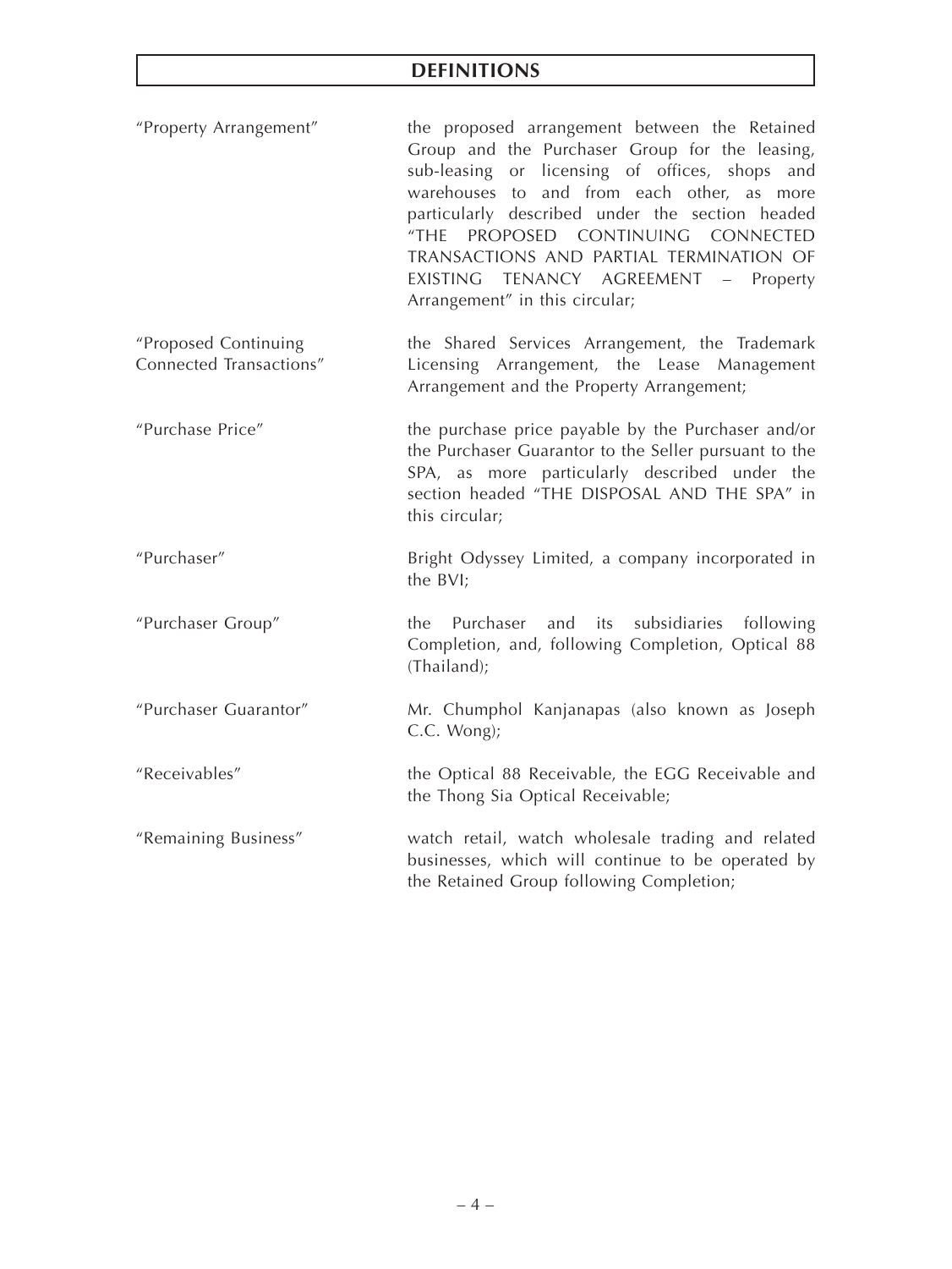## DEFINITIONS

| | |
|---|---|
| "Property Arrangement" | the proposed arrangement between the Retained Group and the Purchaser Group for the leasing, sub-leasing or licensing of offices, shops and warehouses to and from each other, as more particularly described under the section headed "THE PROPOSED CONTINUING CONNECTED TRANSACTIONS AND PARTIAL TERMINATION OF EXISTING TENANCY AGREEMENT – Property Arrangement" in this circular; |
| "Proposed Continuing Connected Transactions" | the Shared Services Arrangement, the Trademark Licensing Arrangement, the Lease Management Arrangement and the Property Arrangement; |
| "Purchase Price" | the purchase price payable by the Purchaser and/or the Purchaser Guarantor to the Seller pursuant to the SPA, as more particularly described under the section headed "THE DISPOSAL AND THE SPA" in this circular; |
| "Purchaser" | Bright Odyssey Limited, a company incorporated in the BVI; |
| "Purchaser Group" | the Purchaser and its subsidiaries following Completion, and, following Completion, Optical 88 (Thailand); |
| "Purchaser Guarantor" | Mr. Chumphol Kanjanapas (also known as Joseph C.C. Wong); |
| "Receivables" | the Optical 88 Receivable, the EGG Receivable and the Thong Sia Optical Receivable; |
| "Remaining Business" | watch retail, watch wholesale trading and related businesses, which will continue to be operated by the Retained Group following Completion; |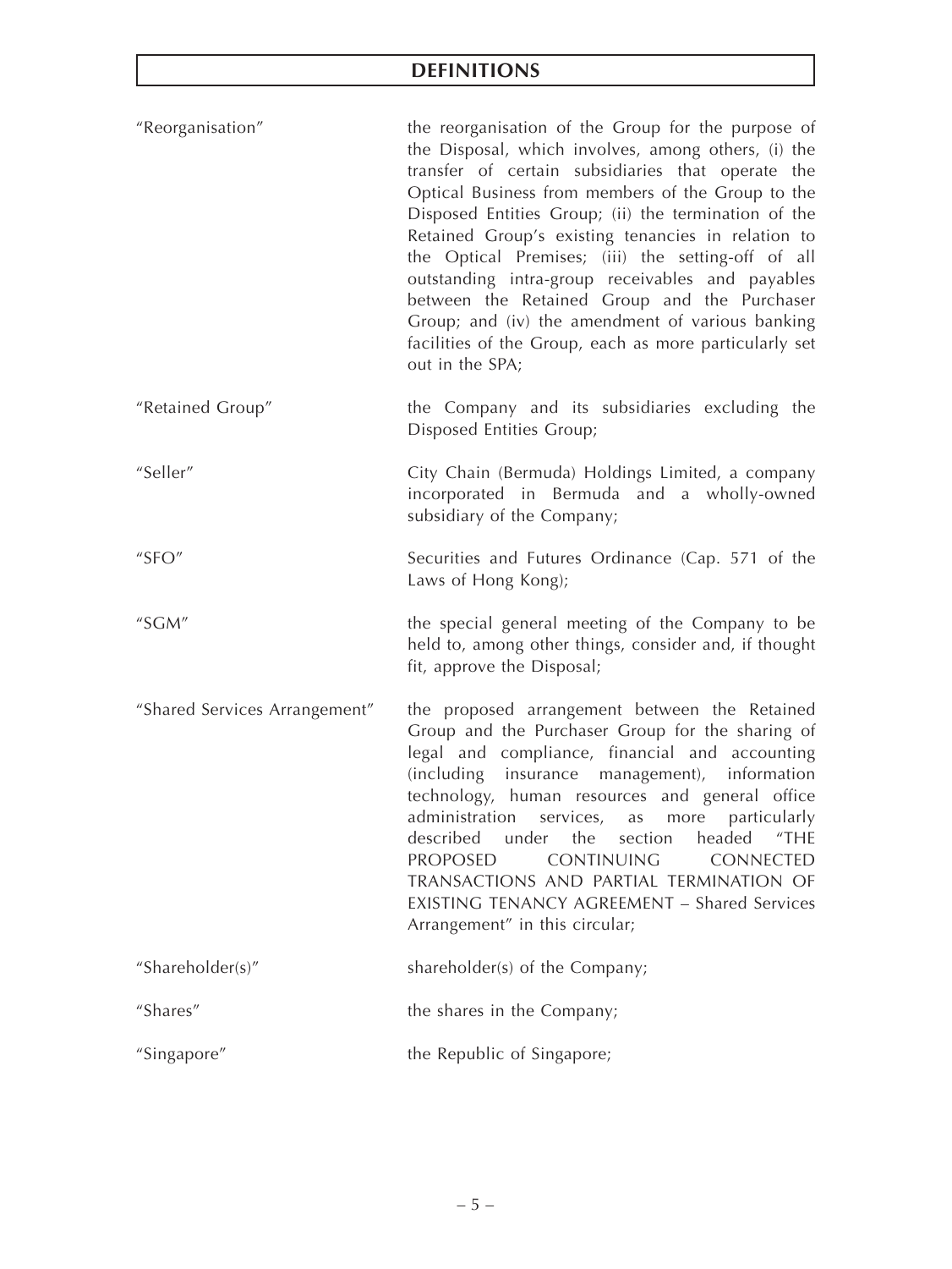# DEFINITIONS

| | |
|---|---|
| "Reorganisation" | the reorganisation of the Group for the purpose of the Disposal, which involves, among others, (i) the transfer of certain subsidiaries that operate the Optical Business from members of the Group to the Disposed Entities Group; (ii) the termination of the Retained Group's existing tenancies in relation to the Optical Premises; (iii) the setting-off of all outstanding intra-group receivables and payables between the Retained Group and the Purchaser Group; and (iv) the amendment of various banking facilities of the Group, each as more particularly set out in the SPA; |
| "Retained Group" | the Company and its subsidiaries excluding the Disposed Entities Group; |
| "Seller" | City Chain (Bermuda) Holdings Limited, a company incorporated in Bermuda and a wholly-owned subsidiary of the Company; |
| "SFO" | Securities and Futures Ordinance (Cap. 571 of the Laws of Hong Kong); |
| "SGM" | the special general meeting of the Company to be held to, among other things, consider and, if thought fit, approve the Disposal; |
| "Shared Services Arrangement" | the proposed arrangement between the Retained Group and the Purchaser Group for the sharing of legal and compliance, financial and accounting (including insurance management), information technology, human resources and general office administration services, as more particularly described under the section headed "THE PROPOSED CONTINUING CONNECTED TRANSACTIONS AND PARTIAL TERMINATION OF EXISTING TENANCY AGREEMENT – Shared Services Arrangement" in this circular; |
| "Shareholder(s)" | shareholder(s) of the Company; |
| "Shares" | the shares in the Company; |
| "Singapore" | the Republic of Singapore; |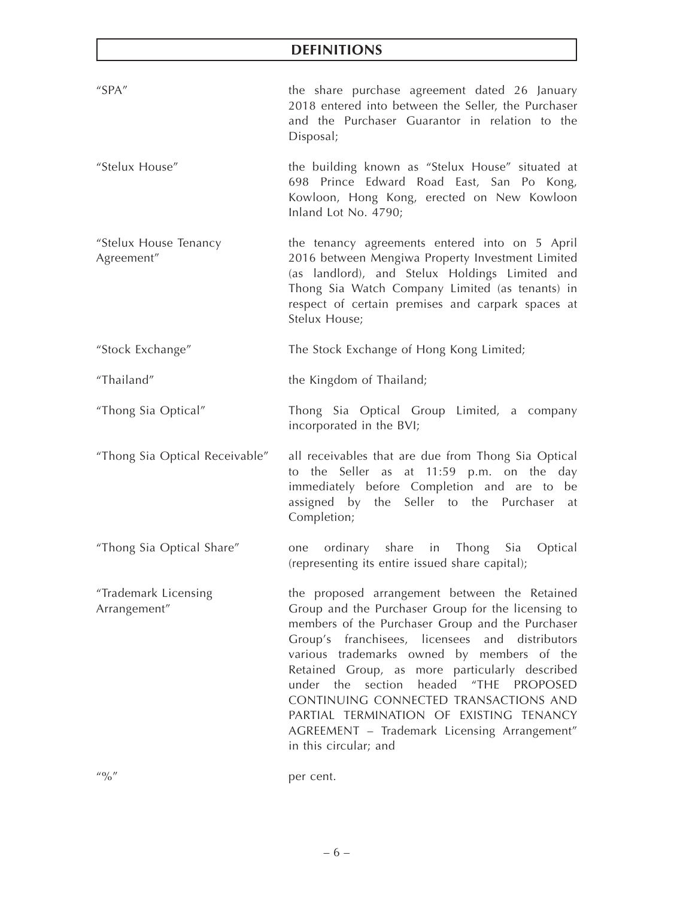## DEFINITIONS

| | |
|---|---|
| "SPA" | the share purchase agreement dated 26 January 2018 entered into between the Seller, the Purchaser and the Purchaser Guarantor in relation to the Disposal; |
| "Stelux House" | the building known as "Stelux House" situated at 698 Prince Edward Road East, San Po Kong, Kowloon, Hong Kong, erected on New Kowloon Inland Lot No. 4790; |
| "Stelux House Tenancy Agreement" | the tenancy agreements entered into on 5 April 2016 between Mengiwa Property Investment Limited (as landlord), and Stelux Holdings Limited and Thong Sia Watch Company Limited (as tenants) in respect of certain premises and carpark spaces at Stelux House; |
| "Stock Exchange" | The Stock Exchange of Hong Kong Limited; |
| "Thailand" | the Kingdom of Thailand; |
| "Thong Sia Optical" | Thong Sia Optical Group Limited, a company incorporated in the BVI; |
| "Thong Sia Optical Receivable" | all receivables that are due from Thong Sia Optical to the Seller as at 11:59 p.m. on the day immediately before Completion and are to be assigned by the Seller to the Purchaser at Completion; |
| "Thong Sia Optical Share" | one ordinary share in Thong Sia Optical (representing its entire issued share capital); |
| "Trademark Licensing Arrangement" | the proposed arrangement between the Retained Group and the Purchaser Group for the licensing to members of the Purchaser Group and the Purchaser Group's franchisees, licensees and distributors various trademarks owned by members of the Retained Group, as more particularly described under the section headed "THE PROPOSED CONTINUING CONNECTED TRANSACTIONS AND PARTIAL TERMINATION OF EXISTING TENANCY AGREEMENT – Trademark Licensing Arrangement" in this circular; and |
| "%" | per cent. |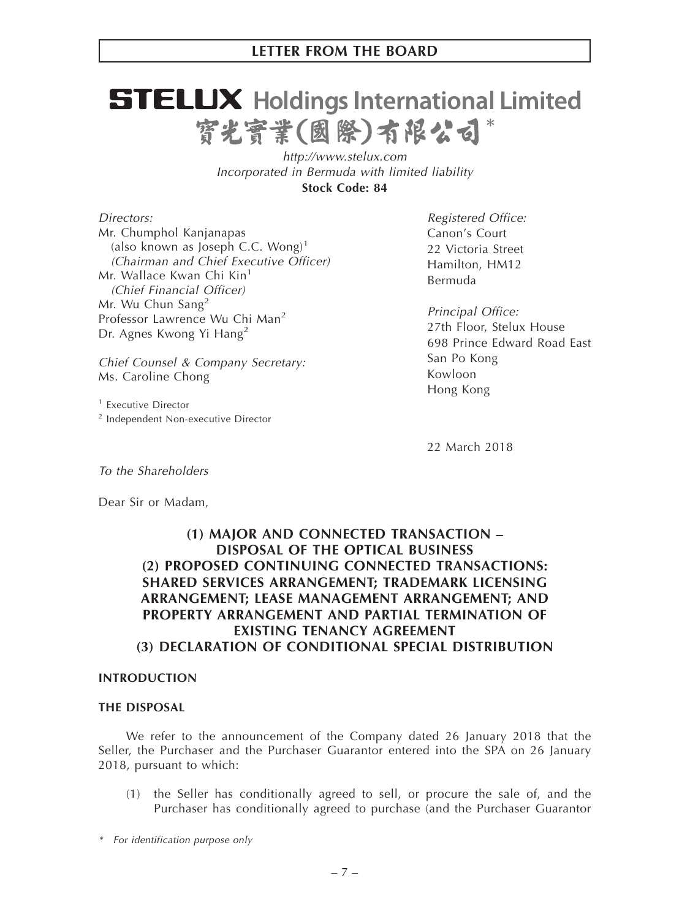# STELUX Holdings International Limited

# 寶光實業(國際)有限公司*

*http://www.stelux.com*
*Incorporated in Bermuda with limited liability*
**Stock Code: 84**

*Directors:*
Mr. Chumphol Kanjanapas
(also known as Joseph C.C. Wong)[1]
*(Chairman and Chief Executive Officer)*
Mr. Wallace Kwan Chi Kin[1]
*(Chief Financial Officer)*
Mr. Wu Chun Sang[2]
Professor Lawrence Wu Chi Man[2]
Dr. Agnes Kwong Yi Hang[2]

*Chief Counsel & Company Secretary:*
Ms. Caroline Chong

[1] Executive Director
[2] Independent Non-executive Director

*Registered Office:*
Canon's Court
22 Victoria Street
Hamilton, HM12
Bermuda

*Principal Office:*
27th Floor, Stelux House
698 Prince Edward Road East
San Po Kong
Kowloon
Hong Kong

22 March 2018

*To the Shareholders*

Dear Sir or Madam,

**(1) MAJOR AND CONNECTED TRANSACTION – DISPOSAL OF THE OPTICAL BUSINESS**
**(2) PROPOSED CONTINUING CONNECTED TRANSACTIONS: SHARED SERVICES ARRANGEMENT; TRADEMARK LICENSING ARRANGEMENT; LEASE MANAGEMENT ARRANGEMENT; AND PROPERTY ARRANGEMENT AND PARTIAL TERMINATION OF EXISTING TENANCY AGREEMENT**
**(3) DECLARATION OF CONDITIONAL SPECIAL DISTRIBUTION**

## INTRODUCTION

### THE DISPOSAL

We refer to the announcement of the Company dated 26 January 2018 that the Seller, the Purchaser and the Purchaser Guarantor entered into the SPA on 26 January 2018, pursuant to which:

(1) the Seller has conditionally agreed to sell, or procure the sale of, and the Purchaser has conditionally agreed to purchase (and the Purchaser Guarantor

\* *For identification purpose only*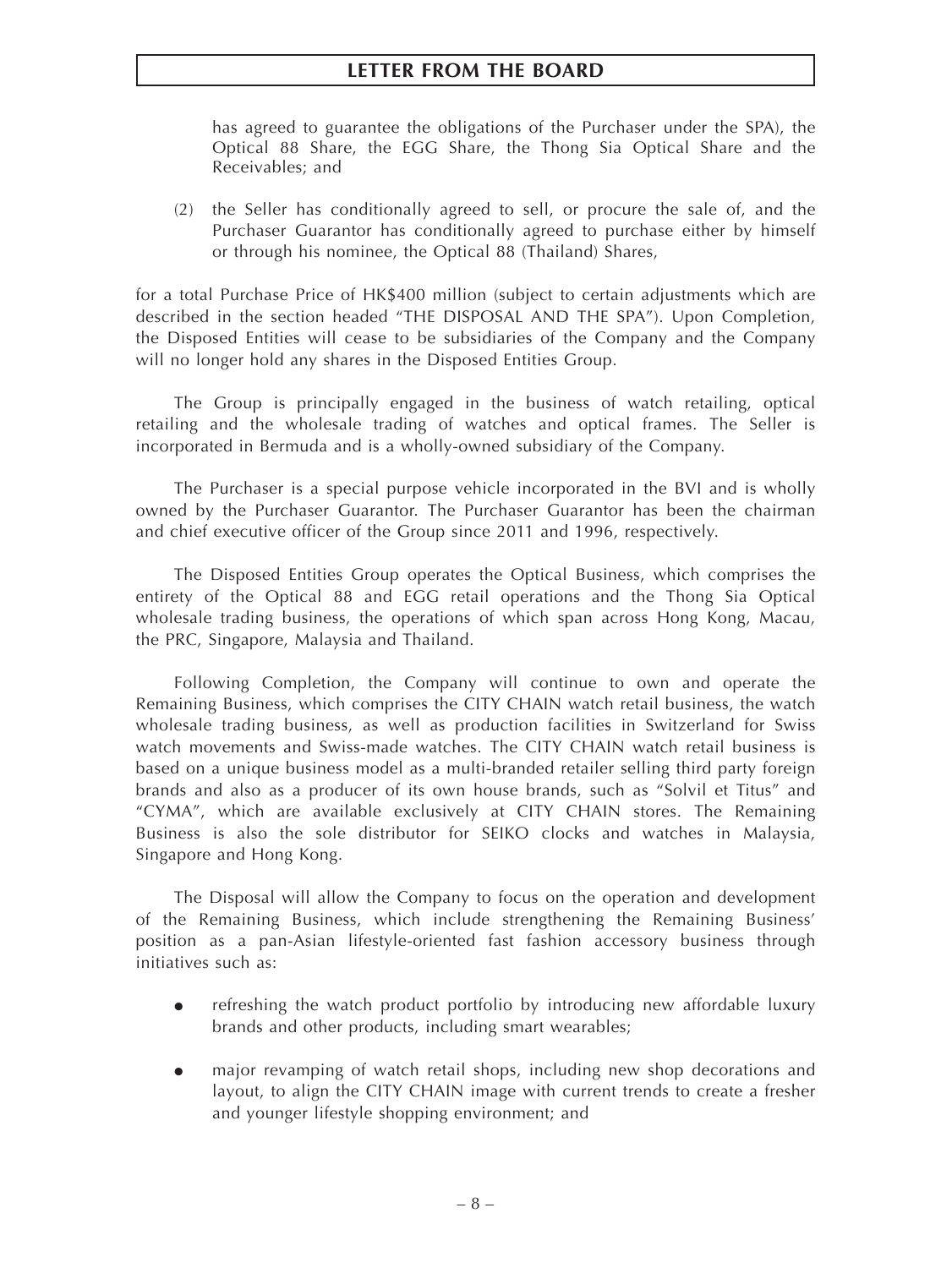has agreed to guarantee the obligations of the Purchaser under the SPA), the Optical 88 Share, the EGG Share, the Thong Sia Optical Share and the Receivables; and

(2) the Seller has conditionally agreed to sell, or procure the sale of, and the Purchaser Guarantor has conditionally agreed to purchase either by himself or through his nominee, the Optical 88 (Thailand) Shares,

for a total Purchase Price of HK$400 million (subject to certain adjustments which are described in the section headed "THE DISPOSAL AND THE SPA"). Upon Completion, the Disposed Entities will cease to be subsidiaries of the Company and the Company will no longer hold any shares in the Disposed Entities Group.

The Group is principally engaged in the business of watch retailing, optical retailing and the wholesale trading of watches and optical frames. The Seller is incorporated in Bermuda and is a wholly-owned subsidiary of the Company.

The Purchaser is a special purpose vehicle incorporated in the BVI and is wholly owned by the Purchaser Guarantor. The Purchaser Guarantor has been the chairman and chief executive officer of the Group since 2011 and 1996, respectively.

The Disposed Entities Group operates the Optical Business, which comprises the entirety of the Optical 88 and EGG retail operations and the Thong Sia Optical wholesale trading business, the operations of which span across Hong Kong, Macau, the PRC, Singapore, Malaysia and Thailand.

Following Completion, the Company will continue to own and operate the Remaining Business, which comprises the CITY CHAIN watch retail business, the watch wholesale trading business, as well as production facilities in Switzerland for Swiss watch movements and Swiss-made watches. The CITY CHAIN watch retail business is based on a unique business model as a multi-branded retailer selling third party foreign brands and also as a producer of its own house brands, such as "Solvil et Titus" and "CYMA", which are available exclusively at CITY CHAIN stores. The Remaining Business is also the sole distributor for SEIKO clocks and watches in Malaysia, Singapore and Hong Kong.

The Disposal will allow the Company to focus on the operation and development of the Remaining Business, which include strengthening the Remaining Business' position as a pan-Asian lifestyle-oriented fast fashion accessory business through initiatives such as:

- refreshing the watch product portfolio by introducing new affordable luxury brands and other products, including smart wearables;
- major revamping of watch retail shops, including new shop decorations and layout, to align the CITY CHAIN image with current trends to create a fresher and younger lifestyle shopping environment; and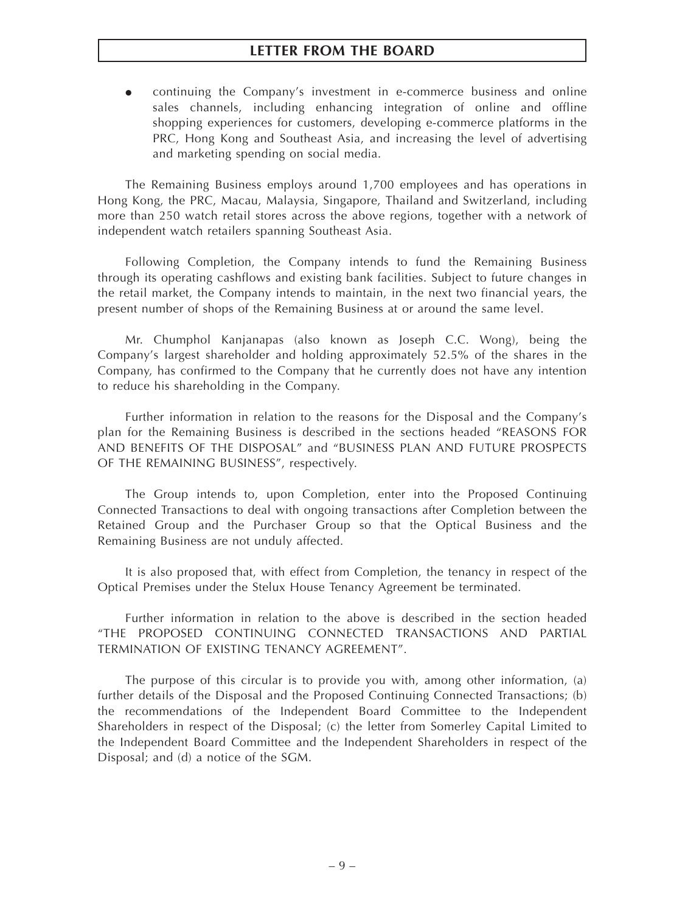- continuing the Company's investment in e-commerce business and online sales channels, including enhancing integration of online and offline shopping experiences for customers, developing e-commerce platforms in the PRC, Hong Kong and Southeast Asia, and increasing the level of advertising and marketing spending on social media.

The Remaining Business employs around 1,700 employees and has operations in Hong Kong, the PRC, Macau, Malaysia, Singapore, Thailand and Switzerland, including more than 250 watch retail stores across the above regions, together with a network of independent watch retailers spanning Southeast Asia.

Following Completion, the Company intends to fund the Remaining Business through its operating cashflows and existing bank facilities. Subject to future changes in the retail market, the Company intends to maintain, in the next two financial years, the present number of shops of the Remaining Business at or around the same level.

Mr. Chumphol Kanjanapas (also known as Joseph C.C. Wong), being the Company's largest shareholder and holding approximately 52.5% of the shares in the Company, has confirmed to the Company that he currently does not have any intention to reduce his shareholding in the Company.

Further information in relation to the reasons for the Disposal and the Company's plan for the Remaining Business is described in the sections headed "REASONS FOR AND BENEFITS OF THE DISPOSAL" and "BUSINESS PLAN AND FUTURE PROSPECTS OF THE REMAINING BUSINESS", respectively.

The Group intends to, upon Completion, enter into the Proposed Continuing Connected Transactions to deal with ongoing transactions after Completion between the Retained Group and the Purchaser Group so that the Optical Business and the Remaining Business are not unduly affected.

It is also proposed that, with effect from Completion, the tenancy in respect of the Optical Premises under the Stelux House Tenancy Agreement be terminated.

Further information in relation to the above is described in the section headed "THE PROPOSED CONTINUING CONNECTED TRANSACTIONS AND PARTIAL TERMINATION OF EXISTING TENANCY AGREEMENT".

The purpose of this circular is to provide you with, among other information, (a) further details of the Disposal and the Proposed Continuing Connected Transactions; (b) the recommendations of the Independent Board Committee to the Independent Shareholders in respect of the Disposal; (c) the letter from Somerley Capital Limited to the Independent Board Committee and the Independent Shareholders in respect of the Disposal; and (d) a notice of the SGM.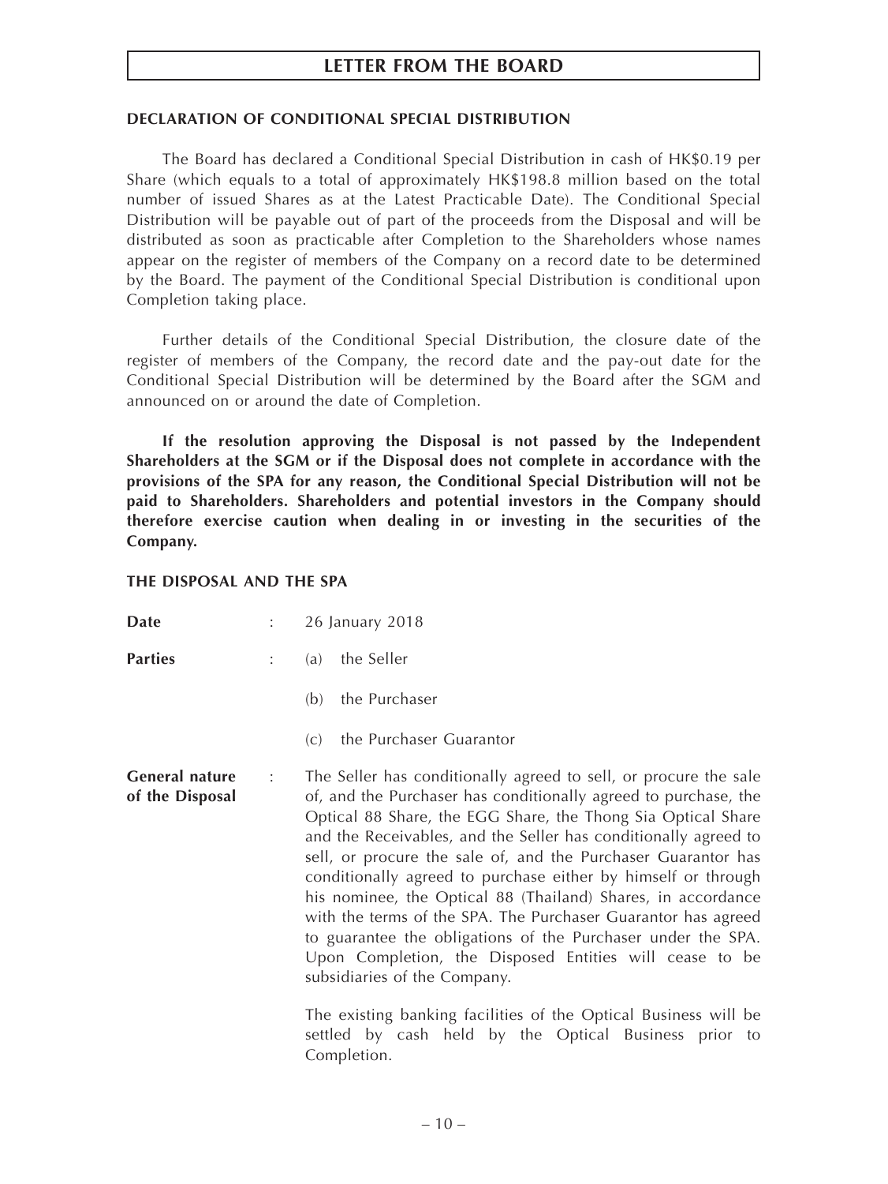## DECLARATION OF CONDITIONAL SPECIAL DISTRIBUTION

The Board has declared a Conditional Special Distribution in cash of HK$0.19 per Share (which equals to a total of approximately HK$198.8 million based on the total number of issued Shares as at the Latest Practicable Date). The Conditional Special Distribution will be payable out of part of the proceeds from the Disposal and will be distributed as soon as practicable after Completion to the Shareholders whose names appear on the register of members of the Company on a record date to be determined by the Board. The payment of the Conditional Special Distribution is conditional upon Completion taking place.

Further details of the Conditional Special Distribution, the closure date of the register of members of the Company, the record date and the pay-out date for the Conditional Special Distribution will be determined by the Board after the SGM and announced on or around the date of Completion.

**If the resolution approving the Disposal is not passed by the Independent Shareholders at the SGM or if the Disposal does not complete in accordance with the provisions of the SPA for any reason, the Conditional Special Distribution will not be paid to Shareholders. Shareholders and potential investors in the Company should therefore exercise caution when dealing in or investing in the securities of the Company.**

## THE DISPOSAL AND THE SPA

**Date** : 26 January 2018

**Parties** :

(a) the Seller

(b) the Purchaser

(c) the Purchaser Guarantor

**General nature of the Disposal** : The Seller has conditionally agreed to sell, or procure the sale of, and the Purchaser has conditionally agreed to purchase, the Optical 88 Share, the EGG Share, the Thong Sia Optical Share and the Receivables, and the Seller has conditionally agreed to sell, or procure the sale of, and the Purchaser Guarantor has conditionally agreed to purchase either by himself or through his nominee, the Optical 88 (Thailand) Shares, in accordance with the terms of the SPA. The Purchaser Guarantor has agreed to guarantee the obligations of the Purchaser under the SPA. Upon Completion, the Disposed Entities will cease to be subsidiaries of the Company.

The existing banking facilities of the Optical Business will be settled by cash held by the Optical Business prior to Completion.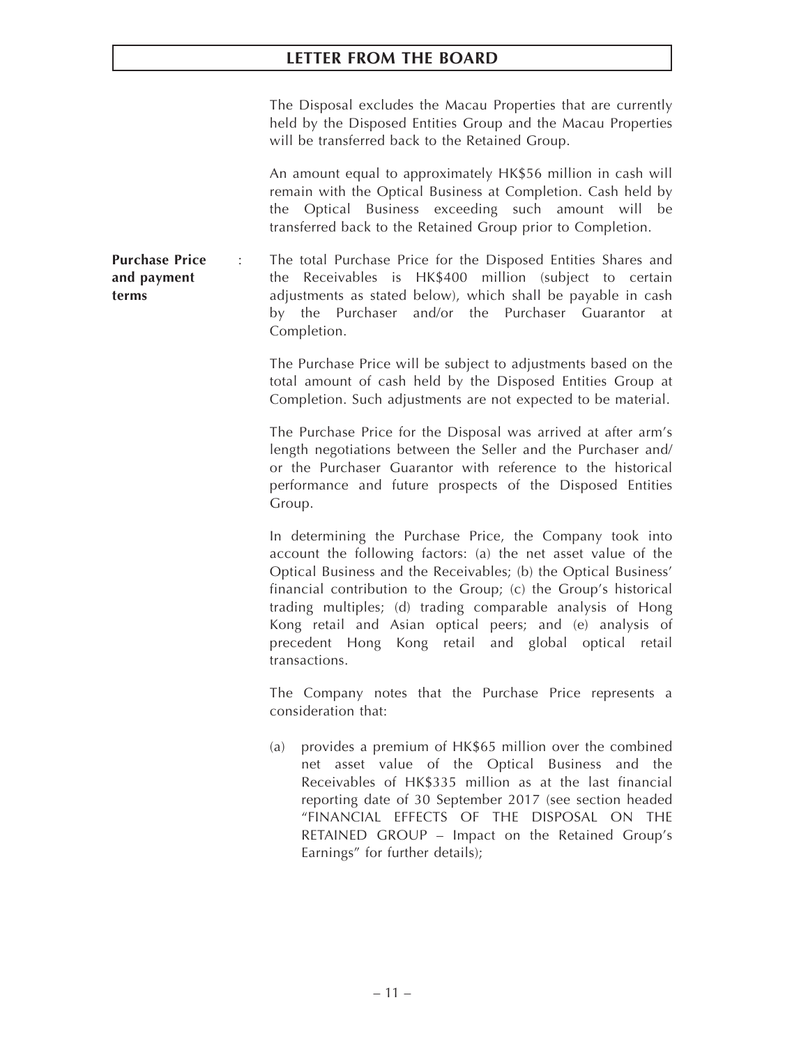The Disposal excludes the Macau Properties that are currently held by the Disposed Entities Group and the Macau Properties will be transferred back to the Retained Group.

An amount equal to approximately HK$56 million in cash will remain with the Optical Business at Completion. Cash held by the Optical Business exceeding such amount will be transferred back to the Retained Group prior to Completion.

**Purchase Price and payment terms** : The total Purchase Price for the Disposed Entities Shares and the Receivables is HK$400 million (subject to certain adjustments as stated below), which shall be payable in cash by the Purchaser and/or the Purchaser Guarantor at Completion.

The Purchase Price will be subject to adjustments based on the total amount of cash held by the Disposed Entities Group at Completion. Such adjustments are not expected to be material.

The Purchase Price for the Disposal was arrived at after arm's length negotiations between the Seller and the Purchaser and/or the Purchaser Guarantor with reference to the historical performance and future prospects of the Disposed Entities Group.

In determining the Purchase Price, the Company took into account the following factors: (a) the net asset value of the Optical Business and the Receivables; (b) the Optical Business' financial contribution to the Group; (c) the Group's historical trading multiples; (d) trading comparable analysis of Hong Kong retail and Asian optical peers; and (e) analysis of precedent Hong Kong retail and global optical retail transactions.

The Company notes that the Purchase Price represents a consideration that:

(a) provides a premium of HK$65 million over the combined net asset value of the Optical Business and the Receivables of HK$335 million as at the last financial reporting date of 30 September 2017 (see section headed "FINANCIAL EFFECTS OF THE DISPOSAL ON THE RETAINED GROUP – Impact on the Retained Group's Earnings" for further details);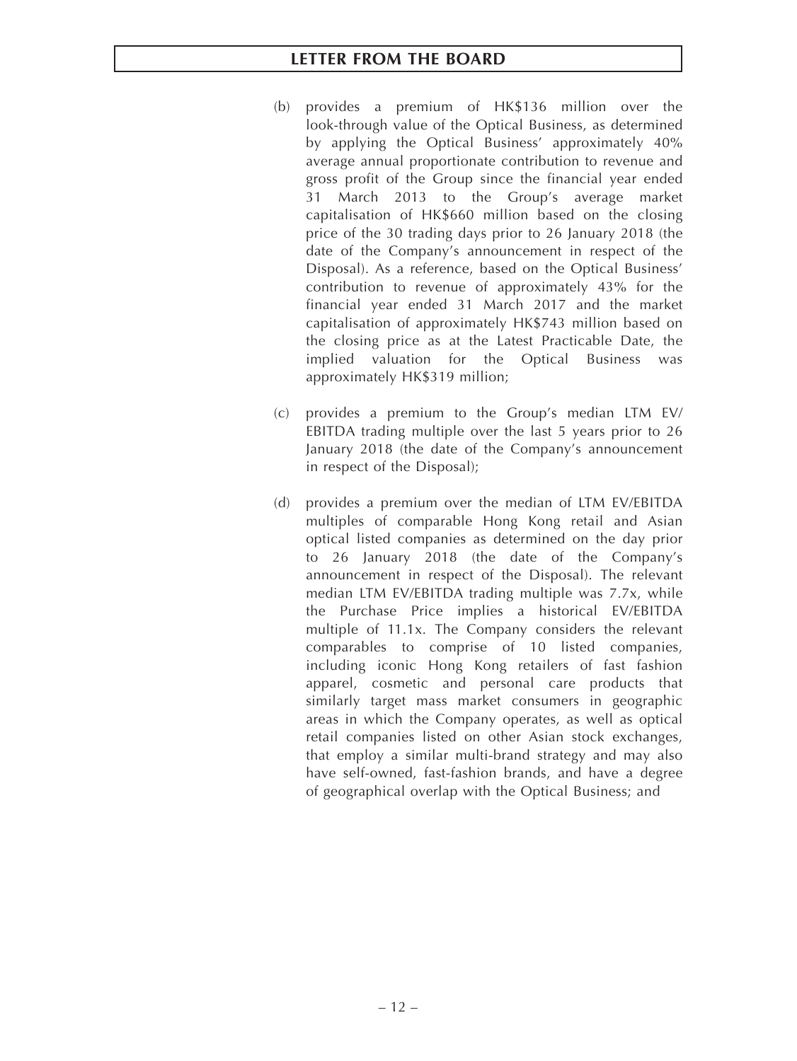(b) provides a premium of HK$136 million over the look-through value of the Optical Business, as determined by applying the Optical Business' approximately 40% average annual proportionate contribution to revenue and gross profit of the Group since the financial year ended 31 March 2013 to the Group's average market capitalisation of HK$660 million based on the closing price of the 30 trading days prior to 26 January 2018 (the date of the Company's announcement in respect of the Disposal). As a reference, based on the Optical Business' contribution to revenue of approximately 43% for the financial year ended 31 March 2017 and the market capitalisation of approximately HK$743 million based on the closing price as at the Latest Practicable Date, the implied valuation for the Optical Business was approximately HK$319 million;

(c) provides a premium to the Group's median LTM EV/EBITDA trading multiple over the last 5 years prior to 26 January 2018 (the date of the Company's announcement in respect of the Disposal);

(d) provides a premium over the median of LTM EV/EBITDA multiples of comparable Hong Kong retail and Asian optical listed companies as determined on the day prior to 26 January 2018 (the date of the Company's announcement in respect of the Disposal). The relevant median LTM EV/EBITDA trading multiple was 7.7x, while the Purchase Price implies a historical EV/EBITDA multiple of 11.1x. The Company considers the relevant comparables to comprise of 10 listed companies, including iconic Hong Kong retailers of fast fashion apparel, cosmetic and personal care products that similarly target mass market consumers in geographic areas in which the Company operates, as well as optical retail companies listed on other Asian stock exchanges, that employ a similar multi-brand strategy and may also have self-owned, fast-fashion brands, and have a degree of geographical overlap with the Optical Business; and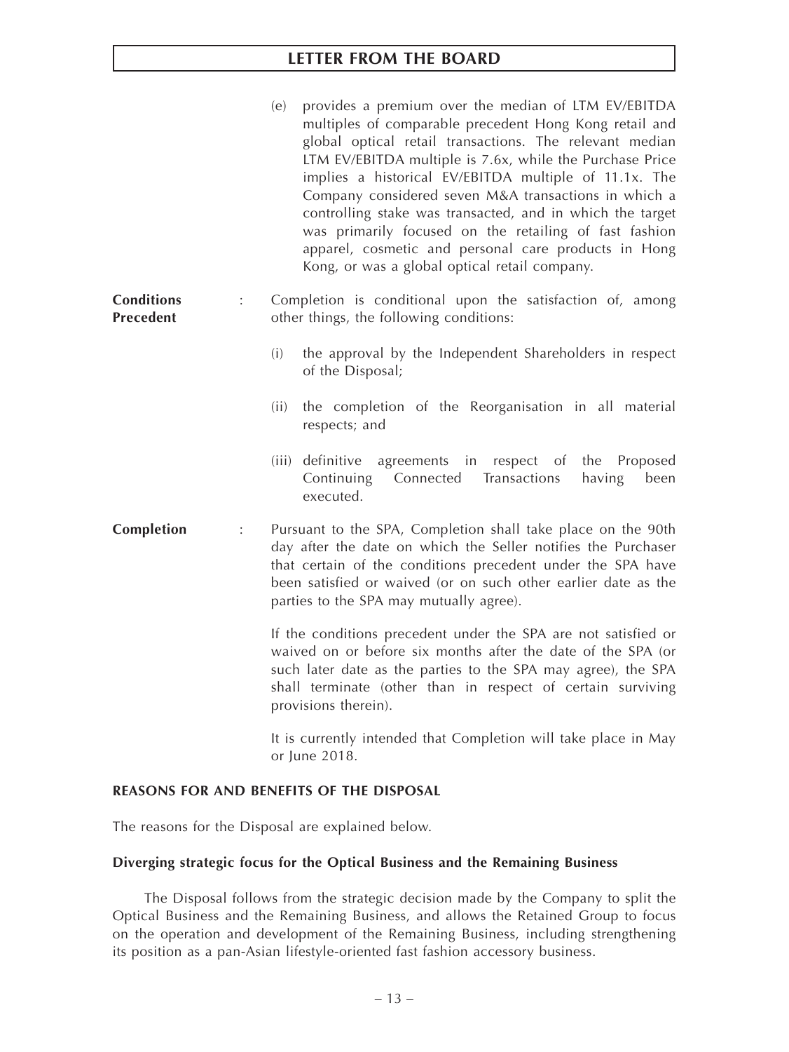(e) provides a premium over the median of LTM EV/EBITDA multiples of comparable precedent Hong Kong retail and global optical retail transactions. The relevant median LTM EV/EBITDA multiple is 7.6x, while the Purchase Price implies a historical EV/EBITDA multiple of 11.1x. The Company considered seven M&A transactions in which a controlling stake was transacted, and in which the target was primarily focused on the retailing of fast fashion apparel, cosmetic and personal care products in Hong Kong, or was a global optical retail company.

**Conditions Precedent** : Completion is conditional upon the satisfaction of, among other things, the following conditions:

(i) the approval by the Independent Shareholders in respect of the Disposal;

(ii) the completion of the Reorganisation in all material respects; and

(iii) definitive agreements in respect of the Proposed Continuing Connected Transactions having been executed.

**Completion** : Pursuant to the SPA, Completion shall take place on the 90th day after the date on which the Seller notifies the Purchaser that certain of the conditions precedent under the SPA have been satisfied or waived (or on such other earlier date as the parties to the SPA may mutually agree).

If the conditions precedent under the SPA are not satisfied or waived on or before six months after the date of the SPA (or such later date as the parties to the SPA may agree), the SPA shall terminate (other than in respect of certain surviving provisions therein).

It is currently intended that Completion will take place in May or June 2018.

## REASONS FOR AND BENEFITS OF THE DISPOSAL

The reasons for the Disposal are explained below.

### Diverging strategic focus for the Optical Business and the Remaining Business

The Disposal follows from the strategic decision made by the Company to split the Optical Business and the Remaining Business, and allows the Retained Group to focus on the operation and development of the Remaining Business, including strengthening its position as a pan-Asian lifestyle-oriented fast fashion accessory business.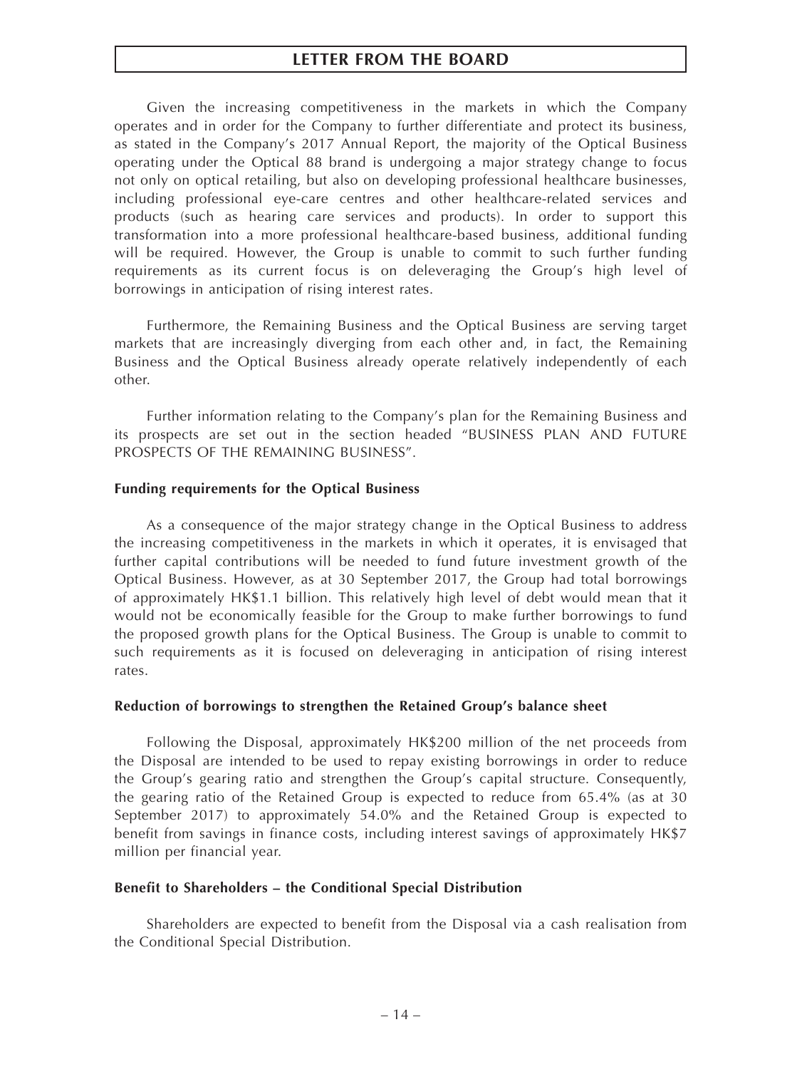Given the increasing competitiveness in the markets in which the Company operates and in order for the Company to further differentiate and protect its business, as stated in the Company's 2017 Annual Report, the majority of the Optical Business operating under the Optical 88 brand is undergoing a major strategy change to focus not only on optical retailing, but also on developing professional healthcare businesses, including professional eye-care centres and other healthcare-related services and products (such as hearing care services and products). In order to support this transformation into a more professional healthcare-based business, additional funding will be required. However, the Group is unable to commit to such further funding requirements as its current focus is on deleveraging the Group's high level of borrowings in anticipation of rising interest rates.

Furthermore, the Remaining Business and the Optical Business are serving target markets that are increasingly diverging from each other and, in fact, the Remaining Business and the Optical Business already operate relatively independently of each other.

Further information relating to the Company's plan for the Remaining Business and its prospects are set out in the section headed "BUSINESS PLAN AND FUTURE PROSPECTS OF THE REMAINING BUSINESS".

**Funding requirements for the Optical Business**

As a consequence of the major strategy change in the Optical Business to address the increasing competitiveness in the markets in which it operates, it is envisaged that further capital contributions will be needed to fund future investment growth of the Optical Business. However, as at 30 September 2017, the Group had total borrowings of approximately HK$1.1 billion. This relatively high level of debt would mean that it would not be economically feasible for the Group to make further borrowings to fund the proposed growth plans for the Optical Business. The Group is unable to commit to such requirements as it is focused on deleveraging in anticipation of rising interest rates.

**Reduction of borrowings to strengthen the Retained Group's balance sheet**

Following the Disposal, approximately HK$200 million of the net proceeds from the Disposal are intended to be used to repay existing borrowings in order to reduce the Group's gearing ratio and strengthen the Group's capital structure. Consequently, the gearing ratio of the Retained Group is expected to reduce from 65.4% (as at 30 September 2017) to approximately 54.0% and the Retained Group is expected to benefit from savings in finance costs, including interest savings of approximately HK$7 million per financial year.

**Benefit to Shareholders – the Conditional Special Distribution**

Shareholders are expected to benefit from the Disposal via a cash realisation from the Conditional Special Distribution.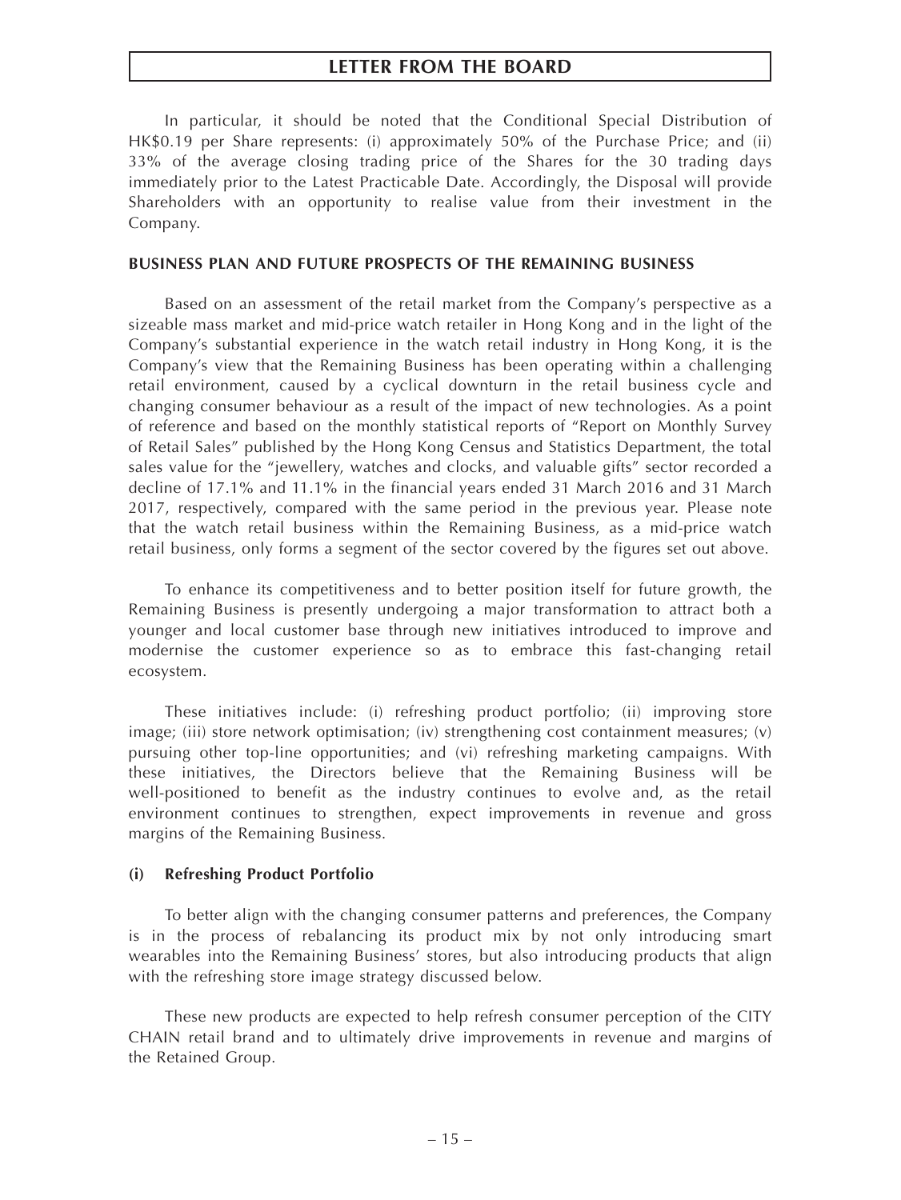In particular, it should be noted that the Conditional Special Distribution of HK$0.19 per Share represents: (i) approximately 50% of the Purchase Price; and (ii) 33% of the average closing trading price of the Shares for the 30 trading days immediately prior to the Latest Practicable Date. Accordingly, the Disposal will provide Shareholders with an opportunity to realise value from their investment in the Company.

## BUSINESS PLAN AND FUTURE PROSPECTS OF THE REMAINING BUSINESS

Based on an assessment of the retail market from the Company's perspective as a sizeable mass market and mid-price watch retailer in Hong Kong and in the light of the Company's substantial experience in the watch retail industry in Hong Kong, it is the Company's view that the Remaining Business has been operating within a challenging retail environment, caused by a cyclical downturn in the retail business cycle and changing consumer behaviour as a result of the impact of new technologies. As a point of reference and based on the monthly statistical reports of "Report on Monthly Survey of Retail Sales" published by the Hong Kong Census and Statistics Department, the total sales value for the "jewellery, watches and clocks, and valuable gifts" sector recorded a decline of 17.1% and 11.1% in the financial years ended 31 March 2016 and 31 March 2017, respectively, compared with the same period in the previous year. Please note that the watch retail business within the Remaining Business, as a mid-price watch retail business, only forms a segment of the sector covered by the figures set out above.

To enhance its competitiveness and to better position itself for future growth, the Remaining Business is presently undergoing a major transformation to attract both a younger and local customer base through new initiatives introduced to improve and modernise the customer experience so as to embrace this fast-changing retail ecosystem.

These initiatives include: (i) refreshing product portfolio; (ii) improving store image; (iii) store network optimisation; (iv) strengthening cost containment measures; (v) pursuing other top-line opportunities; and (vi) refreshing marketing campaigns. With these initiatives, the Directors believe that the Remaining Business will be well-positioned to benefit as the industry continues to evolve and, as the retail environment continues to strengthen, expect improvements in revenue and gross margins of the Remaining Business.

### (i) Refreshing Product Portfolio

To better align with the changing consumer patterns and preferences, the Company is in the process of rebalancing its product mix by not only introducing smart wearables into the Remaining Business' stores, but also introducing products that align with the refreshing store image strategy discussed below.

These new products are expected to help refresh consumer perception of the CITY CHAIN retail brand and to ultimately drive improvements in revenue and margins of the Retained Group.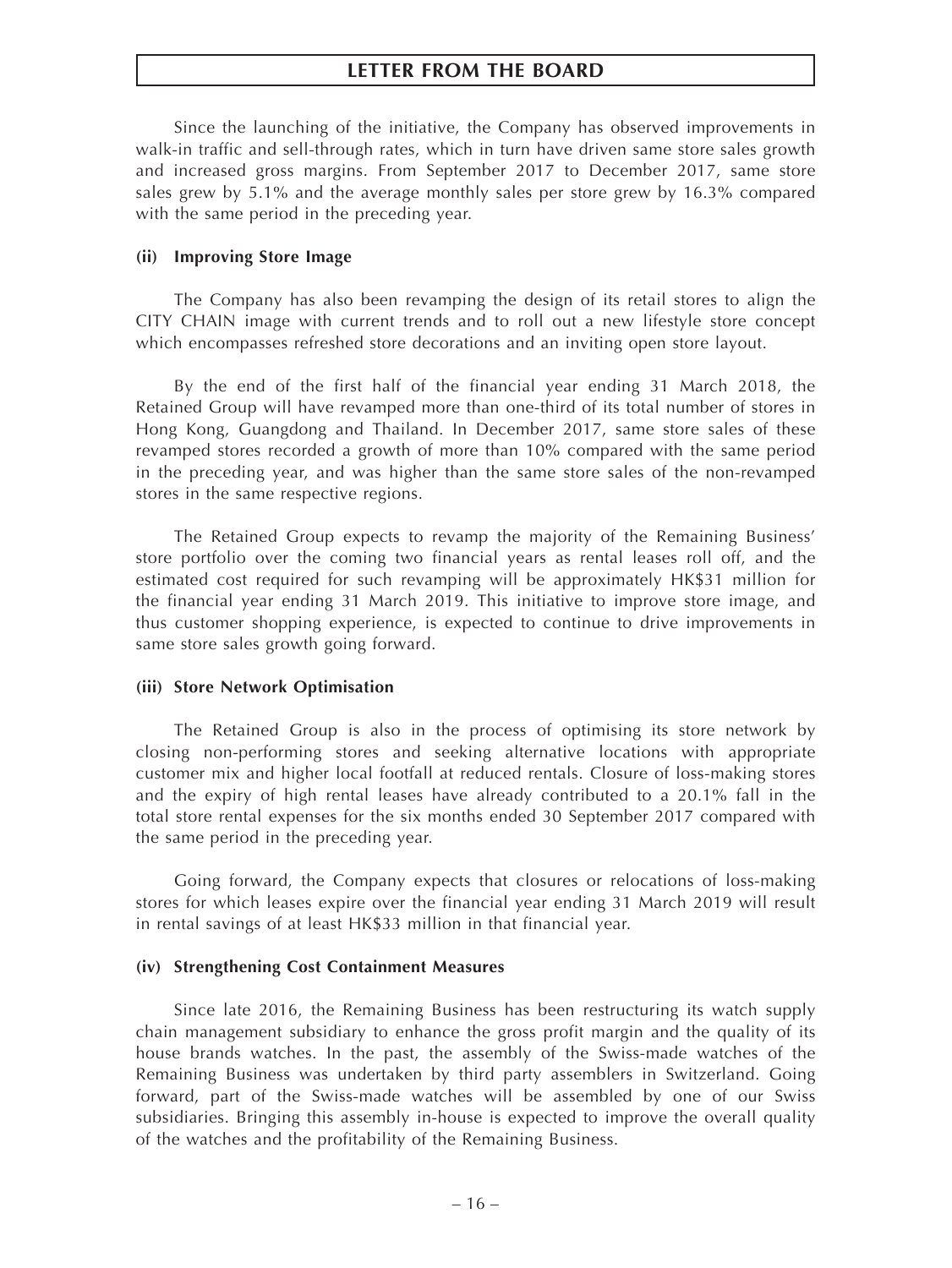Since the launching of the initiative, the Company has observed improvements in walk-in traffic and sell-through rates, which in turn have driven same store sales growth and increased gross margins. From September 2017 to December 2017, same store sales grew by 5.1% and the average monthly sales per store grew by 16.3% compared with the same period in the preceding year.

**(ii) Improving Store Image**

The Company has also been revamping the design of its retail stores to align the CITY CHAIN image with current trends and to roll out a new lifestyle store concept which encompasses refreshed store decorations and an inviting open store layout.

By the end of the first half of the financial year ending 31 March 2018, the Retained Group will have revamped more than one-third of its total number of stores in Hong Kong, Guangdong and Thailand. In December 2017, same store sales of these revamped stores recorded a growth of more than 10% compared with the same period in the preceding year, and was higher than the same store sales of the non-revamped stores in the same respective regions.

The Retained Group expects to revamp the majority of the Remaining Business' store portfolio over the coming two financial years as rental leases roll off, and the estimated cost required for such revamping will be approximately HK$31 million for the financial year ending 31 March 2019. This initiative to improve store image, and thus customer shopping experience, is expected to continue to drive improvements in same store sales growth going forward.

**(iii) Store Network Optimisation**

The Retained Group is also in the process of optimising its store network by closing non-performing stores and seeking alternative locations with appropriate customer mix and higher local footfall at reduced rentals. Closure of loss-making stores and the expiry of high rental leases have already contributed to a 20.1% fall in the total store rental expenses for the six months ended 30 September 2017 compared with the same period in the preceding year.

Going forward, the Company expects that closures or relocations of loss-making stores for which leases expire over the financial year ending 31 March 2019 will result in rental savings of at least HK$33 million in that financial year.

**(iv) Strengthening Cost Containment Measures**

Since late 2016, the Remaining Business has been restructuring its watch supply chain management subsidiary to enhance the gross profit margin and the quality of its house brands watches. In the past, the assembly of the Swiss-made watches of the Remaining Business was undertaken by third party assemblers in Switzerland. Going forward, part of the Swiss-made watches will be assembled by one of our Swiss subsidiaries. Bringing this assembly in-house is expected to improve the overall quality of the watches and the profitability of the Remaining Business.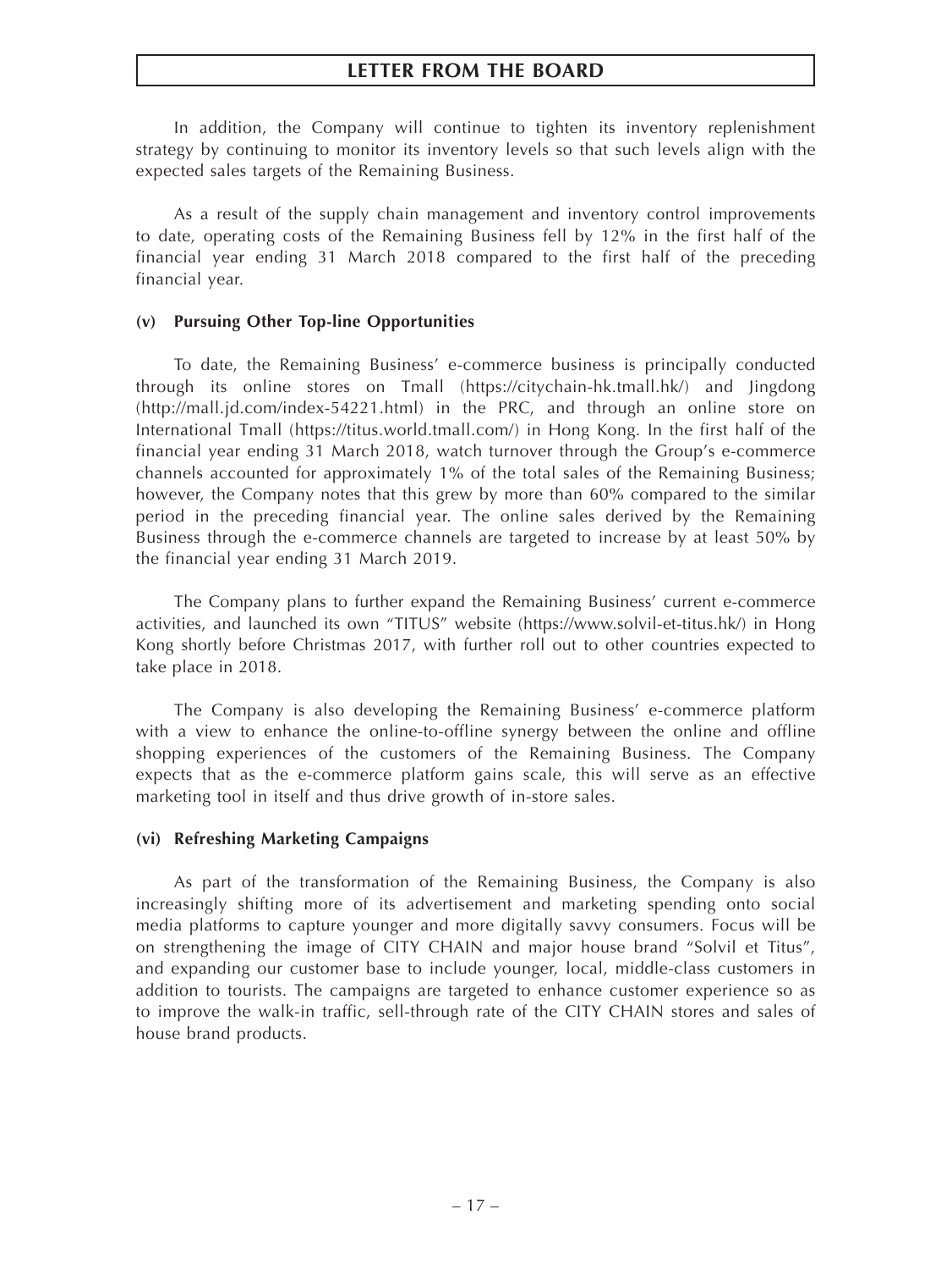In addition, the Company will continue to tighten its inventory replenishment strategy by continuing to monitor its inventory levels so that such levels align with the expected sales targets of the Remaining Business.

As a result of the supply chain management and inventory control improvements to date, operating costs of the Remaining Business fell by 12% in the first half of the financial year ending 31 March 2018 compared to the first half of the preceding financial year.

**(v) Pursuing Other Top-line Opportunities**

To date, the Remaining Business' e-commerce business is principally conducted through its online stores on Tmall (https://citychain-hk.tmall.hk/) and Jingdong (http://mall.jd.com/index-54221.html) in the PRC, and through an online store on International Tmall (https://titus.world.tmall.com/) in Hong Kong. In the first half of the financial year ending 31 March 2018, watch turnover through the Group's e-commerce channels accounted for approximately 1% of the total sales of the Remaining Business; however, the Company notes that this grew by more than 60% compared to the similar period in the preceding financial year. The online sales derived by the Remaining Business through the e-commerce channels are targeted to increase by at least 50% by the financial year ending 31 March 2019.

The Company plans to further expand the Remaining Business' current e-commerce activities, and launched its own "TITUS" website (https://www.solvil-et-titus.hk/) in Hong Kong shortly before Christmas 2017, with further roll out to other countries expected to take place in 2018.

The Company is also developing the Remaining Business' e-commerce platform with a view to enhance the online-to-offline synergy between the online and offline shopping experiences of the customers of the Remaining Business. The Company expects that as the e-commerce platform gains scale, this will serve as an effective marketing tool in itself and thus drive growth of in-store sales.

**(vi) Refreshing Marketing Campaigns**

As part of the transformation of the Remaining Business, the Company is also increasingly shifting more of its advertisement and marketing spending onto social media platforms to capture younger and more digitally savvy consumers. Focus will be on strengthening the image of CITY CHAIN and major house brand "Solvil et Titus", and expanding our customer base to include younger, local, middle-class customers in addition to tourists. The campaigns are targeted to enhance customer experience so as to improve the walk-in traffic, sell-through rate of the CITY CHAIN stores and sales of house brand products.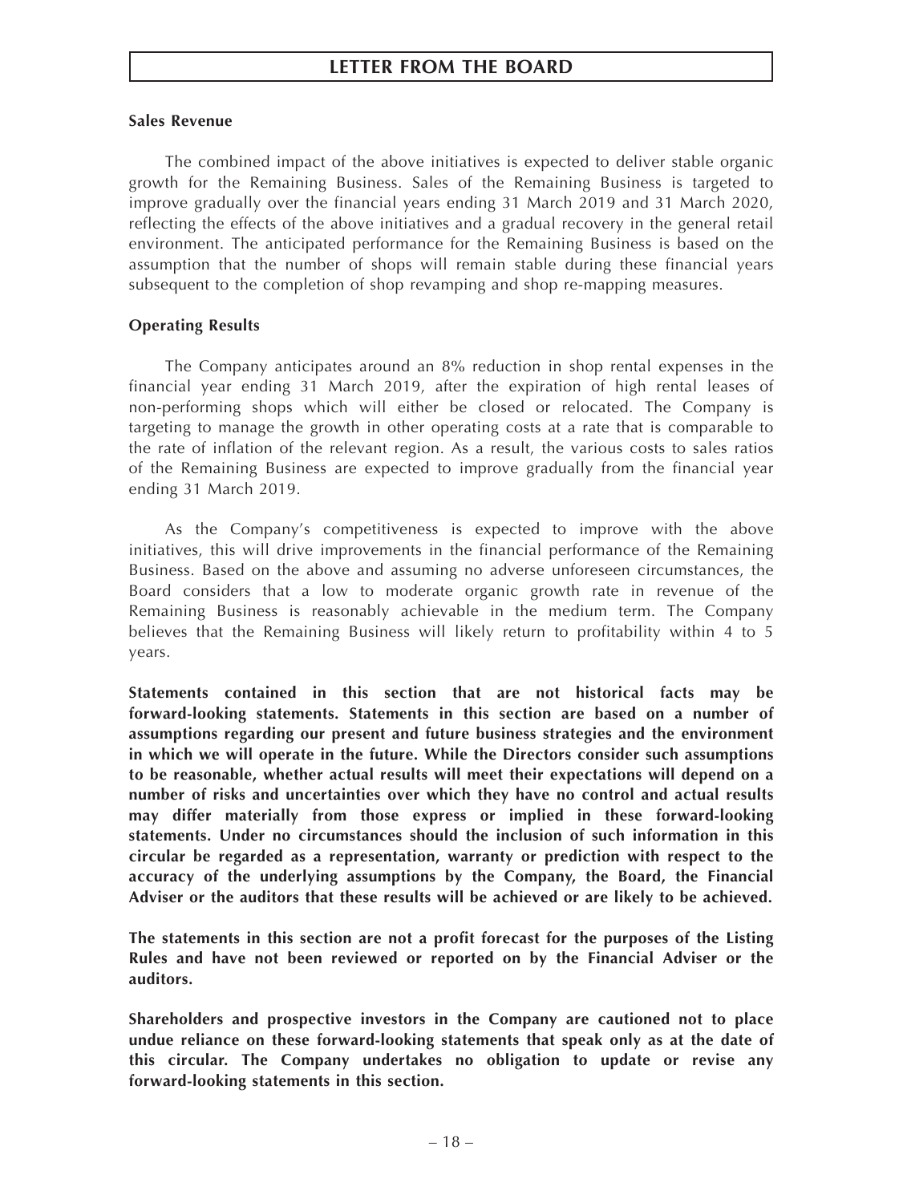**Sales Revenue**

The combined impact of the above initiatives is expected to deliver stable organic growth for the Remaining Business. Sales of the Remaining Business is targeted to improve gradually over the financial years ending 31 March 2019 and 31 March 2020, reflecting the effects of the above initiatives and a gradual recovery in the general retail environment. The anticipated performance for the Remaining Business is based on the assumption that the number of shops will remain stable during these financial years subsequent to the completion of shop revamping and shop re-mapping measures.

**Operating Results**

The Company anticipates around an 8% reduction in shop rental expenses in the financial year ending 31 March 2019, after the expiration of high rental leases of non-performing shops which will either be closed or relocated. The Company is targeting to manage the growth in other operating costs at a rate that is comparable to the rate of inflation of the relevant region. As a result, the various costs to sales ratios of the Remaining Business are expected to improve gradually from the financial year ending 31 March 2019.

As the Company's competitiveness is expected to improve with the above initiatives, this will drive improvements in the financial performance of the Remaining Business. Based on the above and assuming no adverse unforeseen circumstances, the Board considers that a low to moderate organic growth rate in revenue of the Remaining Business is reasonably achievable in the medium term. The Company believes that the Remaining Business will likely return to profitability within 4 to 5 years.

**Statements contained in this section that are not historical facts may be forward-looking statements. Statements in this section are based on a number of assumptions regarding our present and future business strategies and the environment in which we will operate in the future. While the Directors consider such assumptions to be reasonable, whether actual results will meet their expectations will depend on a number of risks and uncertainties over which they have no control and actual results may differ materially from those express or implied in these forward-looking statements. Under no circumstances should the inclusion of such information in this circular be regarded as a representation, warranty or prediction with respect to the accuracy of the underlying assumptions by the Company, the Board, the Financial Adviser or the auditors that these results will be achieved or are likely to be achieved.**

**The statements in this section are not a profit forecast for the purposes of the Listing Rules and have not been reviewed or reported on by the Financial Adviser or the auditors.**

**Shareholders and prospective investors in the Company are cautioned not to place undue reliance on these forward-looking statements that speak only as at the date of this circular. The Company undertakes no obligation to update or revise any forward-looking statements in this section.**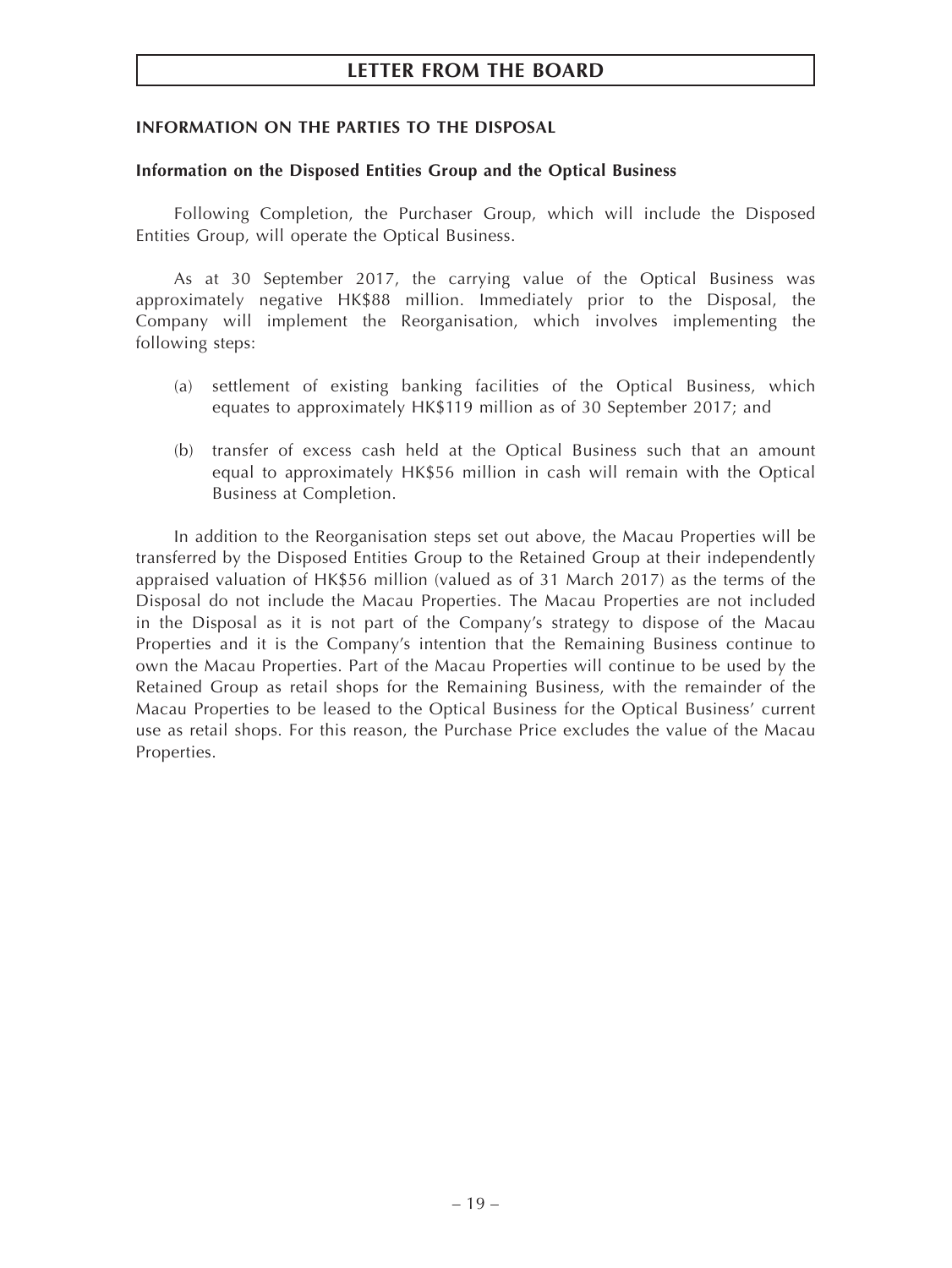## INFORMATION ON THE PARTIES TO THE DISPOSAL

### Information on the Disposed Entities Group and the Optical Business

Following Completion, the Purchaser Group, which will include the Disposed Entities Group, will operate the Optical Business.

As at 30 September 2017, the carrying value of the Optical Business was approximately negative HK$88 million. Immediately prior to the Disposal, the Company will implement the Reorganisation, which involves implementing the following steps:

(a) settlement of existing banking facilities of the Optical Business, which equates to approximately HK$119 million as of 30 September 2017; and

(b) transfer of excess cash held at the Optical Business such that an amount equal to approximately HK$56 million in cash will remain with the Optical Business at Completion.

In addition to the Reorganisation steps set out above, the Macau Properties will be transferred by the Disposed Entities Group to the Retained Group at their independently appraised valuation of HK$56 million (valued as of 31 March 2017) as the terms of the Disposal do not include the Macau Properties. The Macau Properties are not included in the Disposal as it is not part of the Company's strategy to dispose of the Macau Properties and it is the Company's intention that the Remaining Business continue to own the Macau Properties. Part of the Macau Properties will continue to be used by the Retained Group as retail shops for the Remaining Business, with the remainder of the Macau Properties to be leased to the Optical Business for the Optical Business' current use as retail shops. For this reason, the Purchase Price excludes the value of the Macau Properties.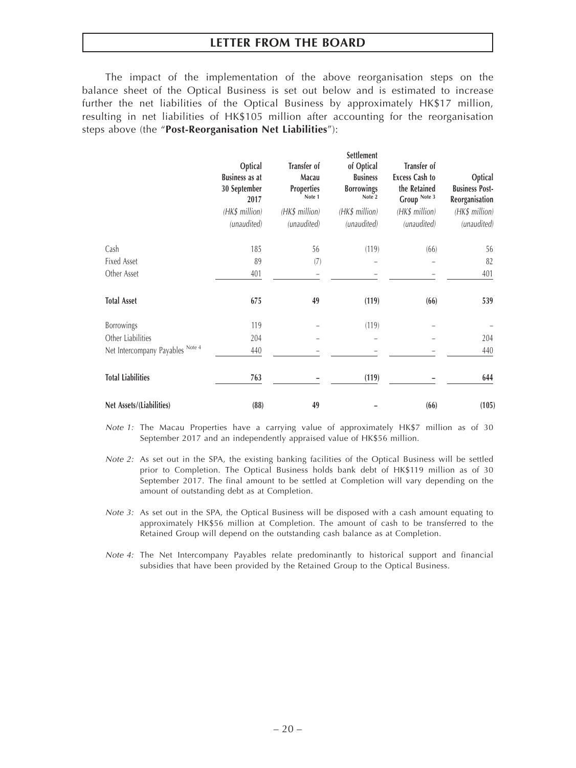The impact of the implementation of the above reorganisation steps on the balance sheet of the Optical Business is set out below and is estimated to increase further the net liabilities of the Optical Business by approximately HK$17 million, resulting in net liabilities of HK$105 million after accounting for the reorganisation steps above (the "**Post-Reorganisation Net Liabilities**"):

| | Optical Business as at 30 September 2017 | Transfer of Macau Properties Note 1 | Settlement of Optical Business Borrowings Note 2 | Transfer of Excess Cash to the Retained Group Note 3 | Optical Business Post-Reorganisation |
|---|---|---|---|---|---|
| | *(HK$ million)* | *(HK$ million)* | *(HK$ million)* | *(HK$ million)* | *(HK$ million)* |
| | *(unaudited)* | *(unaudited)* | *(unaudited)* | *(unaudited)* | *(unaudited)* |
| Cash | 185 | 56 | (119) | (66) | 56 |
| Fixed Asset | 89 | (7) | – | – | 82 |
| Other Asset | 401 | – | – | – | 401 |
| **Total Asset** | **675** | **49** | **(119)** | **(66)** | **539** |
| Borrowings | 119 | – | (119) | – | – |
| Other Liabilities | 204 | – | – | – | 204 |
| Net Intercompany Payables Note 4 | 440 | – | – | – | 440 |
| **Total Liabilities** | **763** | **–** | **(119)** | **–** | **644** |
| **Net Assets/(Liabilities)** | **(88)** | **49** | **–** | **(66)** | **(105)** |

*Note 1:* The Macau Properties have a carrying value of approximately HK$7 million as of 30 September 2017 and an independently appraised value of HK$56 million.

*Note 2:* As set out in the SPA, the existing banking facilities of the Optical Business will be settled prior to Completion. The Optical Business holds bank debt of HK$119 million as of 30 September 2017. The final amount to be settled at Completion will vary depending on the amount of outstanding debt as at Completion.

*Note 3:* As set out in the SPA, the Optical Business will be disposed with a cash amount equating to approximately HK$56 million at Completion. The amount of cash to be transferred to the Retained Group will depend on the outstanding cash balance as at Completion.

*Note 4:* The Net Intercompany Payables relate predominantly to historical support and financial subsidies that have been provided by the Retained Group to the Optical Business.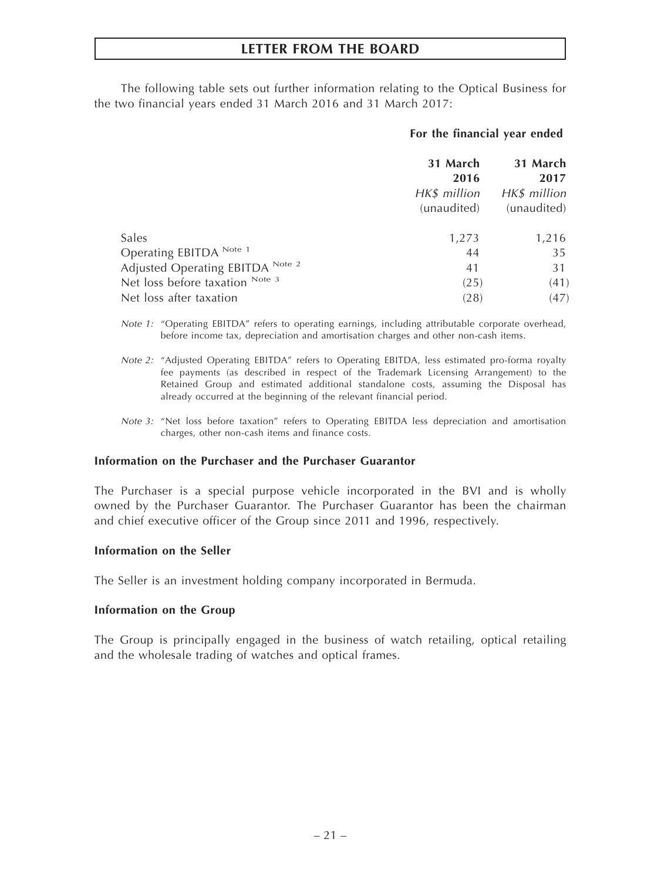The following table sets out further information relating to the Optical Business for the two financial years ended 31 March 2016 and 31 March 2017:

| | For the financial year ended | |
|---|---|---|
| | **31 March 2016** | **31 March 2017** |
| | *HK$ million* (unaudited) | *HK$ million* (unaudited) |
| Sales | 1,273 | 1,216 |
| Operating EBITDA [Note 1] | 44 | 35 |
| Adjusted Operating EBITDA [Note 2] | 41 | 31 |
| Net loss before taxation [Note 3] | (25) | (41) |
| Net loss after taxation | (28) | (47) |

*Note 1:* "Operating EBITDA" refers to operating earnings, including attributable corporate overhead, before income tax, depreciation and amortisation charges and other non-cash items.

*Note 2:* "Adjusted Operating EBITDA" refers to Operating EBITDA, less estimated pro-forma royalty fee payments (as described in respect of the Trademark Licensing Arrangement) to the Retained Group and estimated additional standalone costs, assuming the Disposal has already occurred at the beginning of the relevant financial period.

*Note 3:* "Net loss before taxation" refers to Operating EBITDA less depreciation and amortisation charges, other non-cash items and finance costs.

**Information on the Purchaser and the Purchaser Guarantor**

The Purchaser is a special purpose vehicle incorporated in the BVI and is wholly owned by the Purchaser Guarantor. The Purchaser Guarantor has been the chairman and chief executive officer of the Group since 2011 and 1996, respectively.

**Information on the Seller**

The Seller is an investment holding company incorporated in Bermuda.

**Information on the Group**

The Group is principally engaged in the business of watch retailing, optical retailing and the wholesale trading of watches and optical frames.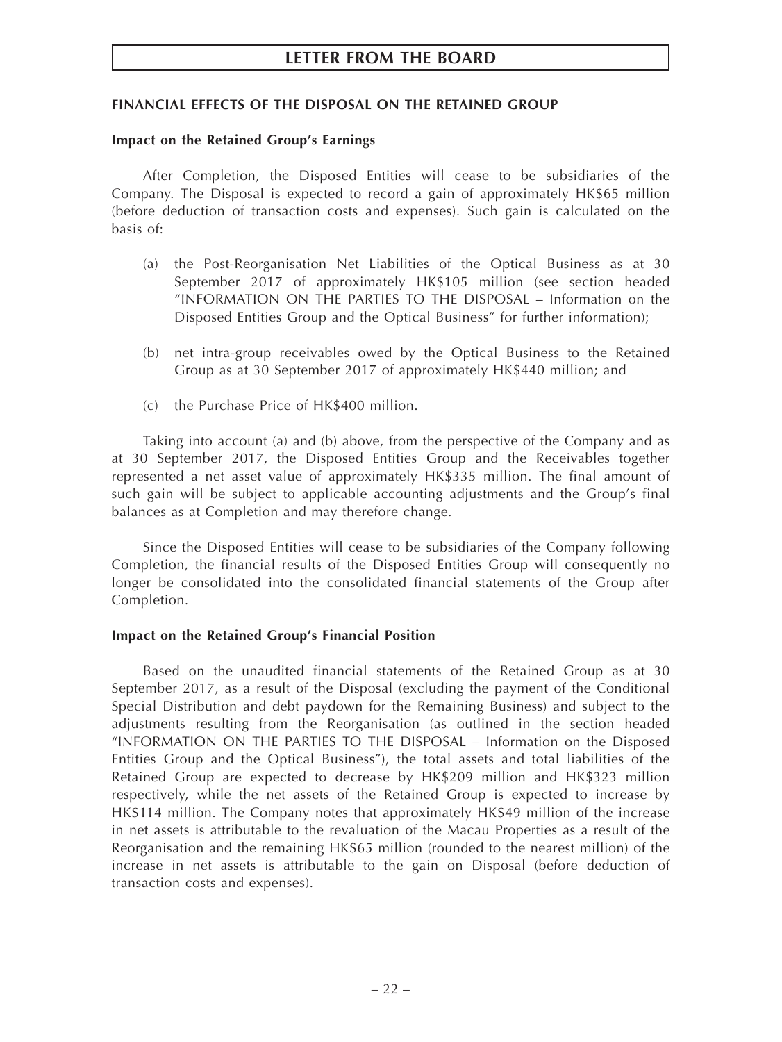### FINANCIAL EFFECTS OF THE DISPOSAL ON THE RETAINED GROUP

#### Impact on the Retained Group's Earnings

After Completion, the Disposed Entities will cease to be subsidiaries of the Company. The Disposal is expected to record a gain of approximately HK$65 million (before deduction of transaction costs and expenses). Such gain is calculated on the basis of:

(a) the Post-Reorganisation Net Liabilities of the Optical Business as at 30 September 2017 of approximately HK$105 million (see section headed "INFORMATION ON THE PARTIES TO THE DISPOSAL – Information on the Disposed Entities Group and the Optical Business" for further information);

(b) net intra-group receivables owed by the Optical Business to the Retained Group as at 30 September 2017 of approximately HK$440 million; and

(c) the Purchase Price of HK$400 million.

Taking into account (a) and (b) above, from the perspective of the Company and as at 30 September 2017, the Disposed Entities Group and the Receivables together represented a net asset value of approximately HK$335 million. The final amount of such gain will be subject to applicable accounting adjustments and the Group's final balances as at Completion and may therefore change.

Since the Disposed Entities will cease to be subsidiaries of the Company following Completion, the financial results of the Disposed Entities Group will consequently no longer be consolidated into the consolidated financial statements of the Group after Completion.

#### Impact on the Retained Group's Financial Position

Based on the unaudited financial statements of the Retained Group as at 30 September 2017, as a result of the Disposal (excluding the payment of the Conditional Special Distribution and debt paydown for the Remaining Business) and subject to the adjustments resulting from the Reorganisation (as outlined in the section headed "INFORMATION ON THE PARTIES TO THE DISPOSAL – Information on the Disposed Entities Group and the Optical Business"), the total assets and total liabilities of the Retained Group are expected to decrease by HK$209 million and HK$323 million respectively, while the net assets of the Retained Group is expected to increase by HK$114 million. The Company notes that approximately HK$49 million of the increase in net assets is attributable to the revaluation of the Macau Properties as a result of the Reorganisation and the remaining HK$65 million (rounded to the nearest million) of the increase in net assets is attributable to the gain on Disposal (before deduction of transaction costs and expenses).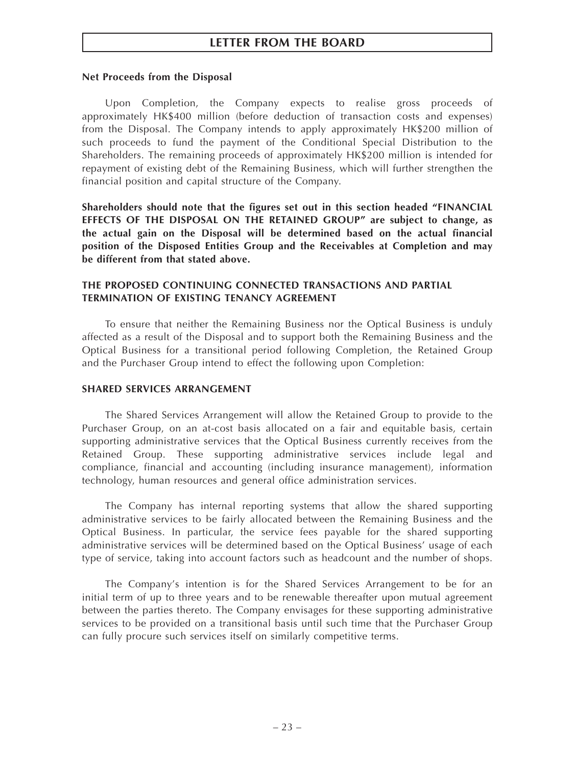**Net Proceeds from the Disposal**

Upon Completion, the Company expects to realise gross proceeds of approximately HK$400 million (before deduction of transaction costs and expenses) from the Disposal. The Company intends to apply approximately HK$200 million of such proceeds to fund the payment of the Conditional Special Distribution to the Shareholders. The remaining proceeds of approximately HK$200 million is intended for repayment of existing debt of the Remaining Business, which will further strengthen the financial position and capital structure of the Company.

**Shareholders should note that the figures set out in this section headed "FINANCIAL EFFECTS OF THE DISPOSAL ON THE RETAINED GROUP" are subject to change, as the actual gain on the Disposal will be determined based on the actual financial position of the Disposed Entities Group and the Receivables at Completion and may be different from that stated above.**

## THE PROPOSED CONTINUING CONNECTED TRANSACTIONS AND PARTIAL TERMINATION OF EXISTING TENANCY AGREEMENT

To ensure that neither the Remaining Business nor the Optical Business is unduly affected as a result of the Disposal and to support both the Remaining Business and the Optical Business for a transitional period following Completion, the Retained Group and the Purchaser Group intend to effect the following upon Completion:

### SHARED SERVICES ARRANGEMENT

The Shared Services Arrangement will allow the Retained Group to provide to the Purchaser Group, on an at-cost basis allocated on a fair and equitable basis, certain supporting administrative services that the Optical Business currently receives from the Retained Group. These supporting administrative services include legal and compliance, financial and accounting (including insurance management), information technology, human resources and general office administration services.

The Company has internal reporting systems that allow the shared supporting administrative services to be fairly allocated between the Remaining Business and the Optical Business. In particular, the service fees payable for the shared supporting administrative services will be determined based on the Optical Business' usage of each type of service, taking into account factors such as headcount and the number of shops.

The Company's intention is for the Shared Services Arrangement to be for an initial term of up to three years and to be renewable thereafter upon mutual agreement between the parties thereto. The Company envisages for these supporting administrative services to be provided on a transitional basis until such time that the Purchaser Group can fully procure such services itself on similarly competitive terms.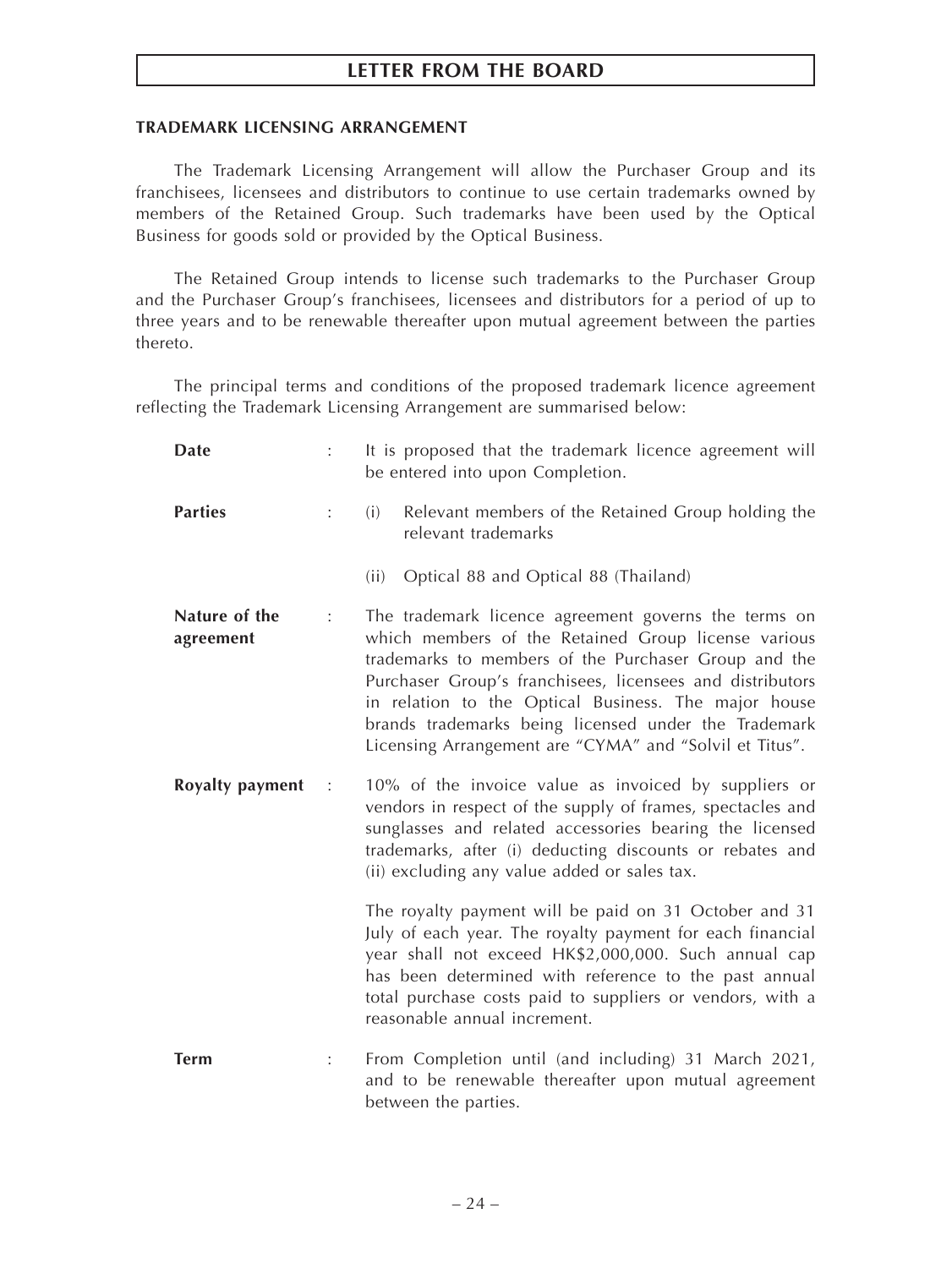## TRADEMARK LICENSING ARRANGEMENT

The Trademark Licensing Arrangement will allow the Purchaser Group and its franchisees, licensees and distributors to continue to use certain trademarks owned by members of the Retained Group. Such trademarks have been used by the Optical Business for goods sold or provided by the Optical Business.

The Retained Group intends to license such trademarks to the Purchaser Group and the Purchaser Group's franchisees, licensees and distributors for a period of up to three years and to be renewable thereafter upon mutual agreement between the parties thereto.

The principal terms and conditions of the proposed trademark licence agreement reflecting the Trademark Licensing Arrangement are summarised below:

**Date** : It is proposed that the trademark licence agreement will be entered into upon Completion.

**Parties** :

(i) Relevant members of the Retained Group holding the relevant trademarks

(ii) Optical 88 and Optical 88 (Thailand)

**Nature of the agreement** : The trademark licence agreement governs the terms on which members of the Retained Group license various trademarks to members of the Purchaser Group and the Purchaser Group's franchisees, licensees and distributors in relation to the Optical Business. The major house brands trademarks being licensed under the Trademark Licensing Arrangement are "CYMA" and "Solvil et Titus".

**Royalty payment** : 10% of the invoice value as invoiced by suppliers or vendors in respect of the supply of frames, spectacles and sunglasses and related accessories bearing the licensed trademarks, after (i) deducting discounts or rebates and (ii) excluding any value added or sales tax.

The royalty payment will be paid on 31 October and 31 July of each year. The royalty payment for each financial year shall not exceed HK$2,000,000. Such annual cap has been determined with reference to the past annual total purchase costs paid to suppliers or vendors, with a reasonable annual increment.

**Term** : From Completion until (and including) 31 March 2021, and to be renewable thereafter upon mutual agreement between the parties.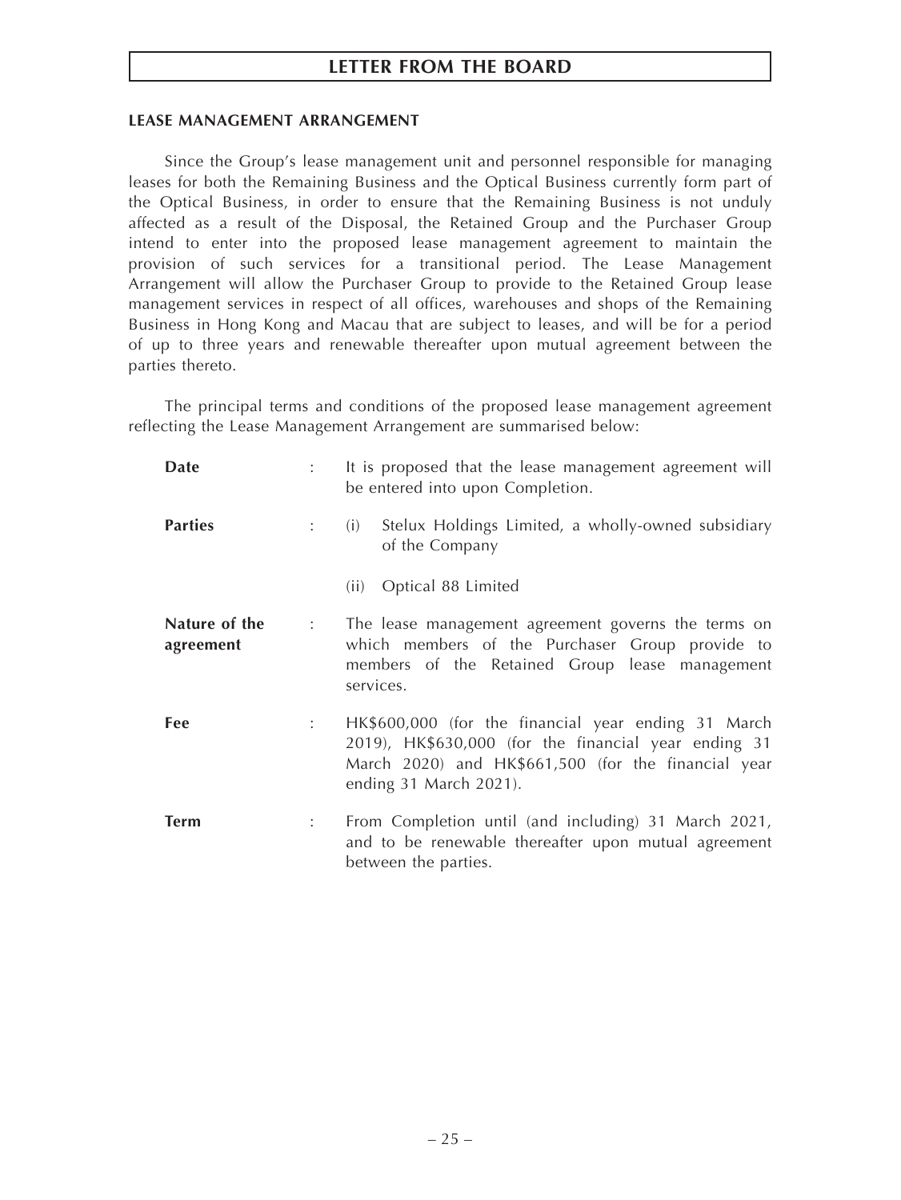**LEASE MANAGEMENT ARRANGEMENT**

Since the Group's lease management unit and personnel responsible for managing leases for both the Remaining Business and the Optical Business currently form part of the Optical Business, in order to ensure that the Remaining Business is not unduly affected as a result of the Disposal, the Retained Group and the Purchaser Group intend to enter into the proposed lease management agreement to maintain the provision of such services for a transitional period. The Lease Management Arrangement will allow the Purchaser Group to provide to the Retained Group lease management services in respect of all offices, warehouses and shops of the Remaining Business in Hong Kong and Macau that are subject to leases, and will be for a period of up to three years and renewable thereafter upon mutual agreement between the parties thereto.

The principal terms and conditions of the proposed lease management agreement reflecting the Lease Management Arrangement are summarised below:

| | | |
|---|---|---|
| **Date** | : | It is proposed that the lease management agreement will be entered into upon Completion. |
| **Parties** | : | (i) Stelux Holdings Limited, a wholly-owned subsidiary of the Company<br><br>(ii) Optical 88 Limited |
| **Nature of the agreement** | : | The lease management agreement governs the terms on which members of the Purchaser Group provide to members of the Retained Group lease management services. |
| **Fee** | : | HK$600,000 (for the financial year ending 31 March 2019), HK$630,000 (for the financial year ending 31 March 2020) and HK$661,500 (for the financial year ending 31 March 2021). |
| **Term** | : | From Completion until (and including) 31 March 2021, and to be renewable thereafter upon mutual agreement between the parties. |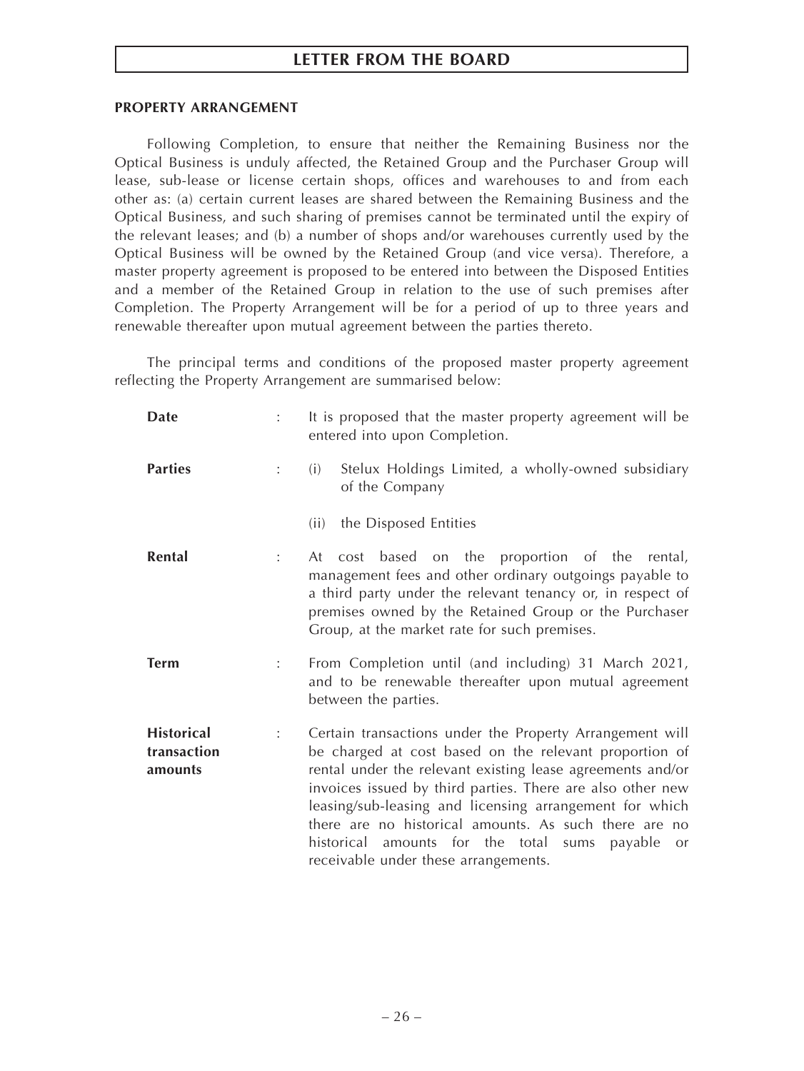### PROPERTY ARRANGEMENT

Following Completion, to ensure that neither the Remaining Business nor the Optical Business is unduly affected, the Retained Group and the Purchaser Group will lease, sub-lease or license certain shops, offices and warehouses to and from each other as: (a) certain current leases are shared between the Remaining Business and the Optical Business, and such sharing of premises cannot be terminated until the expiry of the relevant leases; and (b) a number of shops and/or warehouses currently used by the Optical Business will be owned by the Retained Group (and vice versa). Therefore, a master property agreement is proposed to be entered into between the Disposed Entities and a member of the Retained Group in relation to the use of such premises after Completion. The Property Arrangement will be for a period of up to three years and renewable thereafter upon mutual agreement between the parties thereto.

The principal terms and conditions of the proposed master property agreement reflecting the Property Arrangement are summarised below:

| | | |
|---|---|---|
| **Date** | : | It is proposed that the master property agreement will be entered into upon Completion. |
| **Parties** | : | (i) Stelux Holdings Limited, a wholly-owned subsidiary of the Company<br>(ii) the Disposed Entities |
| **Rental** | : | At cost based on the proportion of the rental, management fees and other ordinary outgoings payable to a third party under the relevant tenancy or, in respect of premises owned by the Retained Group or the Purchaser Group, at the market rate for such premises. |
| **Term** | : | From Completion until (and including) 31 March 2021, and to be renewable thereafter upon mutual agreement between the parties. |
| **Historical transaction amounts** | : | Certain transactions under the Property Arrangement will be charged at cost based on the relevant proportion of rental under the relevant existing lease agreements and/or invoices issued by third parties. There are also other new leasing/sub-leasing and licensing arrangement for which there are no historical amounts. As such there are no historical amounts for the total sums payable or receivable under these arrangements. |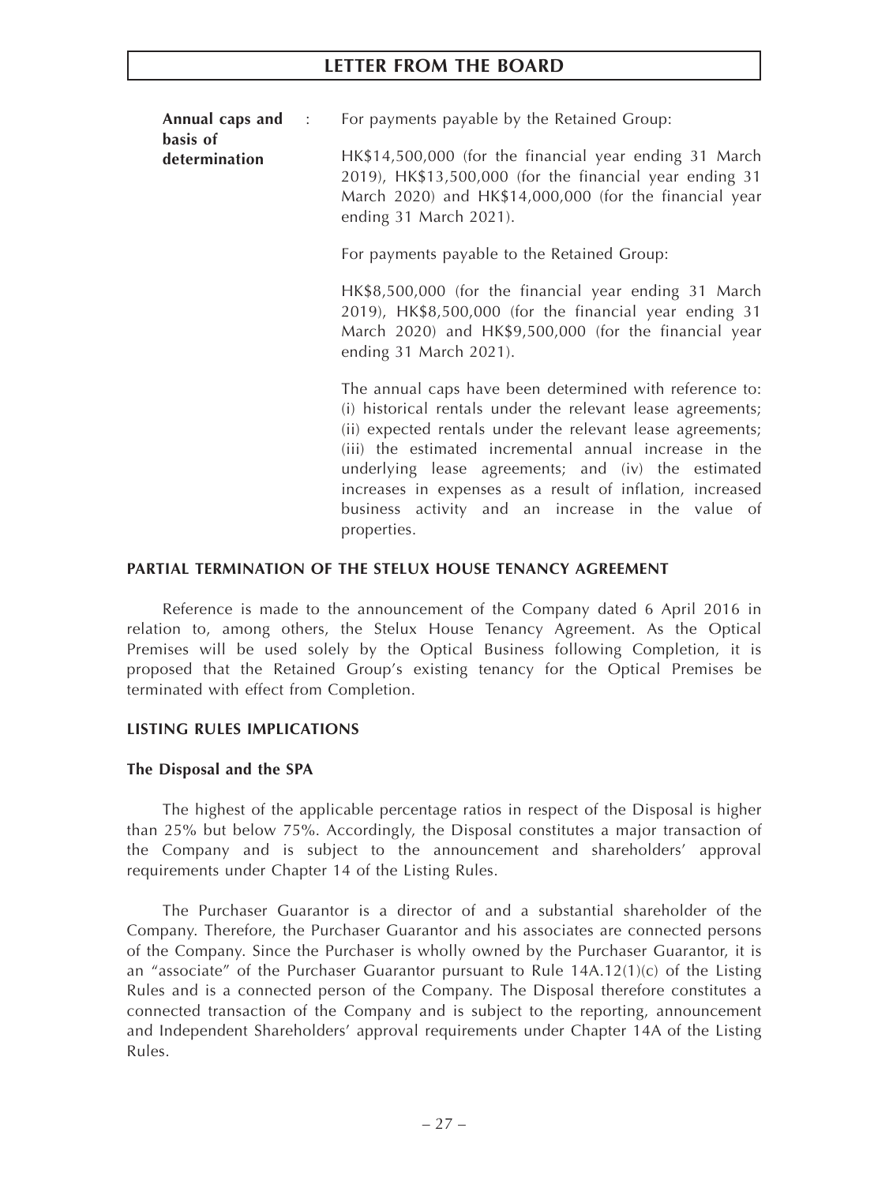| | | |
|---|---|---|
| **Annual caps and basis of determination** | : | For payments payable by the Retained Group:<br><br>HK$14,500,000 (for the financial year ending 31 March 2019), HK$13,500,000 (for the financial year ending 31 March 2020) and HK$14,000,000 (for the financial year ending 31 March 2021).<br><br>For payments payable to the Retained Group:<br><br>HK$8,500,000 (for the financial year ending 31 March 2019), HK$8,500,000 (for the financial year ending 31 March 2020) and HK$9,500,000 (for the financial year ending 31 March 2021).<br><br>The annual caps have been determined with reference to: (i) historical rentals under the relevant lease agreements; (ii) expected rentals under the relevant lease agreements; (iii) the estimated incremental annual increase in the underlying lease agreements; and (iv) the estimated increases in expenses as a result of inflation, increased business activity and an increase in the value of properties. |

## PARTIAL TERMINATION OF THE STELUX HOUSE TENANCY AGREEMENT

Reference is made to the announcement of the Company dated 6 April 2016 in relation to, among others, the Stelux House Tenancy Agreement. As the Optical Premises will be used solely by the Optical Business following Completion, it is proposed that the Retained Group's existing tenancy for the Optical Premises be terminated with effect from Completion.

## LISTING RULES IMPLICATIONS

### The Disposal and the SPA

The highest of the applicable percentage ratios in respect of the Disposal is higher than 25% but below 75%. Accordingly, the Disposal constitutes a major transaction of the Company and is subject to the announcement and shareholders' approval requirements under Chapter 14 of the Listing Rules.

The Purchaser Guarantor is a director of and a substantial shareholder of the Company. Therefore, the Purchaser Guarantor and his associates are connected persons of the Company. Since the Purchaser is wholly owned by the Purchaser Guarantor, it is an "associate" of the Purchaser Guarantor pursuant to Rule 14A.12(1)(c) of the Listing Rules and is a connected person of the Company. The Disposal therefore constitutes a connected transaction of the Company and is subject to the reporting, announcement and Independent Shareholders' approval requirements under Chapter 14A of the Listing Rules.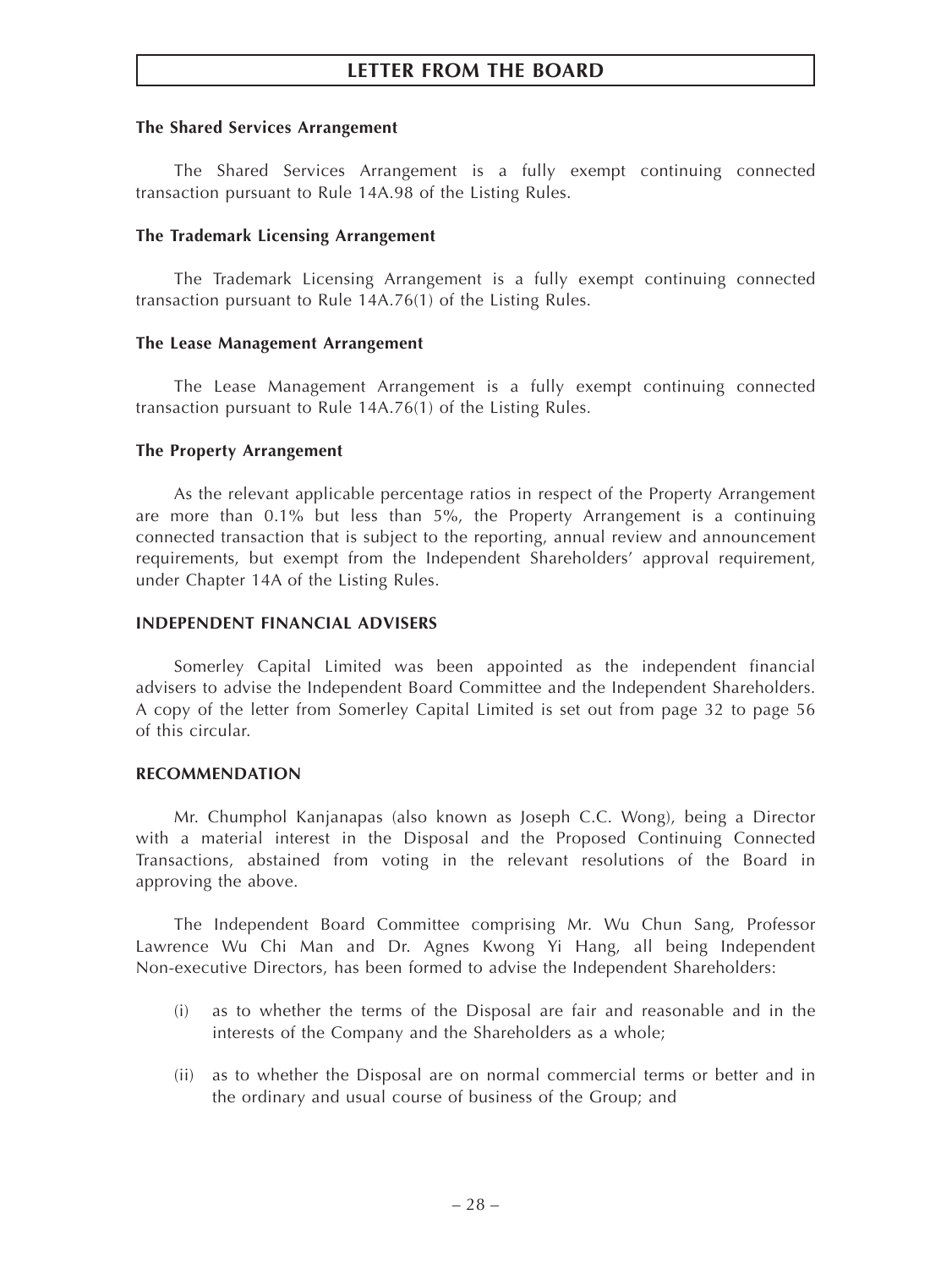**The Shared Services Arrangement**

The Shared Services Arrangement is a fully exempt continuing connected transaction pursuant to Rule 14A.98 of the Listing Rules.

**The Trademark Licensing Arrangement**

The Trademark Licensing Arrangement is a fully exempt continuing connected transaction pursuant to Rule 14A.76(1) of the Listing Rules.

**The Lease Management Arrangement**

The Lease Management Arrangement is a fully exempt continuing connected transaction pursuant to Rule 14A.76(1) of the Listing Rules.

**The Property Arrangement**

As the relevant applicable percentage ratios in respect of the Property Arrangement are more than 0.1% but less than 5%, the Property Arrangement is a continuing connected transaction that is subject to the reporting, annual review and announcement requirements, but exempt from the Independent Shareholders' approval requirement, under Chapter 14A of the Listing Rules.

**INDEPENDENT FINANCIAL ADVISERS**

Somerley Capital Limited was been appointed as the independent financial advisers to advise the Independent Board Committee and the Independent Shareholders. A copy of the letter from Somerley Capital Limited is set out from page 32 to page 56 of this circular.

**RECOMMENDATION**

Mr. Chumphol Kanjanapas (also known as Joseph C.C. Wong), being a Director with a material interest in the Disposal and the Proposed Continuing Connected Transactions, abstained from voting in the relevant resolutions of the Board in approving the above.

The Independent Board Committee comprising Mr. Wu Chun Sang, Professor Lawrence Wu Chi Man and Dr. Agnes Kwong Yi Hang, all being Independent Non-executive Directors, has been formed to advise the Independent Shareholders:

(i) as to whether the terms of the Disposal are fair and reasonable and in the interests of the Company and the Shareholders as a whole;

(ii) as to whether the Disposal are on normal commercial terms or better and in the ordinary and usual course of business of the Group; and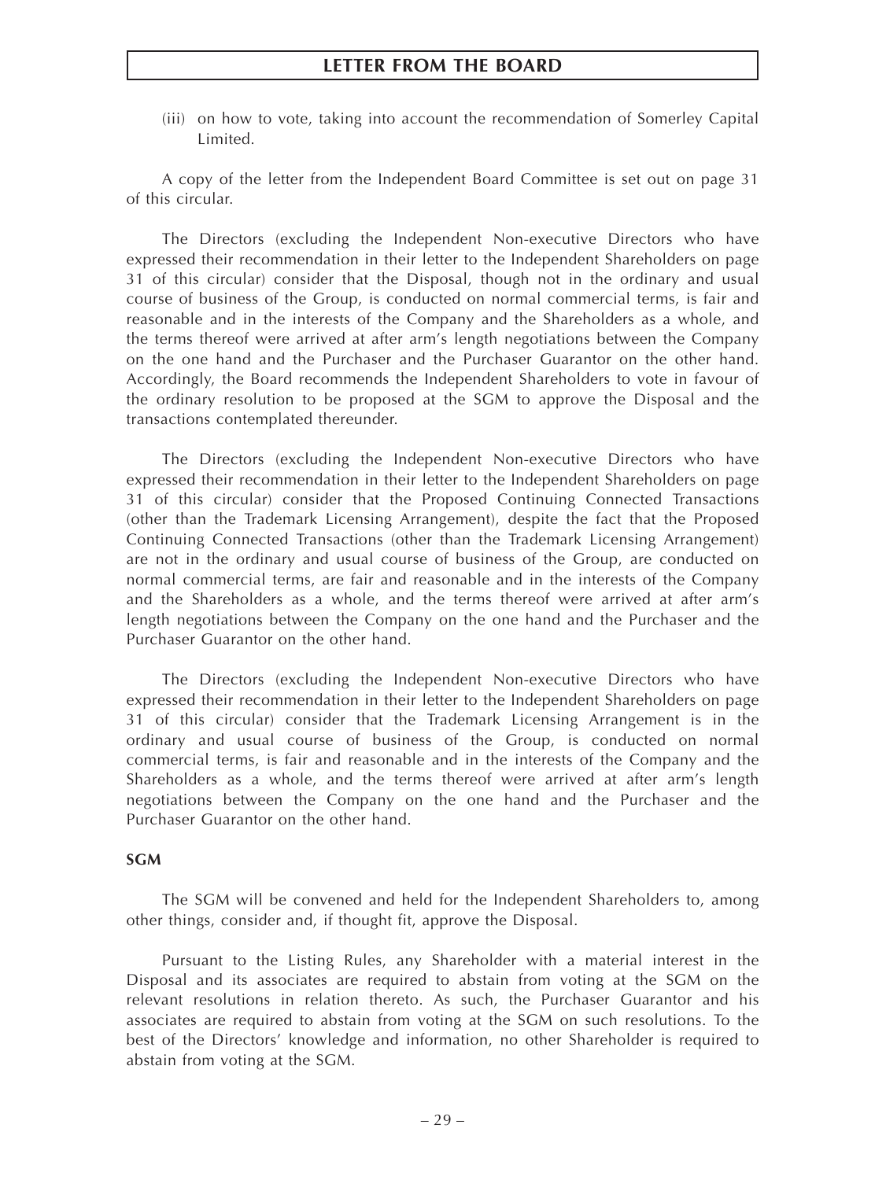(iii) on how to vote, taking into account the recommendation of Somerley Capital Limited.

A copy of the letter from the Independent Board Committee is set out on page 31 of this circular.

The Directors (excluding the Independent Non-executive Directors who have expressed their recommendation in their letter to the Independent Shareholders on page 31 of this circular) consider that the Disposal, though not in the ordinary and usual course of business of the Group, is conducted on normal commercial terms, is fair and reasonable and in the interests of the Company and the Shareholders as a whole, and the terms thereof were arrived at after arm's length negotiations between the Company on the one hand and the Purchaser and the Purchaser Guarantor on the other hand. Accordingly, the Board recommends the Independent Shareholders to vote in favour of the ordinary resolution to be proposed at the SGM to approve the Disposal and the transactions contemplated thereunder.

The Directors (excluding the Independent Non-executive Directors who have expressed their recommendation in their letter to the Independent Shareholders on page 31 of this circular) consider that the Proposed Continuing Connected Transactions (other than the Trademark Licensing Arrangement), despite the fact that the Proposed Continuing Connected Transactions (other than the Trademark Licensing Arrangement) are not in the ordinary and usual course of business of the Group, are conducted on normal commercial terms, are fair and reasonable and in the interests of the Company and the Shareholders as a whole, and the terms thereof were arrived at after arm's length negotiations between the Company on the one hand and the Purchaser and the Purchaser Guarantor on the other hand.

The Directors (excluding the Independent Non-executive Directors who have expressed their recommendation in their letter to the Independent Shareholders on page 31 of this circular) consider that the Trademark Licensing Arrangement is in the ordinary and usual course of business of the Group, is conducted on normal commercial terms, is fair and reasonable and in the interests of the Company and the Shareholders as a whole, and the terms thereof were arrived at after arm's length negotiations between the Company on the one hand and the Purchaser and the Purchaser Guarantor on the other hand.

**SGM**

The SGM will be convened and held for the Independent Shareholders to, among other things, consider and, if thought fit, approve the Disposal.

Pursuant to the Listing Rules, any Shareholder with a material interest in the Disposal and its associates are required to abstain from voting at the SGM on the relevant resolutions in relation thereto. As such, the Purchaser Guarantor and his associates are required to abstain from voting at the SGM on such resolutions. To the best of the Directors' knowledge and information, no other Shareholder is required to abstain from voting at the SGM.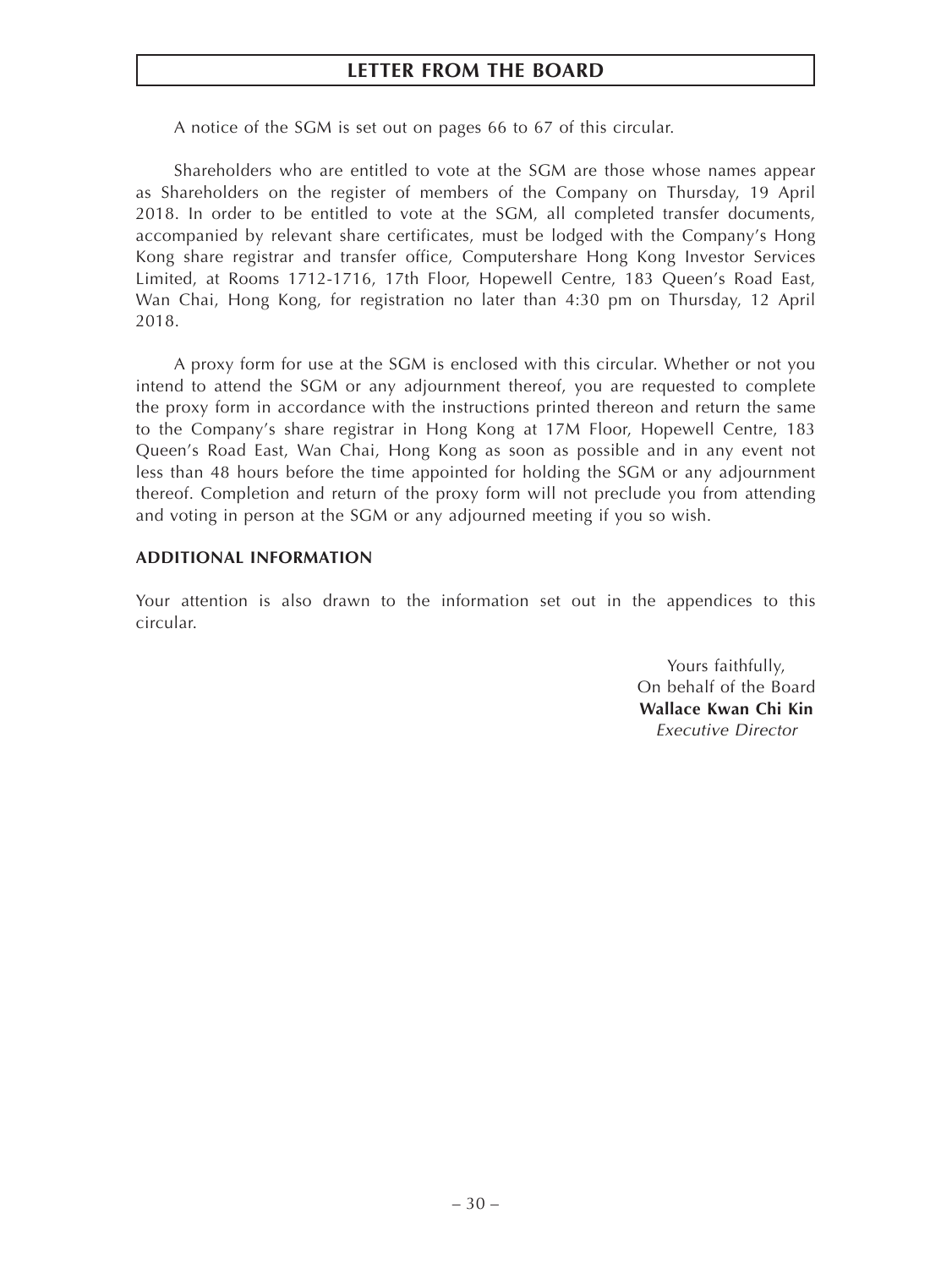A notice of the SGM is set out on pages 66 to 67 of this circular.

Shareholders who are entitled to vote at the SGM are those whose names appear as Shareholders on the register of members of the Company on Thursday, 19 April 2018. In order to be entitled to vote at the SGM, all completed transfer documents, accompanied by relevant share certificates, must be lodged with the Company's Hong Kong share registrar and transfer office, Computershare Hong Kong Investor Services Limited, at Rooms 1712-1716, 17th Floor, Hopewell Centre, 183 Queen's Road East, Wan Chai, Hong Kong, for registration no later than 4:30 pm on Thursday, 12 April 2018.

A proxy form for use at the SGM is enclosed with this circular. Whether or not you intend to attend the SGM or any adjournment thereof, you are requested to complete the proxy form in accordance with the instructions printed thereon and return the same to the Company's share registrar in Hong Kong at 17M Floor, Hopewell Centre, 183 Queen's Road East, Wan Chai, Hong Kong as soon as possible and in any event not less than 48 hours before the time appointed for holding the SGM or any adjournment thereof. Completion and return of the proxy form will not preclude you from attending and voting in person at the SGM or any adjourned meeting if you so wish.

**ADDITIONAL INFORMATION**

Your attention is also drawn to the information set out in the appendices to this circular.

Yours faithfully,
On behalf of the Board
**Wallace Kwan Chi Kin**
*Executive Director*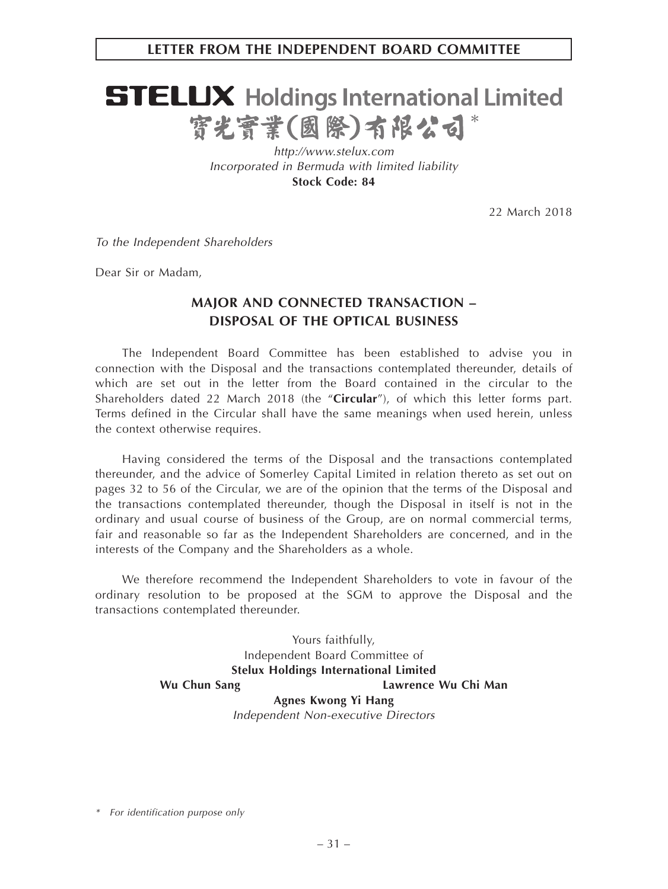## LETTER FROM THE INDEPENDENT BOARD COMMITTEE

# STELUX Holdings International Limited
# 寶光實業(國際)有限公司*

*http://www.stelux.com*
*Incorporated in Bermuda with limited liability*
**Stock Code: 84**

22 March 2018

*To the Independent Shareholders*

Dear Sir or Madam,

### MAJOR AND CONNECTED TRANSACTION – DISPOSAL OF THE OPTICAL BUSINESS

The Independent Board Committee has been established to advise you in connection with the Disposal and the transactions contemplated thereunder, details of which are set out in the letter from the Board contained in the circular to the Shareholders dated 22 March 2018 (the "**Circular**"), of which this letter forms part. Terms defined in the Circular shall have the same meanings when used herein, unless the context otherwise requires.

Having considered the terms of the Disposal and the transactions contemplated thereunder, and the advice of Somerley Capital Limited in relation thereto as set out on pages 32 to 56 of the Circular, we are of the opinion that the terms of the Disposal and the transactions contemplated thereunder, though the Disposal in itself is not in the ordinary and usual course of business of the Group, are on normal commercial terms, fair and reasonable so far as the Independent Shareholders are concerned, and in the interests of the Company and the Shareholders as a whole.

We therefore recommend the Independent Shareholders to vote in favour of the ordinary resolution to be proposed at the SGM to approve the Disposal and the transactions contemplated thereunder.

Yours faithfully,
Independent Board Committee of
**Stelux Holdings International Limited**
**Wu Chun Sang** **Lawrence Wu Chi Man**
**Agnes Kwong Yi Hang**
*Independent Non-executive Directors*

\* *For identification purpose only*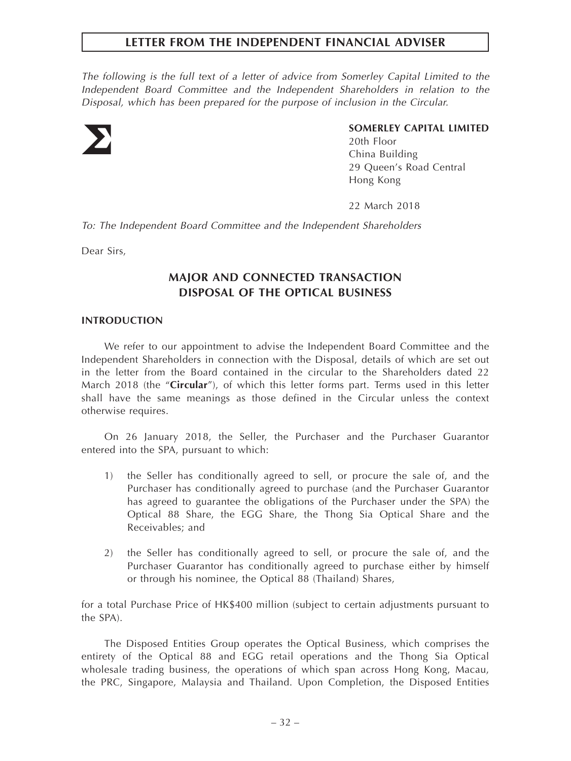# LETTER FROM THE INDEPENDENT FINANCIAL ADVISER

*The following is the full text of a letter of advice from Somerley Capital Limited to the Independent Board Committee and the Independent Shareholders in relation to the Disposal, which has been prepared for the purpose of inclusion in the Circular.*

**SOMERLEY CAPITAL LIMITED**
20th Floor
China Building
29 Queen's Road Central
Hong Kong

22 March 2018

*To: The Independent Board Committee and the Independent Shareholders*

Dear Sirs,

## MAJOR AND CONNECTED TRANSACTION DISPOSAL OF THE OPTICAL BUSINESS

### INTRODUCTION

We refer to our appointment to advise the Independent Board Committee and the Independent Shareholders in connection with the Disposal, details of which are set out in the letter from the Board contained in the circular to the Shareholders dated 22 March 2018 (the "**Circular**"), of which this letter forms part. Terms used in this letter shall have the same meanings as those defined in the Circular unless the context otherwise requires.

On 26 January 2018, the Seller, the Purchaser and the Purchaser Guarantor entered into the SPA, pursuant to which:

1) the Seller has conditionally agreed to sell, or procure the sale of, and the Purchaser has conditionally agreed to purchase (and the Purchaser Guarantor has agreed to guarantee the obligations of the Purchaser under the SPA) the Optical 88 Share, the EGG Share, the Thong Sia Optical Share and the Receivables; and

2) the Seller has conditionally agreed to sell, or procure the sale of, and the Purchaser Guarantor has conditionally agreed to purchase either by himself or through his nominee, the Optical 88 (Thailand) Shares,

for a total Purchase Price of HK$400 million (subject to certain adjustments pursuant to the SPA).

The Disposed Entities Group operates the Optical Business, which comprises the entirety of the Optical 88 and EGG retail operations and the Thong Sia Optical wholesale trading business, the operations of which span across Hong Kong, Macau, the PRC, Singapore, Malaysia and Thailand. Upon Completion, the Disposed Entities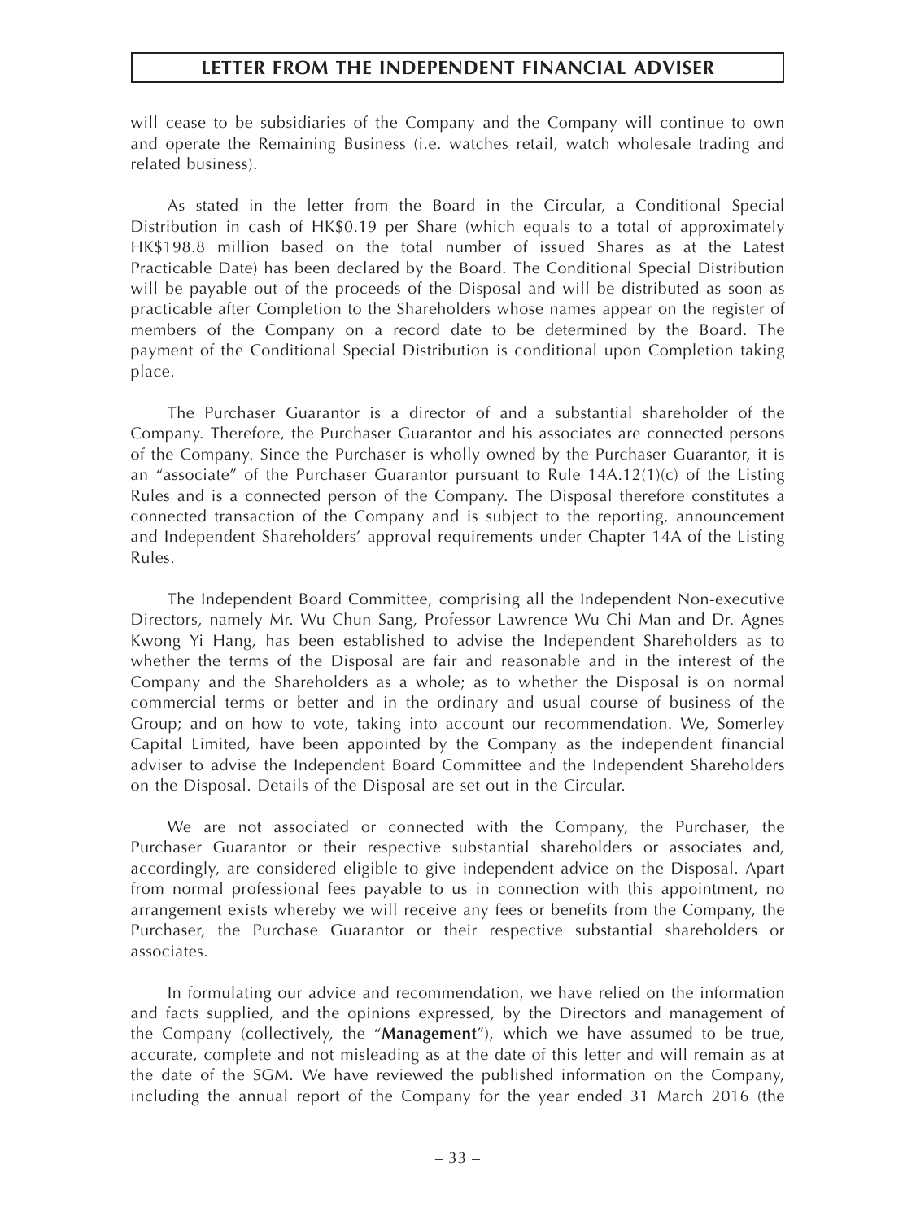will cease to be subsidiaries of the Company and the Company will continue to own and operate the Remaining Business (i.e. watches retail, watch wholesale trading and related business).

As stated in the letter from the Board in the Circular, a Conditional Special Distribution in cash of HK$0.19 per Share (which equals to a total of approximately HK$198.8 million based on the total number of issued Shares as at the Latest Practicable Date) has been declared by the Board. The Conditional Special Distribution will be payable out of the proceeds of the Disposal and will be distributed as soon as practicable after Completion to the Shareholders whose names appear on the register of members of the Company on a record date to be determined by the Board. The payment of the Conditional Special Distribution is conditional upon Completion taking place.

The Purchaser Guarantor is a director of and a substantial shareholder of the Company. Therefore, the Purchaser Guarantor and his associates are connected persons of the Company. Since the Purchaser is wholly owned by the Purchaser Guarantor, it is an "associate" of the Purchaser Guarantor pursuant to Rule 14A.12(1)(c) of the Listing Rules and is a connected person of the Company. The Disposal therefore constitutes a connected transaction of the Company and is subject to the reporting, announcement and Independent Shareholders' approval requirements under Chapter 14A of the Listing Rules.

The Independent Board Committee, comprising all the Independent Non-executive Directors, namely Mr. Wu Chun Sang, Professor Lawrence Wu Chi Man and Dr. Agnes Kwong Yi Hang, has been established to advise the Independent Shareholders as to whether the terms of the Disposal are fair and reasonable and in the interest of the Company and the Shareholders as a whole; as to whether the Disposal is on normal commercial terms or better and in the ordinary and usual course of business of the Group; and on how to vote, taking into account our recommendation. We, Somerley Capital Limited, have been appointed by the Company as the independent financial adviser to advise the Independent Board Committee and the Independent Shareholders on the Disposal. Details of the Disposal are set out in the Circular.

We are not associated or connected with the Company, the Purchaser, the Purchaser Guarantor or their respective substantial shareholders or associates and, accordingly, are considered eligible to give independent advice on the Disposal. Apart from normal professional fees payable to us in connection with this appointment, no arrangement exists whereby we will receive any fees or benefits from the Company, the Purchaser, the Purchase Guarantor or their respective substantial shareholders or associates.

In formulating our advice and recommendation, we have relied on the information and facts supplied, and the opinions expressed, by the Directors and management of the Company (collectively, the "**Management**"), which we have assumed to be true, accurate, complete and not misleading as at the date of this letter and will remain as at the date of the SGM. We have reviewed the published information on the Company, including the annual report of the Company for the year ended 31 March 2016 (the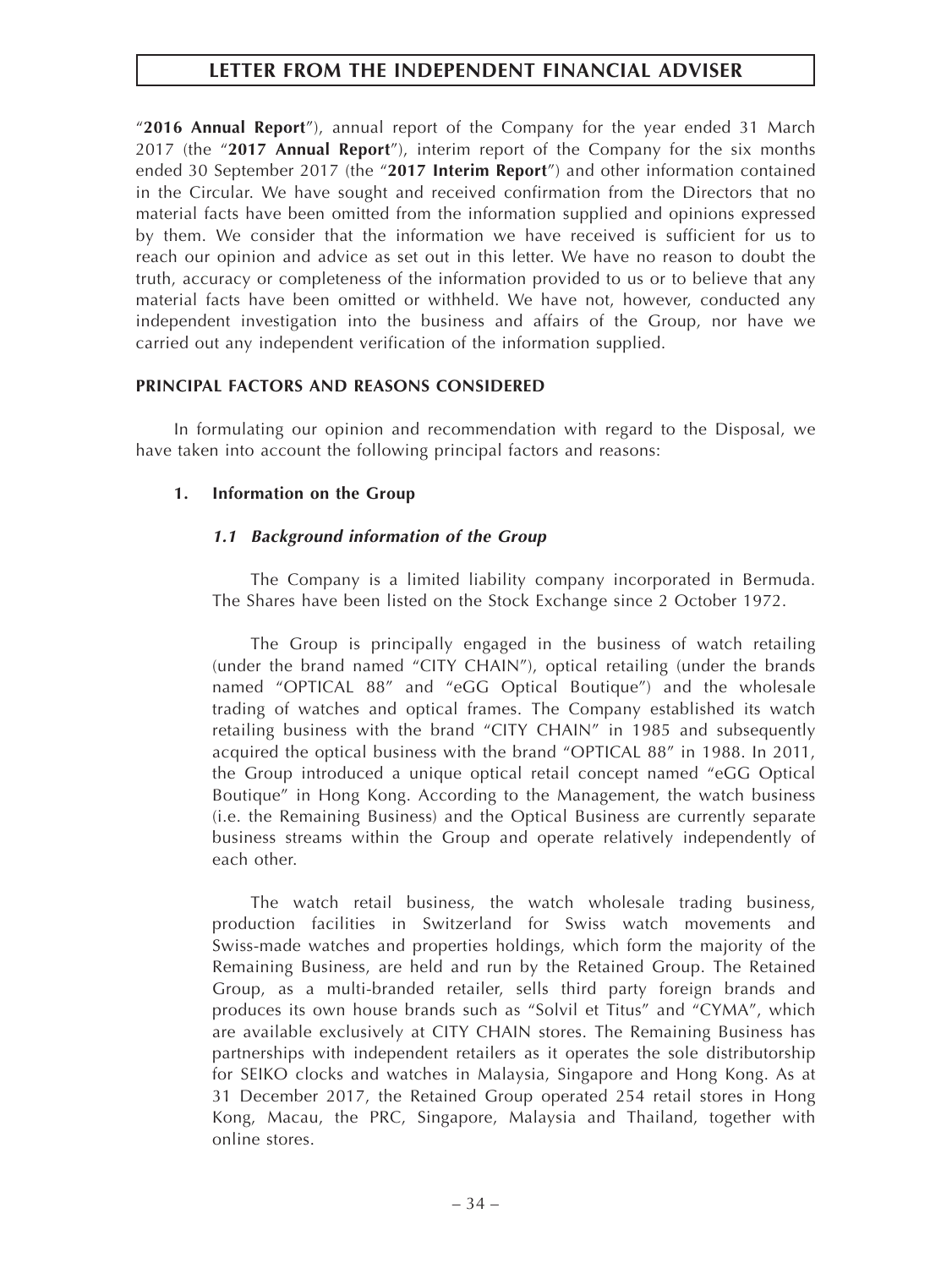"**2016 Annual Report**"), annual report of the Company for the year ended 31 March 2017 (the "**2017 Annual Report**"), interim report of the Company for the six months ended 30 September 2017 (the "**2017 Interim Report**") and other information contained in the Circular. We have sought and received confirmation from the Directors that no material facts have been omitted from the information supplied and opinions expressed by them. We consider that the information we have received is sufficient for us to reach our opinion and advice as set out in this letter. We have no reason to doubt the truth, accuracy or completeness of the information provided to us or to believe that any material facts have been omitted or withheld. We have not, however, conducted any independent investigation into the business and affairs of the Group, nor have we carried out any independent verification of the information supplied.

## PRINCIPAL FACTORS AND REASONS CONSIDERED

In formulating our opinion and recommendation with regard to the Disposal, we have taken into account the following principal factors and reasons:

### 1. Information on the Group

#### *1.1 Background information of the Group*

The Company is a limited liability company incorporated in Bermuda. The Shares have been listed on the Stock Exchange since 2 October 1972.

The Group is principally engaged in the business of watch retailing (under the brand named "CITY CHAIN"), optical retailing (under the brands named "OPTICAL 88" and "eGG Optical Boutique") and the wholesale trading of watches and optical frames. The Company established its watch retailing business with the brand "CITY CHAIN" in 1985 and subsequently acquired the optical business with the brand "OPTICAL 88" in 1988. In 2011, the Group introduced a unique optical retail concept named "eGG Optical Boutique" in Hong Kong. According to the Management, the watch business (i.e. the Remaining Business) and the Optical Business are currently separate business streams within the Group and operate relatively independently of each other.

The watch retail business, the watch wholesale trading business, production facilities in Switzerland for Swiss watch movements and Swiss-made watches and properties holdings, which form the majority of the Remaining Business, are held and run by the Retained Group. The Retained Group, as a multi-branded retailer, sells third party foreign brands and produces its own house brands such as "Solvil et Titus" and "CYMA", which are available exclusively at CITY CHAIN stores. The Remaining Business has partnerships with independent retailers as it operates the sole distributorship for SEIKO clocks and watches in Malaysia, Singapore and Hong Kong. As at 31 December 2017, the Retained Group operated 254 retail stores in Hong Kong, Macau, the PRC, Singapore, Malaysia and Thailand, together with online stores.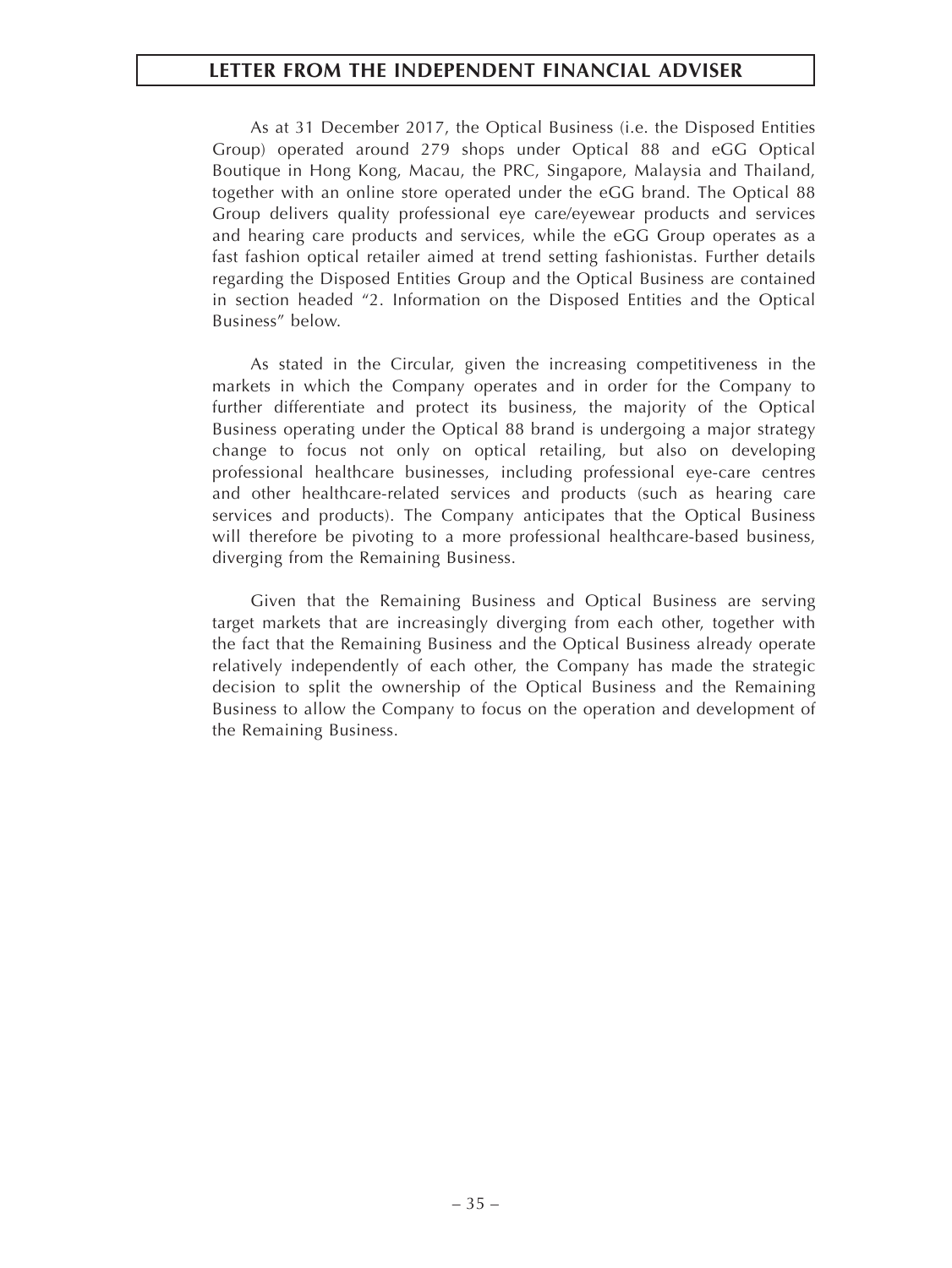As at 31 December 2017, the Optical Business (i.e. the Disposed Entities Group) operated around 279 shops under Optical 88 and eGG Optical Boutique in Hong Kong, Macau, the PRC, Singapore, Malaysia and Thailand, together with an online store operated under the eGG brand. The Optical 88 Group delivers quality professional eye care/eyewear products and services and hearing care products and services, while the eGG Group operates as a fast fashion optical retailer aimed at trend setting fashionistas. Further details regarding the Disposed Entities Group and the Optical Business are contained in section headed "2. Information on the Disposed Entities and the Optical Business" below.

As stated in the Circular, given the increasing competitiveness in the markets in which the Company operates and in order for the Company to further differentiate and protect its business, the majority of the Optical Business operating under the Optical 88 brand is undergoing a major strategy change to focus not only on optical retailing, but also on developing professional healthcare businesses, including professional eye-care centres and other healthcare-related services and products (such as hearing care services and products). The Company anticipates that the Optical Business will therefore be pivoting to a more professional healthcare-based business, diverging from the Remaining Business.

Given that the Remaining Business and Optical Business are serving target markets that are increasingly diverging from each other, together with the fact that the Remaining Business and the Optical Business already operate relatively independently of each other, the Company has made the strategic decision to split the ownership of the Optical Business and the Remaining Business to allow the Company to focus on the operation and development of the Remaining Business.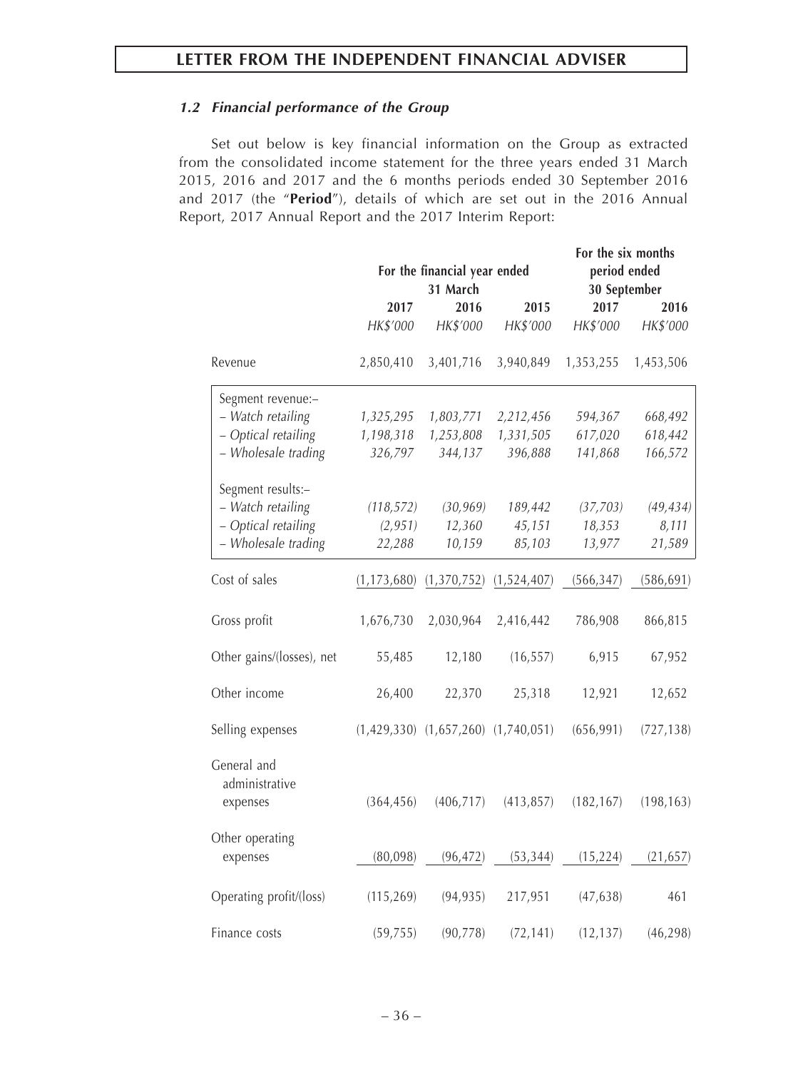### *1.2 Financial performance of the Group*

Set out below is key financial information on the Group as extracted from the consolidated income statement for the three years ended 31 March 2015, 2016 and 2017 and the 6 months periods ended 30 September 2016 and 2017 (the "**Period**"), details of which are set out in the 2016 Annual Report, 2017 Annual Report and the 2017 Interim Report:

| | For the financial year ended 31 March | | | For the six months period ended 30 September | |
|---|---|---|---|---|---|
| | 2017 | 2016 | 2015 | 2017 | 2016 |
| | *HK$'000* | *HK$'000* | *HK$'000* | *HK$'000* | *HK$'000* |
| Revenue | 2,850,410 | 3,401,716 | 3,940,849 | 1,353,255 | 1,453,506 |
| Segment revenue:– | | | | | |
| *– Watch retailing* | *1,325,295* | *1,803,771* | *2,212,456* | *594,367* | *668,492* |
| *– Optical retailing* | *1,198,318* | *1,253,808* | *1,331,505* | *617,020* | *618,442* |
| *– Wholesale trading* | *326,797* | *344,137* | *396,888* | *141,868* | *166,572* |
| Segment results:– | | | | | |
| *– Watch retailing* | *(118,572)* | *(30,969)* | *189,442* | *(37,703)* | *(49,434)* |
| *– Optical retailing* | *(2,951)* | *12,360* | *45,151* | *18,353* | *8,111* |
| *– Wholesale trading* | *22,288* | *10,159* | *85,103* | *13,977* | *21,589* |
| Cost of sales | (1,173,680) | (1,370,752) | (1,524,407) | (566,347) | (586,691) |
| Gross profit | 1,676,730 | 2,030,964 | 2,416,442 | 786,908 | 866,815 |
| Other gains/(losses), net | 55,485 | 12,180 | (16,557) | 6,915 | 67,952 |
| Other income | 26,400 | 22,370 | 25,318 | 12,921 | 12,652 |
| Selling expenses | (1,429,330) | (1,657,260) | (1,740,051) | (656,991) | (727,138) |
| General and administrative expenses | (364,456) | (406,717) | (413,857) | (182,167) | (198,163) |
| Other operating expenses | (80,098) | (96,472) | (53,344) | (15,224) | (21,657) |
| Operating profit/(loss) | (115,269) | (94,935) | 217,951 | (47,638) | 461 |
| Finance costs | (59,755) | (90,778) | (72,141) | (12,137) | (46,298) |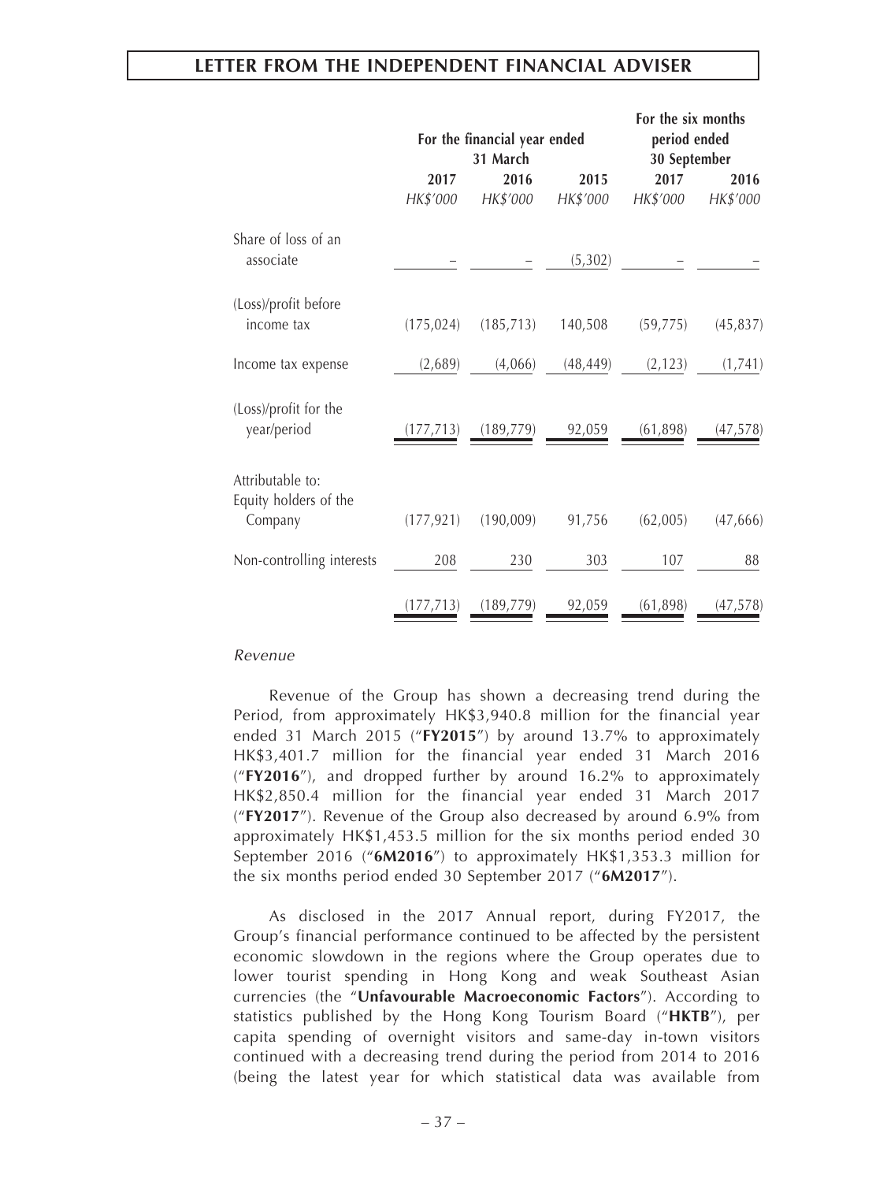| | For the financial year ended 31 March | | | For the six months period ended 30 September | |
|---|---|---|---|---|---|
| | 2017 | 2016 | 2015 | 2017 | 2016 |
| | *HK$'000* | *HK$'000* | *HK$'000* | *HK$'000* | *HK$'000* |
| Share of loss of an associate | – | – | (5,302) | – | – |
| (Loss)/profit before income tax | (175,024) | (185,713) | 140,508 | (59,775) | (45,837) |
| Income tax expense | (2,689) | (4,066) | (48,449) | (2,123) | (1,741) |
| (Loss)/profit for the year/period | (177,713) | (189,779) | 92,059 | (61,898) | (47,578) |
| Attributable to: | | | | | |
| Equity holders of the Company | (177,921) | (190,009) | 91,756 | (62,005) | (47,666) |
| Non-controlling interests | 208 | 230 | 303 | 107 | 88 |
| | (177,713) | (189,779) | 92,059 | (61,898) | (47,578) |

*Revenue*

Revenue of the Group has shown a decreasing trend during the Period, from approximately HK$3,940.8 million for the financial year ended 31 March 2015 ("**FY2015**") by around 13.7% to approximately HK$3,401.7 million for the financial year ended 31 March 2016 ("**FY2016**"), and dropped further by around 16.2% to approximately HK$2,850.4 million for the financial year ended 31 March 2017 ("**FY2017**"). Revenue of the Group also decreased by around 6.9% from approximately HK$1,453.5 million for the six months period ended 30 September 2016 ("**6M2016**") to approximately HK$1,353.3 million for the six months period ended 30 September 2017 ("**6M2017**").

As disclosed in the 2017 Annual report, during FY2017, the Group's financial performance continued to be affected by the persistent economic slowdown in the regions where the Group operates due to lower tourist spending in Hong Kong and weak Southeast Asian currencies (the "**Unfavourable Macroeconomic Factors**"). According to statistics published by the Hong Kong Tourism Board ("**HKTB**"), per capita spending of overnight visitors and same-day in-town visitors continued with a decreasing trend during the period from 2014 to 2016 (being the latest year for which statistical data was available from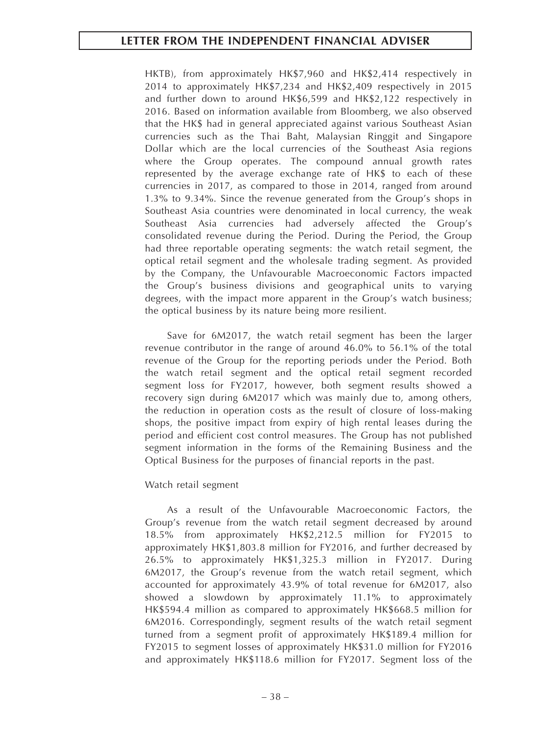HKTB), from approximately HK$7,960 and HK$2,414 respectively in 2014 to approximately HK$7,234 and HK$2,409 respectively in 2015 and further down to around HK$6,599 and HK$2,122 respectively in 2016. Based on information available from Bloomberg, we also observed that the HK$ had in general appreciated against various Southeast Asian currencies such as the Thai Baht, Malaysian Ringgit and Singapore Dollar which are the local currencies of the Southeast Asia regions where the Group operates. The compound annual growth rates represented by the average exchange rate of HK$ to each of these currencies in 2017, as compared to those in 2014, ranged from around 1.3% to 9.34%. Since the revenue generated from the Group's shops in Southeast Asia countries were denominated in local currency, the weak Southeast Asia currencies had adversely affected the Group's consolidated revenue during the Period. During the Period, the Group had three reportable operating segments: the watch retail segment, the optical retail segment and the wholesale trading segment. As provided by the Company, the Unfavourable Macroeconomic Factors impacted the Group's business divisions and geographical units to varying degrees, with the impact more apparent in the Group's watch business; the optical business by its nature being more resilient.

Save for 6M2017, the watch retail segment has been the larger revenue contributor in the range of around 46.0% to 56.1% of the total revenue of the Group for the reporting periods under the Period. Both the watch retail segment and the optical retail segment recorded segment loss for FY2017, however, both segment results showed a recovery sign during 6M2017 which was mainly due to, among others, the reduction in operation costs as the result of closure of loss-making shops, the positive impact from expiry of high rental leases during the period and efficient cost control measures. The Group has not published segment information in the forms of the Remaining Business and the Optical Business for the purposes of financial reports in the past.

Watch retail segment

As a result of the Unfavourable Macroeconomic Factors, the Group's revenue from the watch retail segment decreased by around 18.5% from approximately HK$2,212.5 million for FY2015 to approximately HK$1,803.8 million for FY2016, and further decreased by 26.5% to approximately HK$1,325.3 million in FY2017. During 6M2017, the Group's revenue from the watch retail segment, which accounted for approximately 43.9% of total revenue for 6M2017, also showed a slowdown by approximately 11.1% to approximately HK$594.4 million as compared to approximately HK$668.5 million for 6M2016. Correspondingly, segment results of the watch retail segment turned from a segment profit of approximately HK$189.4 million for FY2015 to segment losses of approximately HK$31.0 million for FY2016 and approximately HK$118.6 million for FY2017. Segment loss of the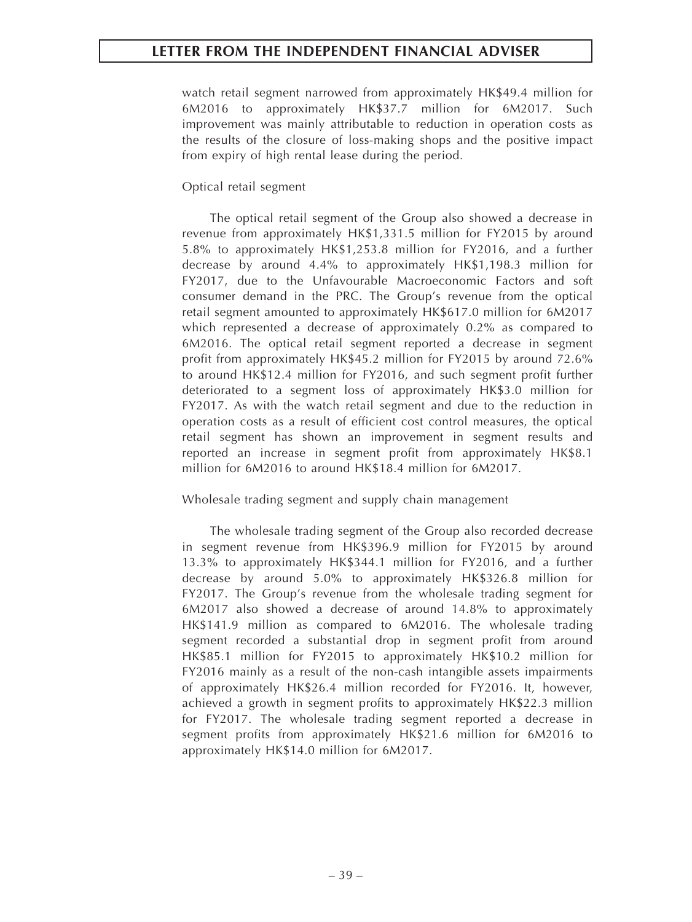watch retail segment narrowed from approximately HK$49.4 million for 6M2016 to approximately HK$37.7 million for 6M2017. Such improvement was mainly attributable to reduction in operation costs as the results of the closure of loss-making shops and the positive impact from expiry of high rental lease during the period.

Optical retail segment

The optical retail segment of the Group also showed a decrease in revenue from approximately HK$1,331.5 million for FY2015 by around 5.8% to approximately HK$1,253.8 million for FY2016, and a further decrease by around 4.4% to approximately HK$1,198.3 million for FY2017, due to the Unfavourable Macroeconomic Factors and soft consumer demand in the PRC. The Group's revenue from the optical retail segment amounted to approximately HK$617.0 million for 6M2017 which represented a decrease of approximately 0.2% as compared to 6M2016. The optical retail segment reported a decrease in segment profit from approximately HK$45.2 million for FY2015 by around 72.6% to around HK$12.4 million for FY2016, and such segment profit further deteriorated to a segment loss of approximately HK$3.0 million for FY2017. As with the watch retail segment and due to the reduction in operation costs as a result of efficient cost control measures, the optical retail segment has shown an improvement in segment results and reported an increase in segment profit from approximately HK$8.1 million for 6M2016 to around HK$18.4 million for 6M2017.

Wholesale trading segment and supply chain management

The wholesale trading segment of the Group also recorded decrease in segment revenue from HK$396.9 million for FY2015 by around 13.3% to approximately HK$344.1 million for FY2016, and a further decrease by around 5.0% to approximately HK$326.8 million for FY2017. The Group's revenue from the wholesale trading segment for 6M2017 also showed a decrease of around 14.8% to approximately HK$141.9 million as compared to 6M2016. The wholesale trading segment recorded a substantial drop in segment profit from around HK$85.1 million for FY2015 to approximately HK$10.2 million for FY2016 mainly as a result of the non-cash intangible assets impairments of approximately HK$26.4 million recorded for FY2016. It, however, achieved a growth in segment profits to approximately HK$22.3 million for FY2017. The wholesale trading segment reported a decrease in segment profits from approximately HK$21.6 million for 6M2016 to approximately HK$14.0 million for 6M2017.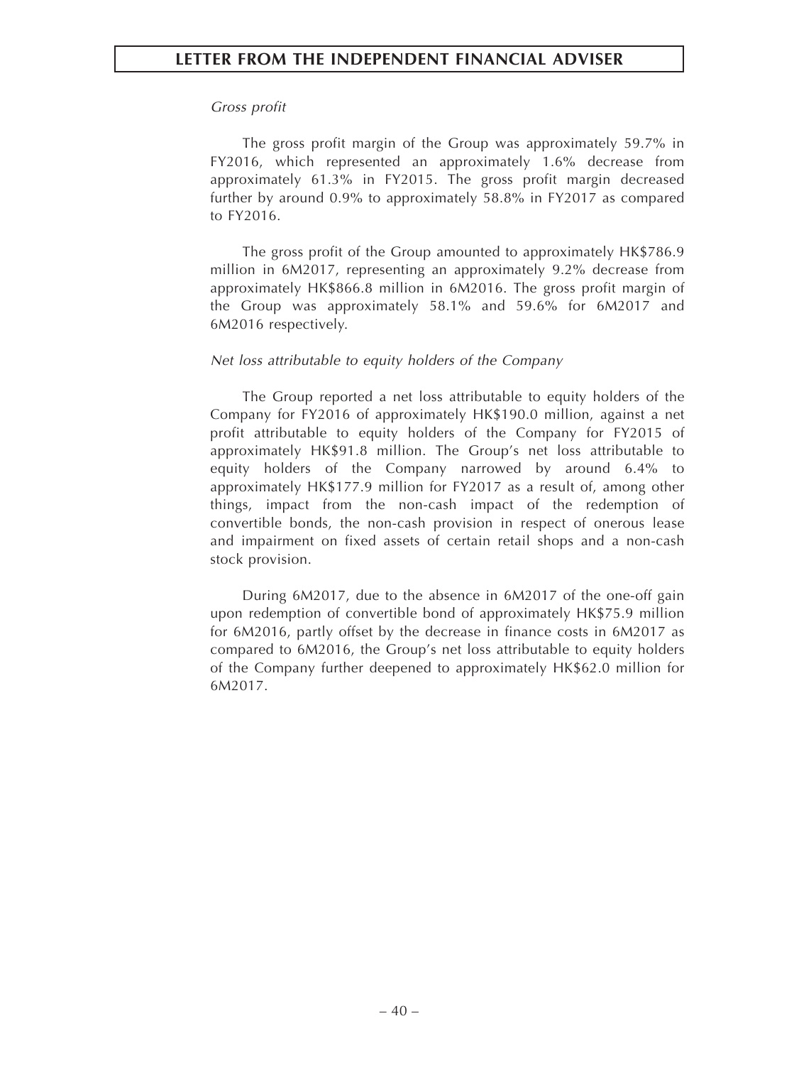*Gross profit*

The gross profit margin of the Group was approximately 59.7% in FY2016, which represented an approximately 1.6% decrease from approximately 61.3% in FY2015. The gross profit margin decreased further by around 0.9% to approximately 58.8% in FY2017 as compared to FY2016.

The gross profit of the Group amounted to approximately HK$786.9 million in 6M2017, representing an approximately 9.2% decrease from approximately HK$866.8 million in 6M2016. The gross profit margin of the Group was approximately 58.1% and 59.6% for 6M2017 and 6M2016 respectively.

*Net loss attributable to equity holders of the Company*

The Group reported a net loss attributable to equity holders of the Company for FY2016 of approximately HK$190.0 million, against a net profit attributable to equity holders of the Company for FY2015 of approximately HK$91.8 million. The Group's net loss attributable to equity holders of the Company narrowed by around 6.4% to approximately HK$177.9 million for FY2017 as a result of, among other things, impact from the non-cash impact of the redemption of convertible bonds, the non-cash provision in respect of onerous lease and impairment on fixed assets of certain retail shops and a non-cash stock provision.

During 6M2017, due to the absence in 6M2017 of the one-off gain upon redemption of convertible bond of approximately HK$75.9 million for 6M2016, partly offset by the decrease in finance costs in 6M2017 as compared to 6M2016, the Group's net loss attributable to equity holders of the Company further deepened to approximately HK$62.0 million for 6M2017.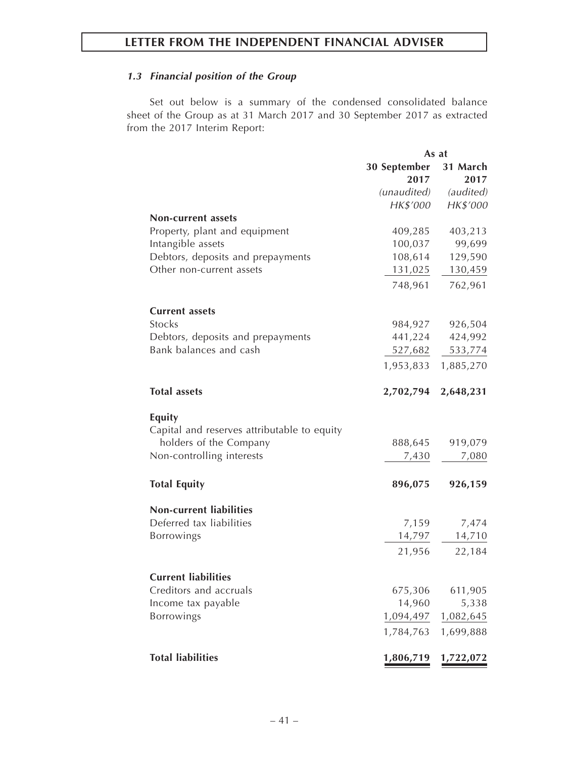### *1.3 Financial position of the Group*

Set out below is a summary of the condensed consolidated balance sheet of the Group as at 31 March 2017 and 30 September 2017 as extracted from the 2017 Interim Report:

| | As at | |
|---|---|---|
| | **30 September 2017** | **31 March 2017** |
| | *(unaudited)* | *(audited)* |
| | *HK$'000* | *HK$'000* |
| **Non-current assets** | | |
| Property, plant and equipment | 409,285 | 403,213 |
| Intangible assets | 100,037 | 99,699 |
| Debtors, deposits and prepayments | 108,614 | 129,590 |
| Other non-current assets | 131,025 | 130,459 |
| | 748,961 | 762,961 |
| **Current assets** | | |
| Stocks | 984,927 | 926,504 |
| Debtors, deposits and prepayments | 441,224 | 424,992 |
| Bank balances and cash | 527,682 | 533,774 |
| | 1,953,833 | 1,885,270 |
| **Total assets** | **2,702,794** | **2,648,231** |
| **Equity** | | |
| Capital and reserves attributable to equity holders of the Company | 888,645 | 919,079 |
| Non-controlling interests | 7,430 | 7,080 |
| **Total Equity** | **896,075** | **926,159** |
| **Non-current liabilities** | | |
| Deferred tax liabilities | 7,159 | 7,474 |
| Borrowings | 14,797 | 14,710 |
| | 21,956 | 22,184 |
| **Current liabilities** | | |
| Creditors and accruals | 675,306 | 611,905 |
| Income tax payable | 14,960 | 5,338 |
| Borrowings | 1,094,497 | 1,082,645 |
| | 1,784,763 | 1,699,888 |
| **Total liabilities** | **1,806,719** | **1,722,072** |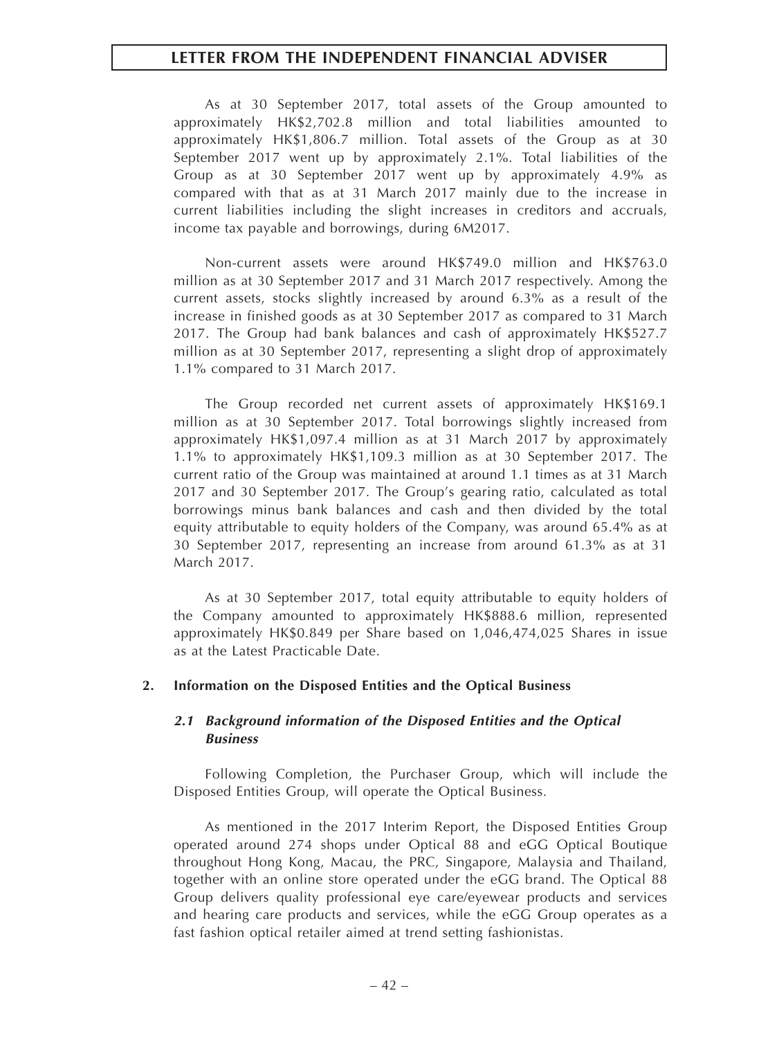As at 30 September 2017, total assets of the Group amounted to approximately HK$2,702.8 million and total liabilities amounted to approximately HK$1,806.7 million. Total assets of the Group as at 30 September 2017 went up by approximately 2.1%. Total liabilities of the Group as at 30 September 2017 went up by approximately 4.9% as compared with that as at 31 March 2017 mainly due to the increase in current liabilities including the slight increases in creditors and accruals, income tax payable and borrowings, during 6M2017.

Non-current assets were around HK$749.0 million and HK$763.0 million as at 30 September 2017 and 31 March 2017 respectively. Among the current assets, stocks slightly increased by around 6.3% as a result of the increase in finished goods as at 30 September 2017 as compared to 31 March 2017. The Group had bank balances and cash of approximately HK$527.7 million as at 30 September 2017, representing a slight drop of approximately 1.1% compared to 31 March 2017.

The Group recorded net current assets of approximately HK$169.1 million as at 30 September 2017. Total borrowings slightly increased from approximately HK$1,097.4 million as at 31 March 2017 by approximately 1.1% to approximately HK$1,109.3 million as at 30 September 2017. The current ratio of the Group was maintained at around 1.1 times as at 31 March 2017 and 30 September 2017. The Group's gearing ratio, calculated as total borrowings minus bank balances and cash and then divided by the total equity attributable to equity holders of the Company, was around 65.4% as at 30 September 2017, representing an increase from around 61.3% as at 31 March 2017.

As at 30 September 2017, total equity attributable to equity holders of the Company amounted to approximately HK$888.6 million, represented approximately HK$0.849 per Share based on 1,046,474,025 Shares in issue as at the Latest Practicable Date.

## 2. Information on the Disposed Entities and the Optical Business

### *2.1 Background information of the Disposed Entities and the Optical Business*

Following Completion, the Purchaser Group, which will include the Disposed Entities Group, will operate the Optical Business.

As mentioned in the 2017 Interim Report, the Disposed Entities Group operated around 274 shops under Optical 88 and eGG Optical Boutique throughout Hong Kong, Macau, the PRC, Singapore, Malaysia and Thailand, together with an online store operated under the eGG brand. The Optical 88 Group delivers quality professional eye care/eyewear products and services and hearing care products and services, while the eGG Group operates as a fast fashion optical retailer aimed at trend setting fashionistas.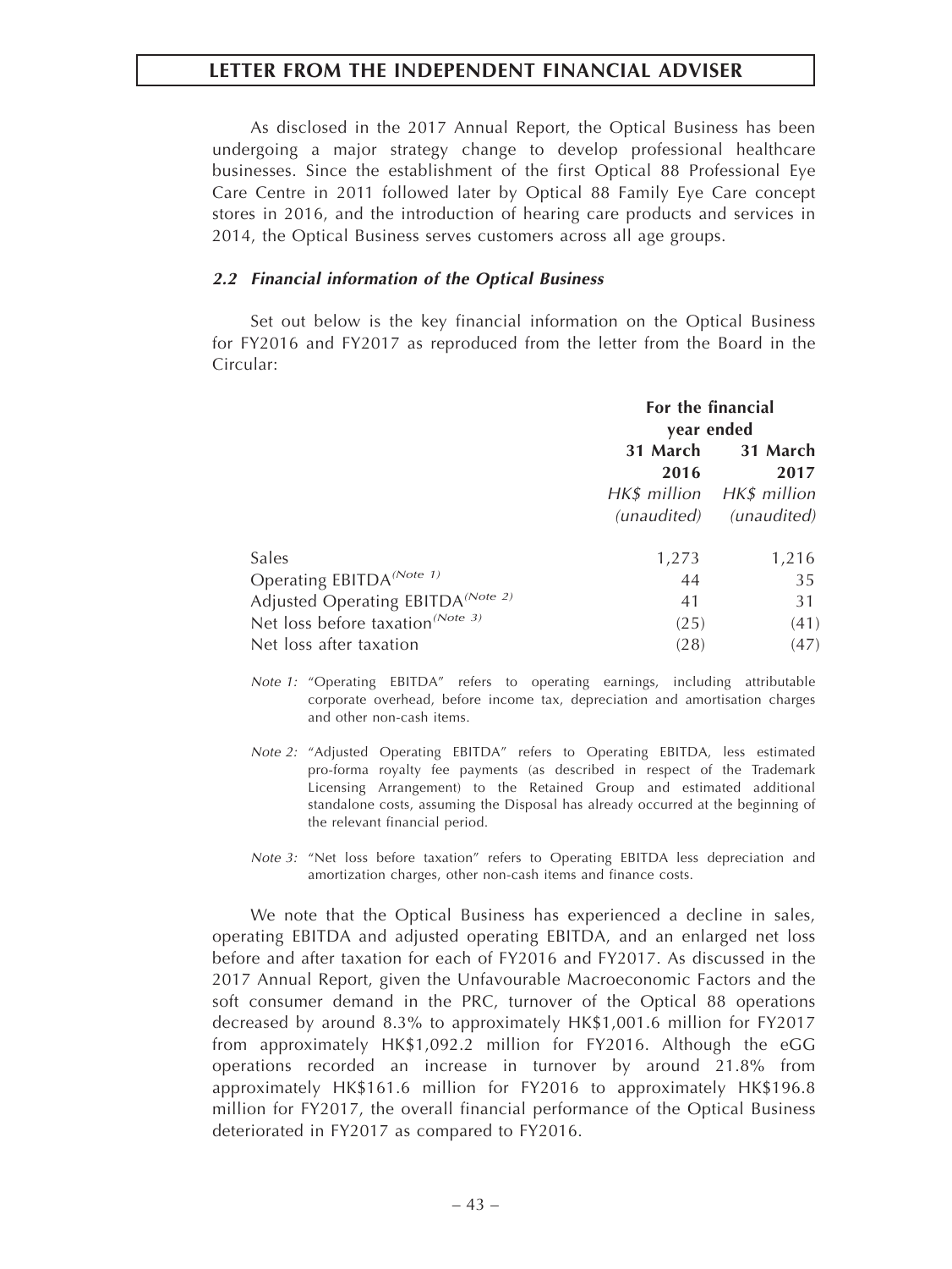As disclosed in the 2017 Annual Report, the Optical Business has been undergoing a major strategy change to develop professional healthcare businesses. Since the establishment of the first Optical 88 Professional Eye Care Centre in 2011 followed later by Optical 88 Family Eye Care concept stores in 2016, and the introduction of hearing care products and services in 2014, the Optical Business serves customers across all age groups.

### *2.2 Financial information of the Optical Business*

Set out below is the key financial information on the Optical Business for FY2016 and FY2017 as reproduced from the letter from the Board in the Circular:

| | For the financial year ended | |
|---|---|---|
| | **31 March 2016** | **31 March 2017** |
| | *HK$ million (unaudited)* | *HK$ million (unaudited)* |
| Sales | 1,273 | 1,216 |
| Operating EBITDA[(Note 1)] | 44 | 35 |
| Adjusted Operating EBITDA[(Note 2)] | 41 | 31 |
| Net loss before taxation[(Note 3)] | (25) | (41) |
| Net loss after taxation | (28) | (47) |

*Note 1:* "Operating EBITDA" refers to operating earnings, including attributable corporate overhead, before income tax, depreciation and amortisation charges and other non-cash items.

*Note 2:* "Adjusted Operating EBITDA" refers to Operating EBITDA, less estimated pro-forma royalty fee payments (as described in respect of the Trademark Licensing Arrangement) to the Retained Group and estimated additional standalone costs, assuming the Disposal has already occurred at the beginning of the relevant financial period.

*Note 3:* "Net loss before taxation" refers to Operating EBITDA less depreciation and amortization charges, other non-cash items and finance costs.

We note that the Optical Business has experienced a decline in sales, operating EBITDA and adjusted operating EBITDA, and an enlarged net loss before and after taxation for each of FY2016 and FY2017. As discussed in the 2017 Annual Report, given the Unfavourable Macroeconomic Factors and the soft consumer demand in the PRC, turnover of the Optical 88 operations decreased by around 8.3% to approximately HK$1,001.6 million for FY2017 from approximately HK$1,092.2 million for FY2016. Although the eGG operations recorded an increase in turnover by around 21.8% from approximately HK$161.6 million for FY2016 to approximately HK$196.8 million for FY2017, the overall financial performance of the Optical Business deteriorated in FY2017 as compared to FY2016.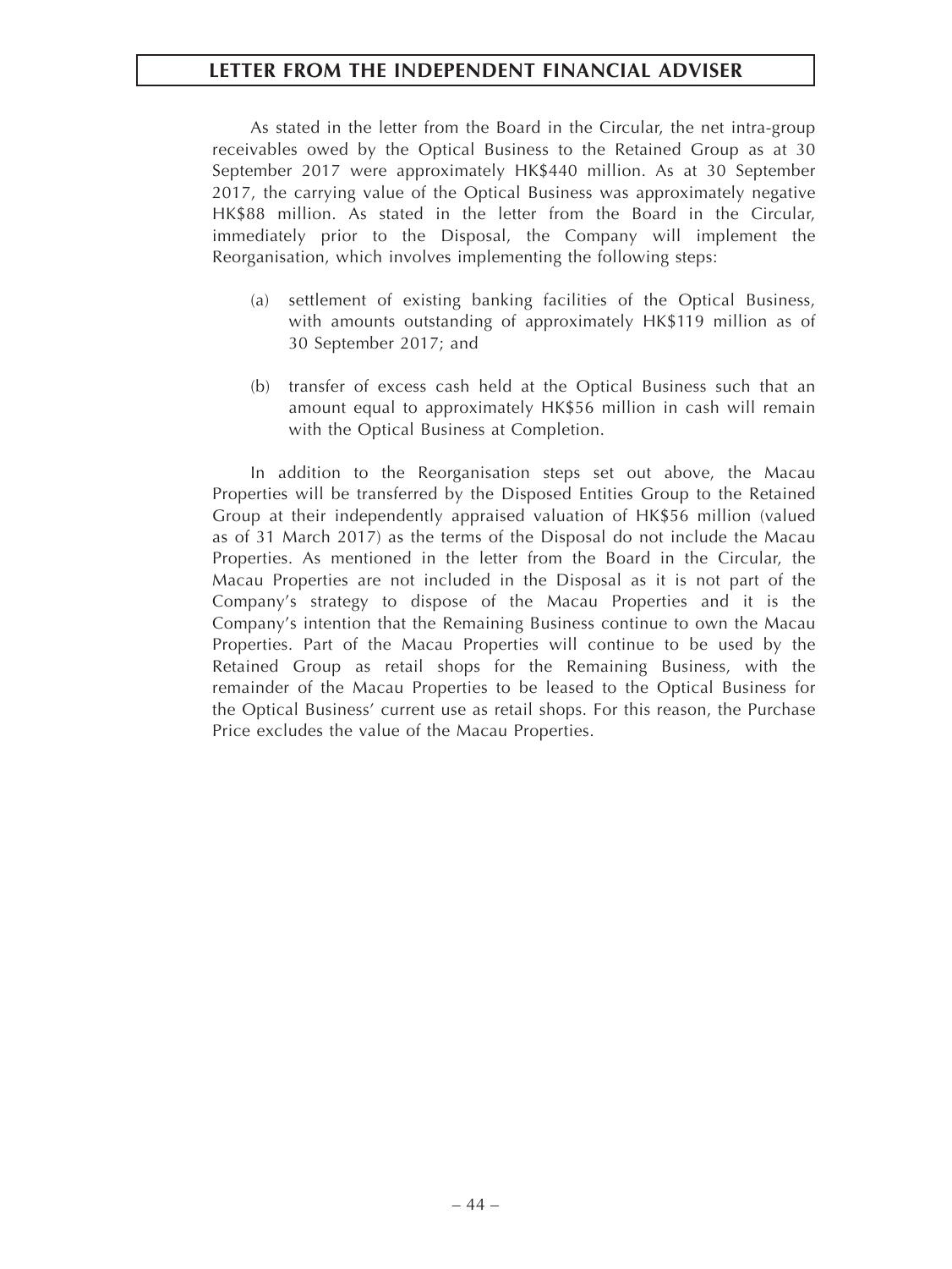As stated in the letter from the Board in the Circular, the net intra-group receivables owed by the Optical Business to the Retained Group as at 30 September 2017 were approximately HK$440 million. As at 30 September 2017, the carrying value of the Optical Business was approximately negative HK$88 million. As stated in the letter from the Board in the Circular, immediately prior to the Disposal, the Company will implement the Reorganisation, which involves implementing the following steps:

(a) settlement of existing banking facilities of the Optical Business, with amounts outstanding of approximately HK$119 million as of 30 September 2017; and

(b) transfer of excess cash held at the Optical Business such that an amount equal to approximately HK$56 million in cash will remain with the Optical Business at Completion.

In addition to the Reorganisation steps set out above, the Macau Properties will be transferred by the Disposed Entities Group to the Retained Group at their independently appraised valuation of HK$56 million (valued as of 31 March 2017) as the terms of the Disposal do not include the Macau Properties. As mentioned in the letter from the Board in the Circular, the Macau Properties are not included in the Disposal as it is not part of the Company's strategy to dispose of the Macau Properties and it is the Company's intention that the Remaining Business continue to own the Macau Properties. Part of the Macau Properties will continue to be used by the Retained Group as retail shops for the Remaining Business, with the remainder of the Macau Properties to be leased to the Optical Business for the Optical Business' current use as retail shops. For this reason, the Purchase Price excludes the value of the Macau Properties.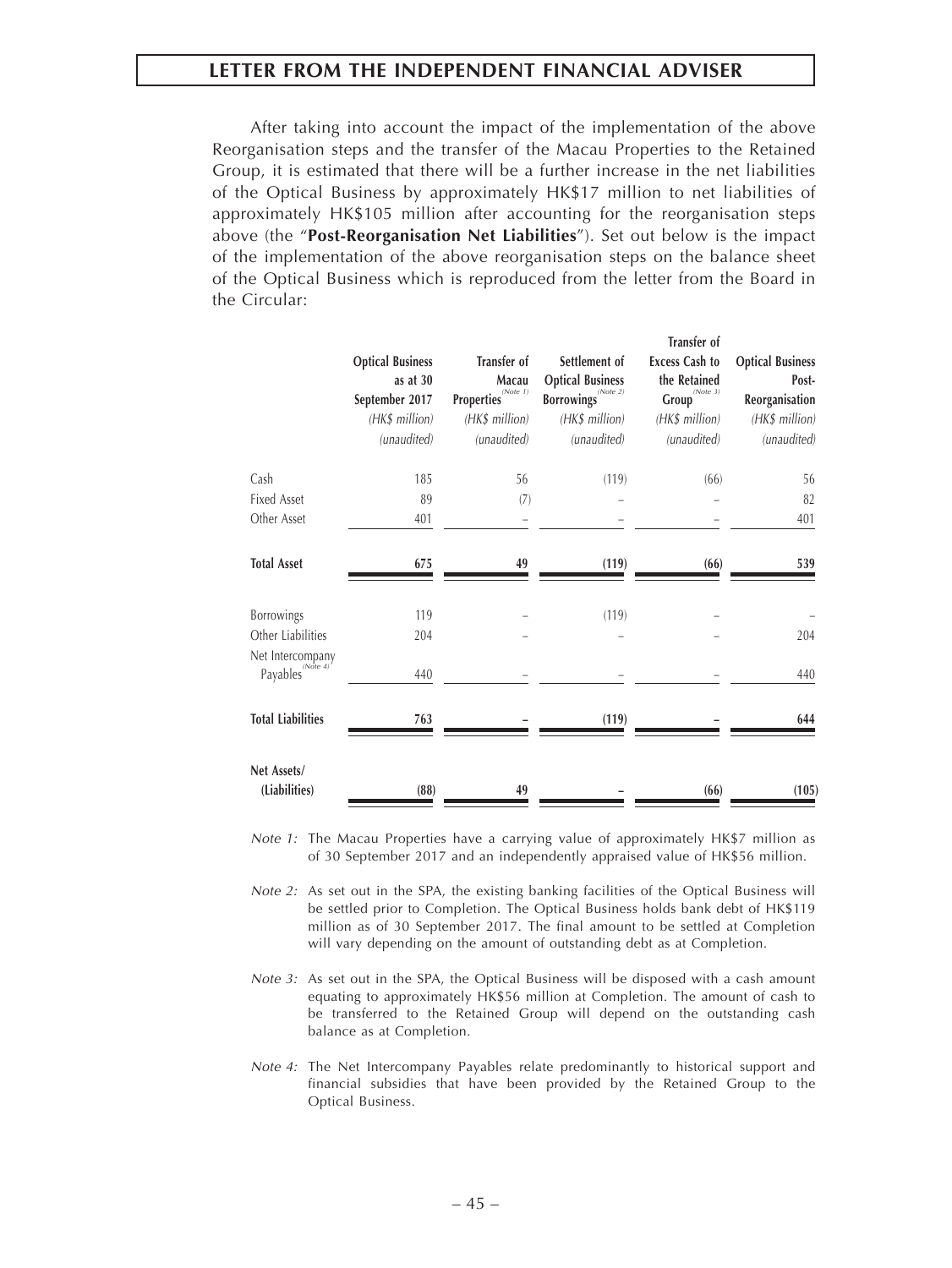## LETTER FROM THE INDEPENDENT FINANCIAL ADVISER

After taking into account the impact of the implementation of the above Reorganisation steps and the transfer of the Macau Properties to the Retained Group, it is estimated that there will be a further increase in the net liabilities of the Optical Business by approximately HK$17 million to net liabilities of approximately HK$105 million after accounting for the reorganisation steps above (the "**Post-Reorganisation Net Liabilities**"). Set out below is the impact of the implementation of the above reorganisation steps on the balance sheet of the Optical Business which is reproduced from the letter from the Board in the Circular:

| | Optical Business as at 30 September 2017 | Transfer of Macau Properties (Note 1) | Settlement of Optical Business Borrowings (Note 2) | Transfer of Excess Cash to the Retained Group (Note 3) | Optical Business Post-Reorganisation |
|---|---|---|---|---|---|
| | *(HK$ million)* | *(HK$ million)* | *(HK$ million)* | *(HK$ million)* | *(HK$ million)* |
| | *(unaudited)* | *(unaudited)* | *(unaudited)* | *(unaudited)* | *(unaudited)* |
| Cash | 185 | 56 | (119) | (66) | 56 |
| Fixed Asset | 89 | (7) | – | – | 82 |
| Other Asset | 401 | – | – | – | 401 |
| **Total Asset** | **675** | **49** | **(119)** | **(66)** | **539** |
| Borrowings | 119 | – | (119) | – | – |
| Other Liabilities | 204 | – | – | – | 204 |
| Net Intercompany Payables (Note 4) | 440 | – | – | – | 440 |
| **Total Liabilities** | **763** | **–** | **(119)** | **–** | **644** |
| **Net Assets/ (Liabilities)** | **(88)** | **49** | **–** | **(66)** | **(105)** |

*Note 1:* The Macau Properties have a carrying value of approximately HK$7 million as of 30 September 2017 and an independently appraised value of HK$56 million.

*Note 2:* As set out in the SPA, the existing banking facilities of the Optical Business will be settled prior to Completion. The Optical Business holds bank debt of HK$119 million as of 30 September 2017. The final amount to be settled at Completion will vary depending on the amount of outstanding debt as at Completion.

*Note 3:* As set out in the SPA, the Optical Business will be disposed with a cash amount equating to approximately HK$56 million at Completion. The amount of cash to be transferred to the Retained Group will depend on the outstanding cash balance as at Completion.

*Note 4:* The Net Intercompany Payables relate predominantly to historical support and financial subsidies that have been provided by the Retained Group to the Optical Business.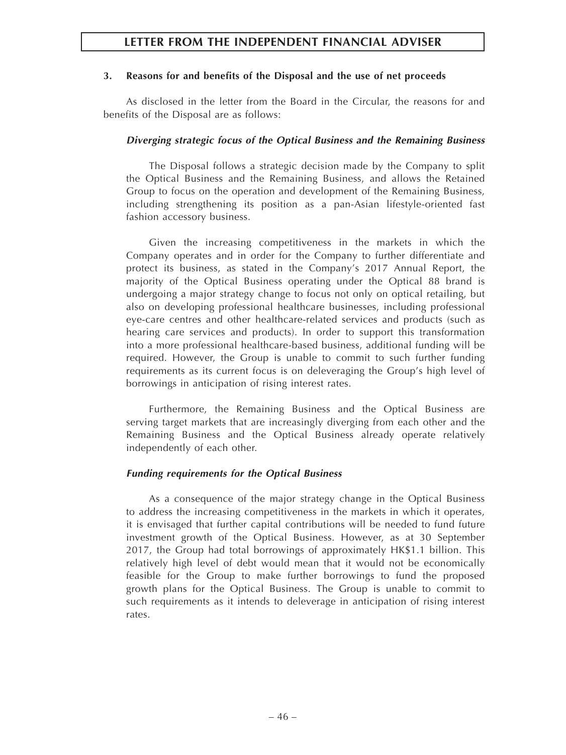### 3. Reasons for and benefits of the Disposal and the use of net proceeds

As disclosed in the letter from the Board in the Circular, the reasons for and benefits of the Disposal are as follows:

***Diverging strategic focus of the Optical Business and the Remaining Business***

The Disposal follows a strategic decision made by the Company to split the Optical Business and the Remaining Business, and allows the Retained Group to focus on the operation and development of the Remaining Business, including strengthening its position as a pan-Asian lifestyle-oriented fast fashion accessory business.

Given the increasing competitiveness in the markets in which the Company operates and in order for the Company to further differentiate and protect its business, as stated in the Company's 2017 Annual Report, the majority of the Optical Business operating under the Optical 88 brand is undergoing a major strategy change to focus not only on optical retailing, but also on developing professional healthcare businesses, including professional eye-care centres and other healthcare-related services and products (such as hearing care services and products). In order to support this transformation into a more professional healthcare-based business, additional funding will be required. However, the Group is unable to commit to such further funding requirements as its current focus is on deleveraging the Group's high level of borrowings in anticipation of rising interest rates.

Furthermore, the Remaining Business and the Optical Business are serving target markets that are increasingly diverging from each other and the Remaining Business and the Optical Business already operate relatively independently of each other.

***Funding requirements for the Optical Business***

As a consequence of the major strategy change in the Optical Business to address the increasing competitiveness in the markets in which it operates, it is envisaged that further capital contributions will be needed to fund future investment growth of the Optical Business. However, as at 30 September 2017, the Group had total borrowings of approximately HK$1.1 billion. This relatively high level of debt would mean that it would not be economically feasible for the Group to make further borrowings to fund the proposed growth plans for the Optical Business. The Group is unable to commit to such requirements as it intends to deleverage in anticipation of rising interest rates.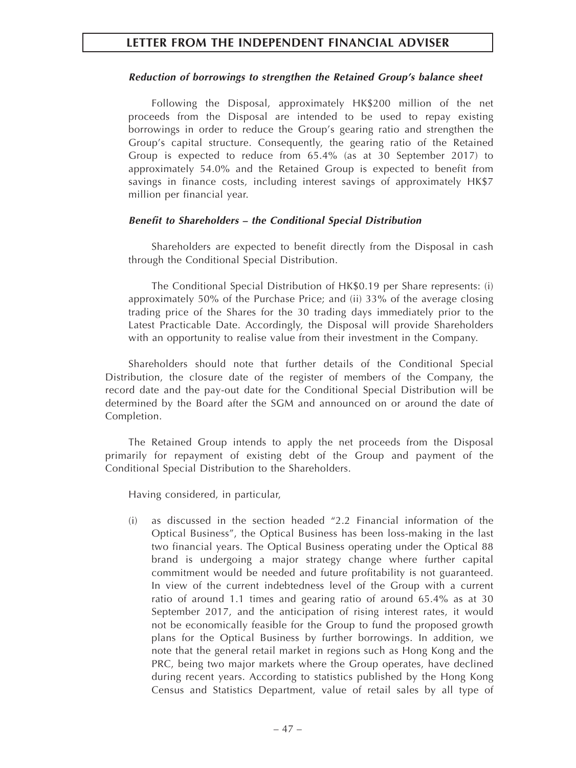***Reduction of borrowings to strengthen the Retained Group's balance sheet***

Following the Disposal, approximately HK$200 million of the net proceeds from the Disposal are intended to be used to repay existing borrowings in order to reduce the Group's gearing ratio and strengthen the Group's capital structure. Consequently, the gearing ratio of the Retained Group is expected to reduce from 65.4% (as at 30 September 2017) to approximately 54.0% and the Retained Group is expected to benefit from savings in finance costs, including interest savings of approximately HK$7 million per financial year.

***Benefit to Shareholders – the Conditional Special Distribution***

Shareholders are expected to benefit directly from the Disposal in cash through the Conditional Special Distribution.

The Conditional Special Distribution of HK$0.19 per Share represents: (i) approximately 50% of the Purchase Price; and (ii) 33% of the average closing trading price of the Shares for the 30 trading days immediately prior to the Latest Practicable Date. Accordingly, the Disposal will provide Shareholders with an opportunity to realise value from their investment in the Company.

Shareholders should note that further details of the Conditional Special Distribution, the closure date of the register of members of the Company, the record date and the pay-out date for the Conditional Special Distribution will be determined by the Board after the SGM and announced on or around the date of Completion.

The Retained Group intends to apply the net proceeds from the Disposal primarily for repayment of existing debt of the Group and payment of the Conditional Special Distribution to the Shareholders.

Having considered, in particular,

(i) as discussed in the section headed "2.2 Financial information of the Optical Business", the Optical Business has been loss-making in the last two financial years. The Optical Business operating under the Optical 88 brand is undergoing a major strategy change where further capital commitment would be needed and future profitability is not guaranteed. In view of the current indebtedness level of the Group with a current ratio of around 1.1 times and gearing ratio of around 65.4% as at 30 September 2017, and the anticipation of rising interest rates, it would not be economically feasible for the Group to fund the proposed growth plans for the Optical Business by further borrowings. In addition, we note that the general retail market in regions such as Hong Kong and the PRC, being two major markets where the Group operates, have declined during recent years. According to statistics published by the Hong Kong Census and Statistics Department, value of retail sales by all type of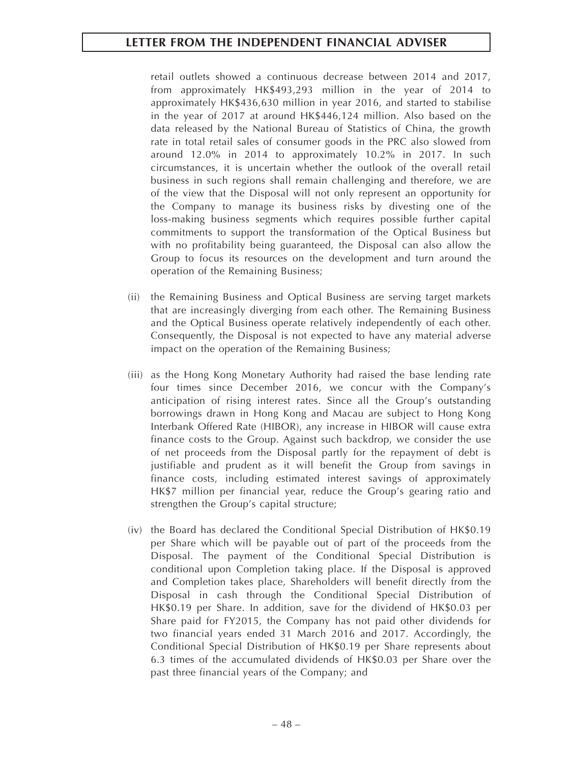retail outlets showed a continuous decrease between 2014 and 2017, from approximately HK$493,293 million in the year of 2014 to approximately HK$436,630 million in year 2016, and started to stabilise in the year of 2017 at around HK$446,124 million. Also based on the data released by the National Bureau of Statistics of China, the growth rate in total retail sales of consumer goods in the PRC also slowed from around 12.0% in 2014 to approximately 10.2% in 2017. In such circumstances, it is uncertain whether the outlook of the overall retail business in such regions shall remain challenging and therefore, we are of the view that the Disposal will not only represent an opportunity for the Company to manage its business risks by divesting one of the loss-making business segments which requires possible further capital commitments to support the transformation of the Optical Business but with no profitability being guaranteed, the Disposal can also allow the Group to focus its resources on the development and turn around the operation of the Remaining Business;

(ii) the Remaining Business and Optical Business are serving target markets that are increasingly diverging from each other. The Remaining Business and the Optical Business operate relatively independently of each other. Consequently, the Disposal is not expected to have any material adverse impact on the operation of the Remaining Business;

(iii) as the Hong Kong Monetary Authority had raised the base lending rate four times since December 2016, we concur with the Company's anticipation of rising interest rates. Since all the Group's outstanding borrowings drawn in Hong Kong and Macau are subject to Hong Kong Interbank Offered Rate (HIBOR), any increase in HIBOR will cause extra finance costs to the Group. Against such backdrop, we consider the use of net proceeds from the Disposal partly for the repayment of debt is justifiable and prudent as it will benefit the Group from savings in finance costs, including estimated interest savings of approximately HK$7 million per financial year, reduce the Group's gearing ratio and strengthen the Group's capital structure;

(iv) the Board has declared the Conditional Special Distribution of HK$0.19 per Share which will be payable out of part of the proceeds from the Disposal. The payment of the Conditional Special Distribution is conditional upon Completion taking place. If the Disposal is approved and Completion takes place, Shareholders will benefit directly from the Disposal in cash through the Conditional Special Distribution of HK$0.19 per Share. In addition, save for the dividend of HK$0.03 per Share paid for FY2015, the Company has not paid other dividends for two financial years ended 31 March 2016 and 2017. Accordingly, the Conditional Special Distribution of HK$0.19 per Share represents about 6.3 times of the accumulated dividends of HK$0.03 per Share over the past three financial years of the Company; and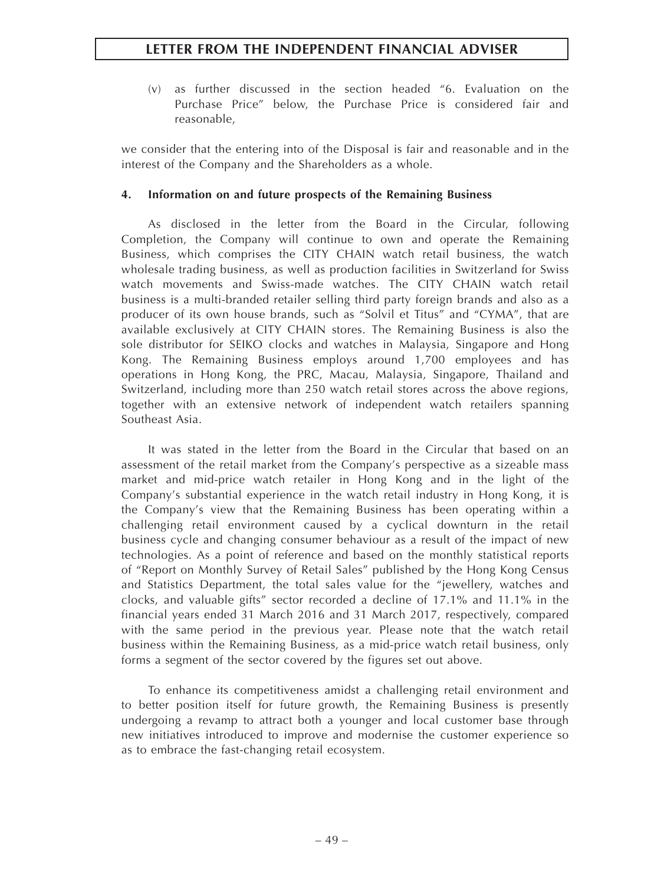(v) as further discussed in the section headed "6. Evaluation on the Purchase Price" below, the Purchase Price is considered fair and reasonable,

we consider that the entering into of the Disposal is fair and reasonable and in the interest of the Company and the Shareholders as a whole.

### 4. Information on and future prospects of the Remaining Business

As disclosed in the letter from the Board in the Circular, following Completion, the Company will continue to own and operate the Remaining Business, which comprises the CITY CHAIN watch retail business, the watch wholesale trading business, as well as production facilities in Switzerland for Swiss watch movements and Swiss-made watches. The CITY CHAIN watch retail business is a multi-branded retailer selling third party foreign brands and also as a producer of its own house brands, such as "Solvil et Titus" and "CYMA", that are available exclusively at CITY CHAIN stores. The Remaining Business is also the sole distributor for SEIKO clocks and watches in Malaysia, Singapore and Hong Kong. The Remaining Business employs around 1,700 employees and has operations in Hong Kong, the PRC, Macau, Malaysia, Singapore, Thailand and Switzerland, including more than 250 watch retail stores across the above regions, together with an extensive network of independent watch retailers spanning Southeast Asia.

It was stated in the letter from the Board in the Circular that based on an assessment of the retail market from the Company's perspective as a sizeable mass market and mid-price watch retailer in Hong Kong and in the light of the Company's substantial experience in the watch retail industry in Hong Kong, it is the Company's view that the Remaining Business has been operating within a challenging retail environment caused by a cyclical downturn in the retail business cycle and changing consumer behaviour as a result of the impact of new technologies. As a point of reference and based on the monthly statistical reports of "Report on Monthly Survey of Retail Sales" published by the Hong Kong Census and Statistics Department, the total sales value for the "jewellery, watches and clocks, and valuable gifts" sector recorded a decline of 17.1% and 11.1% in the financial years ended 31 March 2016 and 31 March 2017, respectively, compared with the same period in the previous year. Please note that the watch retail business within the Remaining Business, as a mid-price watch retail business, only forms a segment of the sector covered by the figures set out above.

To enhance its competitiveness amidst a challenging retail environment and to better position itself for future growth, the Remaining Business is presently undergoing a revamp to attract both a younger and local customer base through new initiatives introduced to improve and modernise the customer experience so as to embrace the fast-changing retail ecosystem.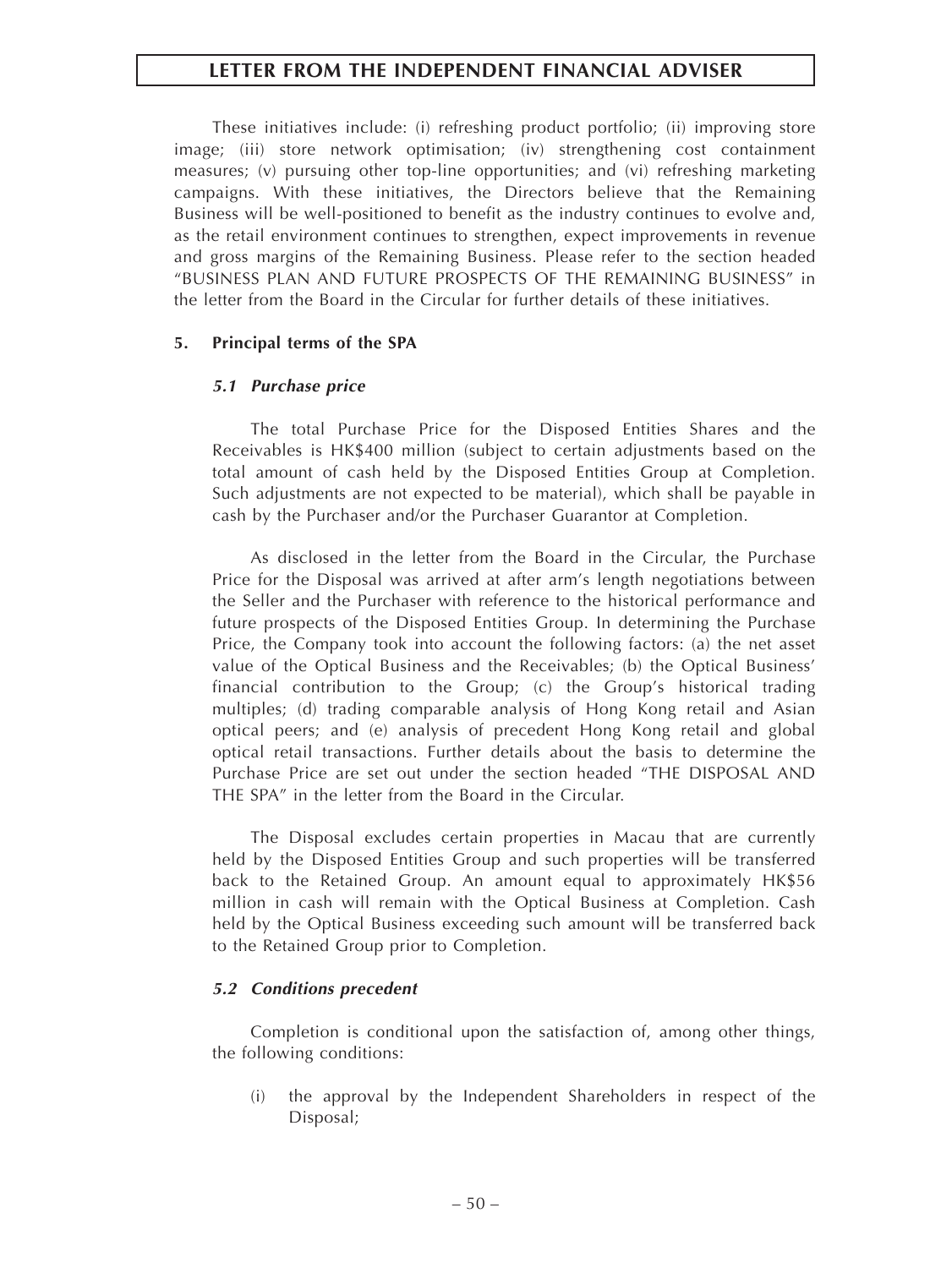These initiatives include: (i) refreshing product portfolio; (ii) improving store image; (iii) store network optimisation; (iv) strengthening cost containment measures; (v) pursuing other top-line opportunities; and (vi) refreshing marketing campaigns. With these initiatives, the Directors believe that the Remaining Business will be well-positioned to benefit as the industry continues to evolve and, as the retail environment continues to strengthen, expect improvements in revenue and gross margins of the Remaining Business. Please refer to the section headed "BUSINESS PLAN AND FUTURE PROSPECTS OF THE REMAINING BUSINESS" in the letter from the Board in the Circular for further details of these initiatives.

## 5. Principal terms of the SPA

### *5.1 Purchase price*

The total Purchase Price for the Disposed Entities Shares and the Receivables is HK$400 million (subject to certain adjustments based on the total amount of cash held by the Disposed Entities Group at Completion. Such adjustments are not expected to be material), which shall be payable in cash by the Purchaser and/or the Purchaser Guarantor at Completion.

As disclosed in the letter from the Board in the Circular, the Purchase Price for the Disposal was arrived at after arm's length negotiations between the Seller and the Purchaser with reference to the historical performance and future prospects of the Disposed Entities Group. In determining the Purchase Price, the Company took into account the following factors: (a) the net asset value of the Optical Business and the Receivables; (b) the Optical Business' financial contribution to the Group; (c) the Group's historical trading multiples; (d) trading comparable analysis of Hong Kong retail and Asian optical peers; and (e) analysis of precedent Hong Kong retail and global optical retail transactions. Further details about the basis to determine the Purchase Price are set out under the section headed "THE DISPOSAL AND THE SPA" in the letter from the Board in the Circular.

The Disposal excludes certain properties in Macau that are currently held by the Disposed Entities Group and such properties will be transferred back to the Retained Group. An amount equal to approximately HK$56 million in cash will remain with the Optical Business at Completion. Cash held by the Optical Business exceeding such amount will be transferred back to the Retained Group prior to Completion.

### *5.2 Conditions precedent*

Completion is conditional upon the satisfaction of, among other things, the following conditions:

(i) the approval by the Independent Shareholders in respect of the Disposal;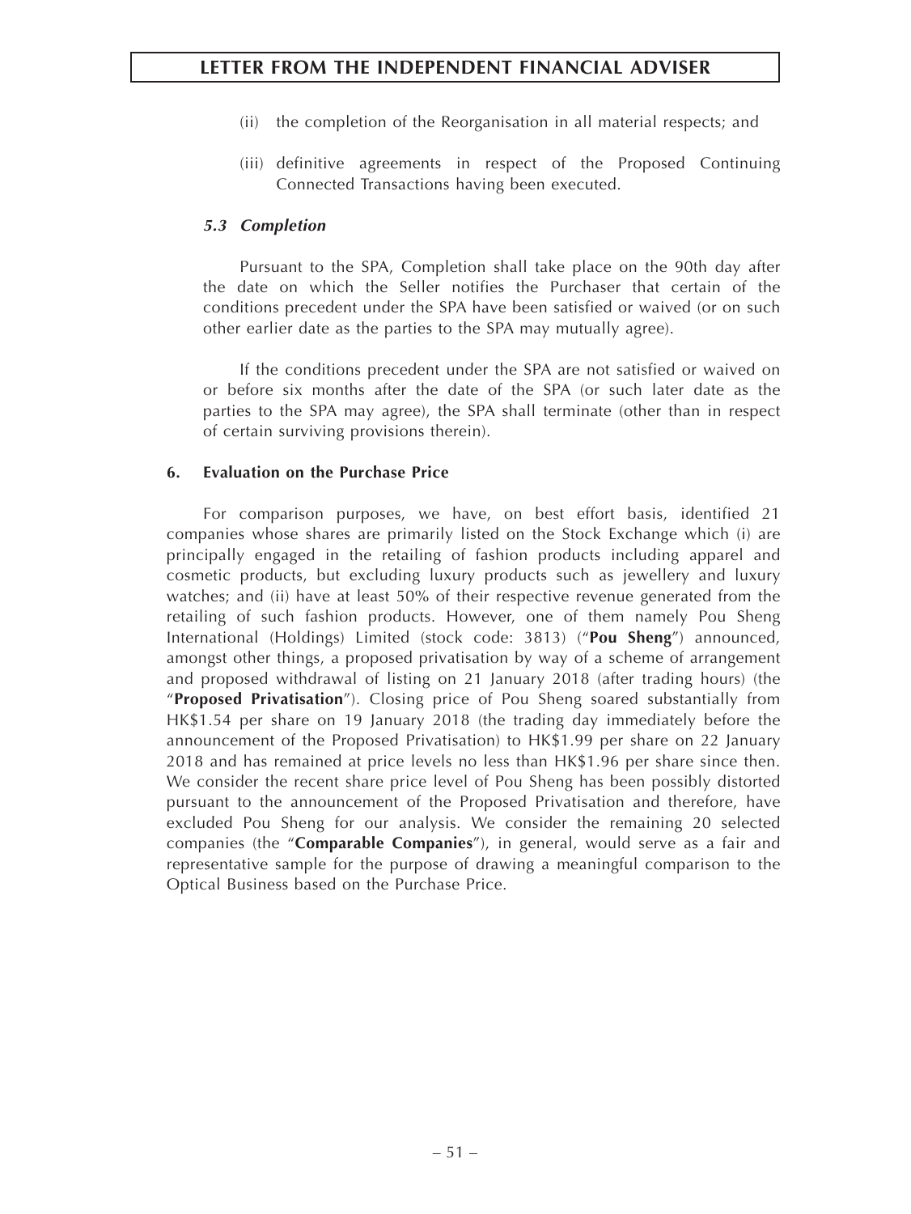(ii) the completion of the Reorganisation in all material respects; and

(iii) definitive agreements in respect of the Proposed Continuing Connected Transactions having been executed.

### *5.3 Completion*

Pursuant to the SPA, Completion shall take place on the 90th day after the date on which the Seller notifies the Purchaser that certain of the conditions precedent under the SPA have been satisfied or waived (or on such other earlier date as the parties to the SPA may mutually agree).

If the conditions precedent under the SPA are not satisfied or waived on or before six months after the date of the SPA (or such later date as the parties to the SPA may agree), the SPA shall terminate (other than in respect of certain surviving provisions therein).

## 6. Evaluation on the Purchase Price

For comparison purposes, we have, on best effort basis, identified 21 companies whose shares are primarily listed on the Stock Exchange which (i) are principally engaged in the retailing of fashion products including apparel and cosmetic products, but excluding luxury products such as jewellery and luxury watches; and (ii) have at least 50% of their respective revenue generated from the retailing of such fashion products. However, one of them namely Pou Sheng International (Holdings) Limited (stock code: 3813) ("**Pou Sheng**") announced, amongst other things, a proposed privatisation by way of a scheme of arrangement and proposed withdrawal of listing on 21 January 2018 (after trading hours) (the "**Proposed Privatisation**"). Closing price of Pou Sheng soared substantially from HK$1.54 per share on 19 January 2018 (the trading day immediately before the announcement of the Proposed Privatisation) to HK$1.99 per share on 22 January 2018 and has remained at price levels no less than HK$1.96 per share since then. We consider the recent share price level of Pou Sheng has been possibly distorted pursuant to the announcement of the Proposed Privatisation and therefore, have excluded Pou Sheng for our analysis. We consider the remaining 20 selected companies (the "**Comparable Companies**"), in general, would serve as a fair and representative sample for the purpose of drawing a meaningful comparison to the Optical Business based on the Purchase Price.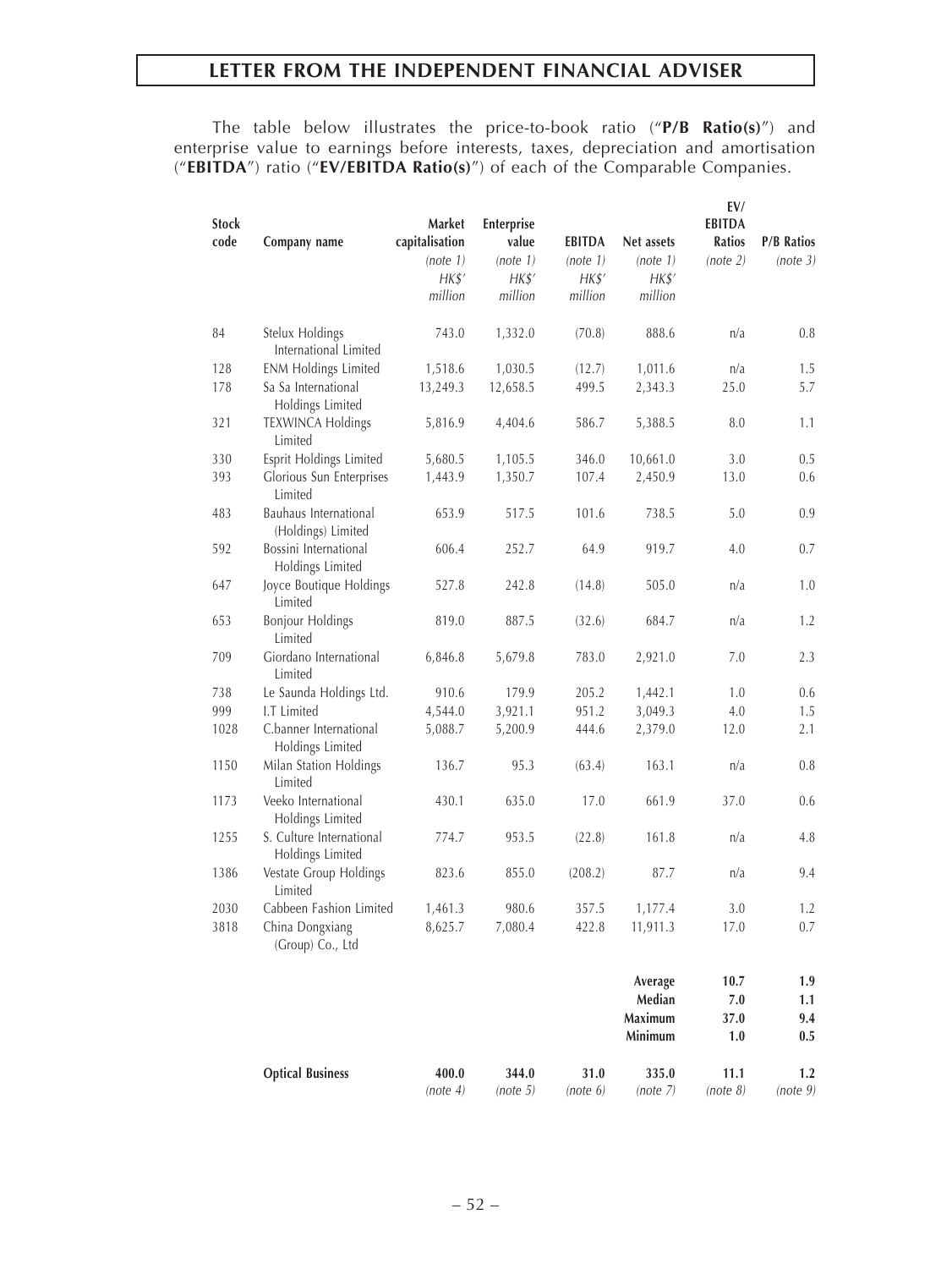## LETTER FROM THE INDEPENDENT FINANCIAL ADVISER

The table below illustrates the price-to-book ratio ("**P/B Ratio(s)**") and enterprise value to earnings before interests, taxes, depreciation and amortisation ("**EBITDA**") ratio ("**EV/EBITDA Ratio(s)**") of each of the Comparable Companies.

| Stock code | Company name | Market capitalisation (note 1) HK$' million | Enterprise value (note 1) HK$' million | EBITDA (note 1) HK$' million | Net assets (note 1) HK$' million | EV/ EBITDA Ratios (note 2) | P/B Ratios (note 3) |
|---|---|---|---|---|---|---|---|
| 84 | Stelux Holdings International Limited | 743.0 | 1,332.0 | (70.8) | 888.6 | n/a | 0.8 |
| 128 | ENM Holdings Limited | 1,518.6 | 1,030.5 | (12.7) | 1,011.6 | n/a | 1.5 |
| 178 | Sa Sa International Holdings Limited | 13,249.3 | 12,658.5 | 499.5 | 2,343.3 | 25.0 | 5.7 |
| 321 | TEXWINCA Holdings Limited | 5,816.9 | 4,404.6 | 586.7 | 5,388.5 | 8.0 | 1.1 |
| 330 | Esprit Holdings Limited | 5,680.5 | 1,105.5 | 346.0 | 10,661.0 | 3.0 | 0.5 |
| 393 | Glorious Sun Enterprises Limited | 1,443.9 | 1,350.7 | 107.4 | 2,450.9 | 13.0 | 0.6 |
| 483 | Bauhaus International (Holdings) Limited | 653.9 | 517.5 | 101.6 | 738.5 | 5.0 | 0.9 |
| 592 | Bossini International Holdings Limited | 606.4 | 252.7 | 64.9 | 919.7 | 4.0 | 0.7 |
| 647 | Joyce Boutique Holdings Limited | 527.8 | 242.8 | (14.8) | 505.0 | n/a | 1.0 |
| 653 | Bonjour Holdings Limited | 819.0 | 887.5 | (32.6) | 684.7 | n/a | 1.2 |
| 709 | Giordano International Limited | 6,846.8 | 5,679.8 | 783.0 | 2,921.0 | 7.0 | 2.3 |
| 738 | Le Saunda Holdings Ltd. | 910.6 | 179.9 | 205.2 | 1,442.1 | 1.0 | 0.6 |
| 999 | I.T Limited | 4,544.0 | 3,921.1 | 951.2 | 3,049.3 | 4.0 | 1.5 |
| 1028 | C.banner International Holdings Limited | 5,088.7 | 5,200.9 | 444.6 | 2,379.0 | 12.0 | 2.1 |
| 1150 | Milan Station Holdings Limited | 136.7 | 95.3 | (63.4) | 163.1 | n/a | 0.8 |
| 1173 | Veeko International Holdings Limited | 430.1 | 635.0 | 17.0 | 661.9 | 37.0 | 0.6 |
| 1255 | S. Culture International Holdings Limited | 774.7 | 953.5 | (22.8) | 161.8 | n/a | 4.8 |
| 1386 | Vestate Group Holdings Limited | 823.6 | 855.0 | (208.2) | 87.7 | n/a | 9.4 |
| 2030 | Cabbeen Fashion Limited | 1,461.3 | 980.6 | 357.5 | 1,177.4 | 3.0 | 1.2 |
| 3818 | China Dongxiang (Group) Co., Ltd | 8,625.7 | 7,080.4 | 422.8 | 11,911.3 | 17.0 | 0.7 |
| | | | | | **Average** | **10.7** | **1.9** |
| | | | | | **Median** | **7.0** | **1.1** |
| | | | | | **Maximum** | **37.0** | **9.4** |
| | | | | | **Minimum** | **1.0** | **0.5** |
| | **Optical Business** | **400.0** (note 4) | **344.0** (note 5) | **31.0** (note 6) | **335.0** (note 7) | **11.1** (note 8) | **1.2** (note 9) |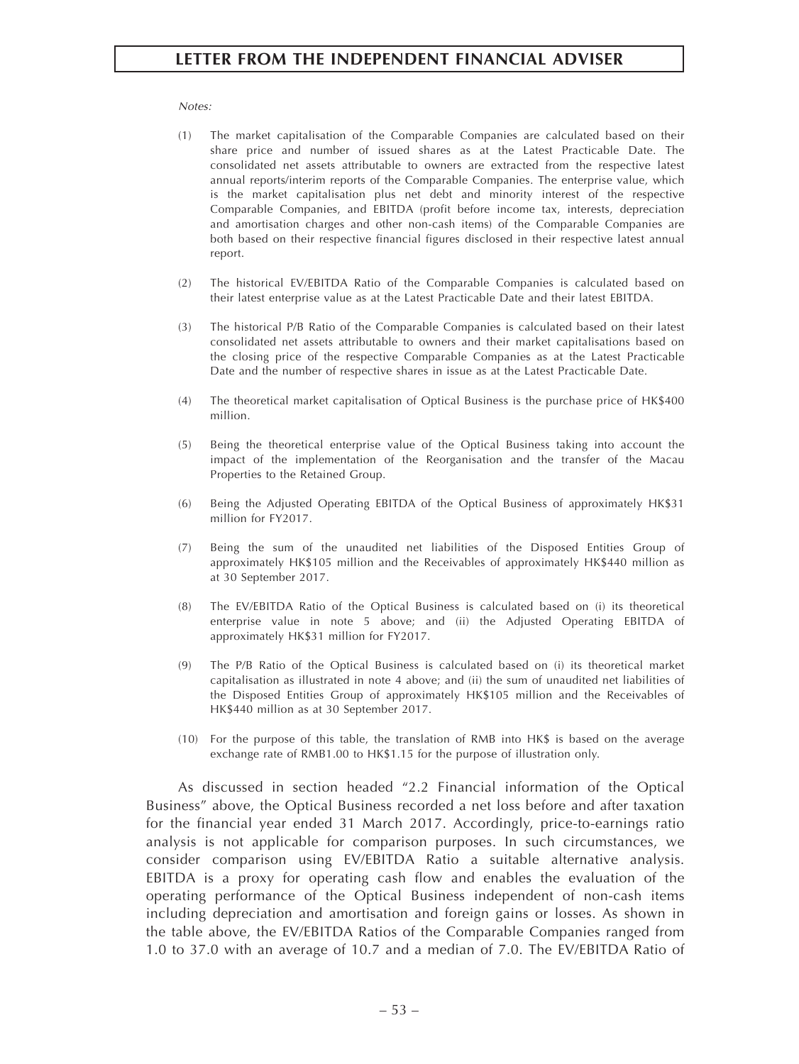*Notes:*

(1) The market capitalisation of the Comparable Companies are calculated based on their share price and number of issued shares as at the Latest Practicable Date. The consolidated net assets attributable to owners are extracted from the respective latest annual reports/interim reports of the Comparable Companies. The enterprise value, which is the market capitalisation plus net debt and minority interest of the respective Comparable Companies, and EBITDA (profit before income tax, interests, depreciation and amortisation charges and other non-cash items) of the Comparable Companies are both based on their respective financial figures disclosed in their respective latest annual report.

(2) The historical EV/EBITDA Ratio of the Comparable Companies is calculated based on their latest enterprise value as at the Latest Practicable Date and their latest EBITDA.

(3) The historical P/B Ratio of the Comparable Companies is calculated based on their latest consolidated net assets attributable to owners and their market capitalisations based on the closing price of the respective Comparable Companies as at the Latest Practicable Date and the number of respective shares in issue as at the Latest Practicable Date.

(4) The theoretical market capitalisation of Optical Business is the purchase price of HK$400 million.

(5) Being the theoretical enterprise value of the Optical Business taking into account the impact of the implementation of the Reorganisation and the transfer of the Macau Properties to the Retained Group.

(6) Being the Adjusted Operating EBITDA of the Optical Business of approximately HK$31 million for FY2017.

(7) Being the sum of the unaudited net liabilities of the Disposed Entities Group of approximately HK$105 million and the Receivables of approximately HK$440 million as at 30 September 2017.

(8) The EV/EBITDA Ratio of the Optical Business is calculated based on (i) its theoretical enterprise value in note 5 above; and (ii) the Adjusted Operating EBITDA of approximately HK$31 million for FY2017.

(9) The P/B Ratio of the Optical Business is calculated based on (i) its theoretical market capitalisation as illustrated in note 4 above; and (ii) the sum of unaudited net liabilities of the Disposed Entities Group of approximately HK$105 million and the Receivables of HK$440 million as at 30 September 2017.

(10) For the purpose of this table, the translation of RMB into HK$ is based on the average exchange rate of RMB1.00 to HK$1.15 for the purpose of illustration only.

As discussed in section headed "2.2 Financial information of the Optical Business" above, the Optical Business recorded a net loss before and after taxation for the financial year ended 31 March 2017. Accordingly, price-to-earnings ratio analysis is not applicable for comparison purposes. In such circumstances, we consider comparison using EV/EBITDA Ratio a suitable alternative analysis. EBITDA is a proxy for operating cash flow and enables the evaluation of the operating performance of the Optical Business independent of non-cash items including depreciation and amortisation and foreign gains or losses. As shown in the table above, the EV/EBITDA Ratios of the Comparable Companies ranged from 1.0 to 37.0 with an average of 10.7 and a median of 7.0. The EV/EBITDA Ratio of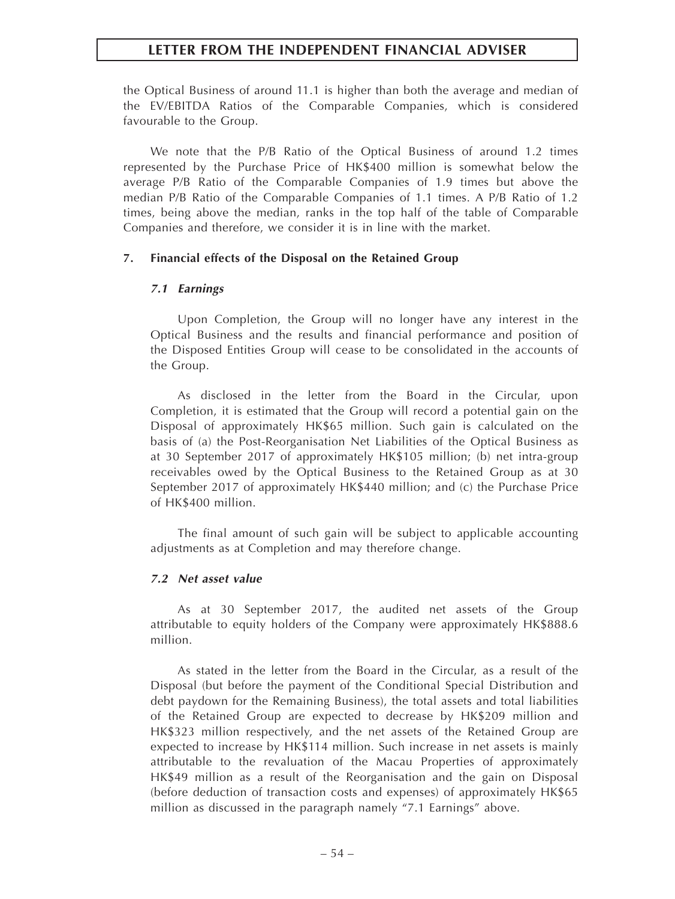the Optical Business of around 11.1 is higher than both the average and median of the EV/EBITDA Ratios of the Comparable Companies, which is considered favourable to the Group.

We note that the P/B Ratio of the Optical Business of around 1.2 times represented by the Purchase Price of HK$400 million is somewhat below the average P/B Ratio of the Comparable Companies of 1.9 times but above the median P/B Ratio of the Comparable Companies of 1.1 times. A P/B Ratio of 1.2 times, being above the median, ranks in the top half of the table of Comparable Companies and therefore, we consider it is in line with the market.

### 7. Financial effects of the Disposal on the Retained Group

#### *7.1 Earnings*

Upon Completion, the Group will no longer have any interest in the Optical Business and the results and financial performance and position of the Disposed Entities Group will cease to be consolidated in the accounts of the Group.

As disclosed in the letter from the Board in the Circular, upon Completion, it is estimated that the Group will record a potential gain on the Disposal of approximately HK$65 million. Such gain is calculated on the basis of (a) the Post-Reorganisation Net Liabilities of the Optical Business as at 30 September 2017 of approximately HK$105 million; (b) net intra-group receivables owed by the Optical Business to the Retained Group as at 30 September 2017 of approximately HK$440 million; and (c) the Purchase Price of HK$400 million.

The final amount of such gain will be subject to applicable accounting adjustments as at Completion and may therefore change.

#### *7.2 Net asset value*

As at 30 September 2017, the audited net assets of the Group attributable to equity holders of the Company were approximately HK$888.6 million.

As stated in the letter from the Board in the Circular, as a result of the Disposal (but before the payment of the Conditional Special Distribution and debt paydown for the Remaining Business), the total assets and total liabilities of the Retained Group are expected to decrease by HK$209 million and HK$323 million respectively, and the net assets of the Retained Group are expected to increase by HK$114 million. Such increase in net assets is mainly attributable to the revaluation of the Macau Properties of approximately HK$49 million as a result of the Reorganisation and the gain on Disposal (before deduction of transaction costs and expenses) of approximately HK$65 million as discussed in the paragraph namely "7.1 Earnings" above.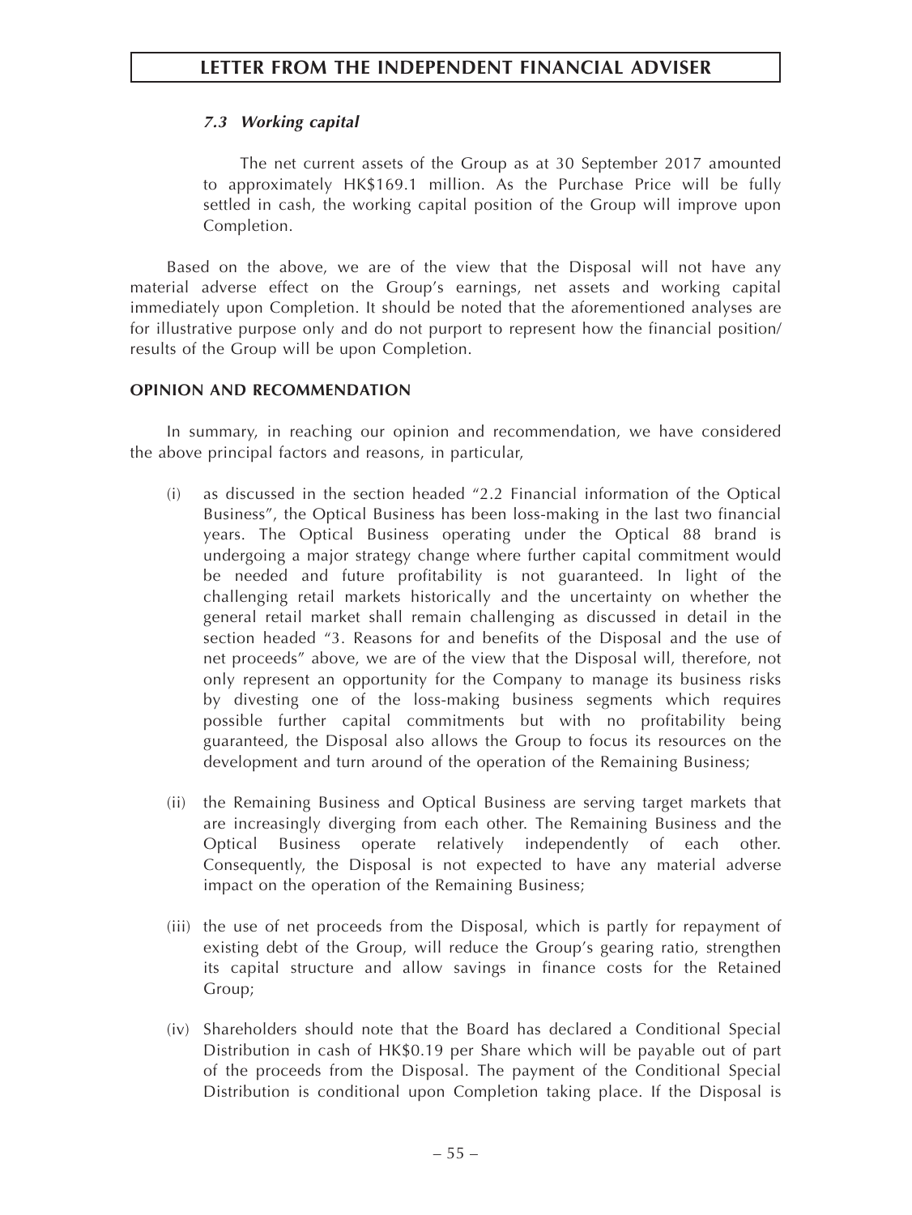### *7.3 Working capital*

The net current assets of the Group as at 30 September 2017 amounted to approximately HK$169.1 million. As the Purchase Price will be fully settled in cash, the working capital position of the Group will improve upon Completion.

Based on the above, we are of the view that the Disposal will not have any material adverse effect on the Group's earnings, net assets and working capital immediately upon Completion. It should be noted that the aforementioned analyses are for illustrative purpose only and do not purport to represent how the financial position/ results of the Group will be upon Completion.

**OPINION AND RECOMMENDATION**

In summary, in reaching our opinion and recommendation, we have considered the above principal factors and reasons, in particular,

(i) as discussed in the section headed "2.2 Financial information of the Optical Business", the Optical Business has been loss-making in the last two financial years. The Optical Business operating under the Optical 88 brand is undergoing a major strategy change where further capital commitment would be needed and future profitability is not guaranteed. In light of the challenging retail markets historically and the uncertainty on whether the general retail market shall remain challenging as discussed in detail in the section headed "3. Reasons for and benefits of the Disposal and the use of net proceeds" above, we are of the view that the Disposal will, therefore, not only represent an opportunity for the Company to manage its business risks by divesting one of the loss-making business segments which requires possible further capital commitments but with no profitability being guaranteed, the Disposal also allows the Group to focus its resources on the development and turn around of the operation of the Remaining Business;

(ii) the Remaining Business and Optical Business are serving target markets that are increasingly diverging from each other. The Remaining Business and the Optical Business operate relatively independently of each other. Consequently, the Disposal is not expected to have any material adverse impact on the operation of the Remaining Business;

(iii) the use of net proceeds from the Disposal, which is partly for repayment of existing debt of the Group, will reduce the Group's gearing ratio, strengthen its capital structure and allow savings in finance costs for the Retained Group;

(iv) Shareholders should note that the Board has declared a Conditional Special Distribution in cash of HK$0.19 per Share which will be payable out of part of the proceeds from the Disposal. The payment of the Conditional Special Distribution is conditional upon Completion taking place. If the Disposal is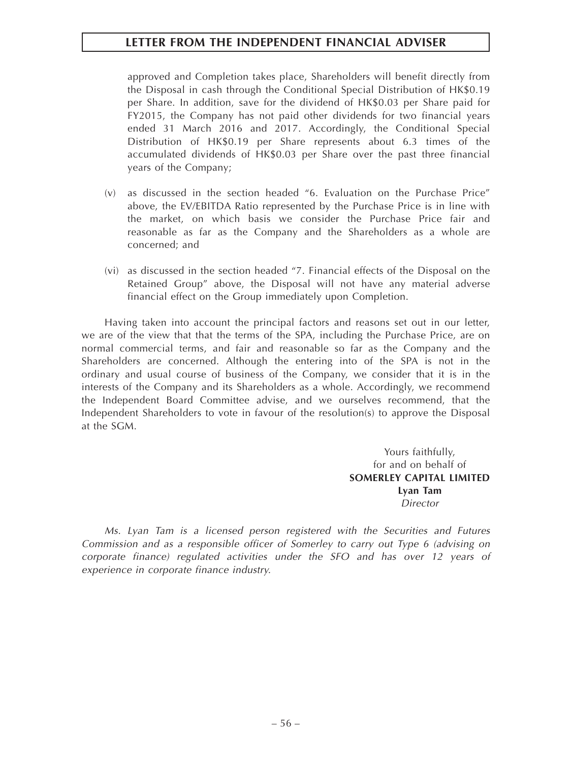approved and Completion takes place, Shareholders will benefit directly from the Disposal in cash through the Conditional Special Distribution of HK$0.19 per Share. In addition, save for the dividend of HK$0.03 per Share paid for FY2015, the Company has not paid other dividends for two financial years ended 31 March 2016 and 2017. Accordingly, the Conditional Special Distribution of HK$0.19 per Share represents about 6.3 times of the accumulated dividends of HK$0.03 per Share over the past three financial years of the Company;

(v) as discussed in the section headed "6. Evaluation on the Purchase Price" above, the EV/EBITDA Ratio represented by the Purchase Price is in line with the market, on which basis we consider the Purchase Price fair and reasonable as far as the Company and the Shareholders as a whole are concerned; and

(vi) as discussed in the section headed "7. Financial effects of the Disposal on the Retained Group" above, the Disposal will not have any material adverse financial effect on the Group immediately upon Completion.

Having taken into account the principal factors and reasons set out in our letter, we are of the view that that the terms of the SPA, including the Purchase Price, are on normal commercial terms, and fair and reasonable so far as the Company and the Shareholders are concerned. Although the entering into of the SPA is not in the ordinary and usual course of business of the Company, we consider that it is in the interests of the Company and its Shareholders as a whole. Accordingly, we recommend the Independent Board Committee advise, and we ourselves recommend, that the Independent Shareholders to vote in favour of the resolution(s) to approve the Disposal at the SGM.

Yours faithfully,
for and on behalf of
**SOMERLEY CAPITAL LIMITED**
**Lyan Tam**
*Director*

*Ms. Lyan Tam is a licensed person registered with the Securities and Futures Commission and as a responsible officer of Somerley to carry out Type 6 (advising on corporate finance) regulated activities under the SFO and has over 12 years of experience in corporate finance industry.*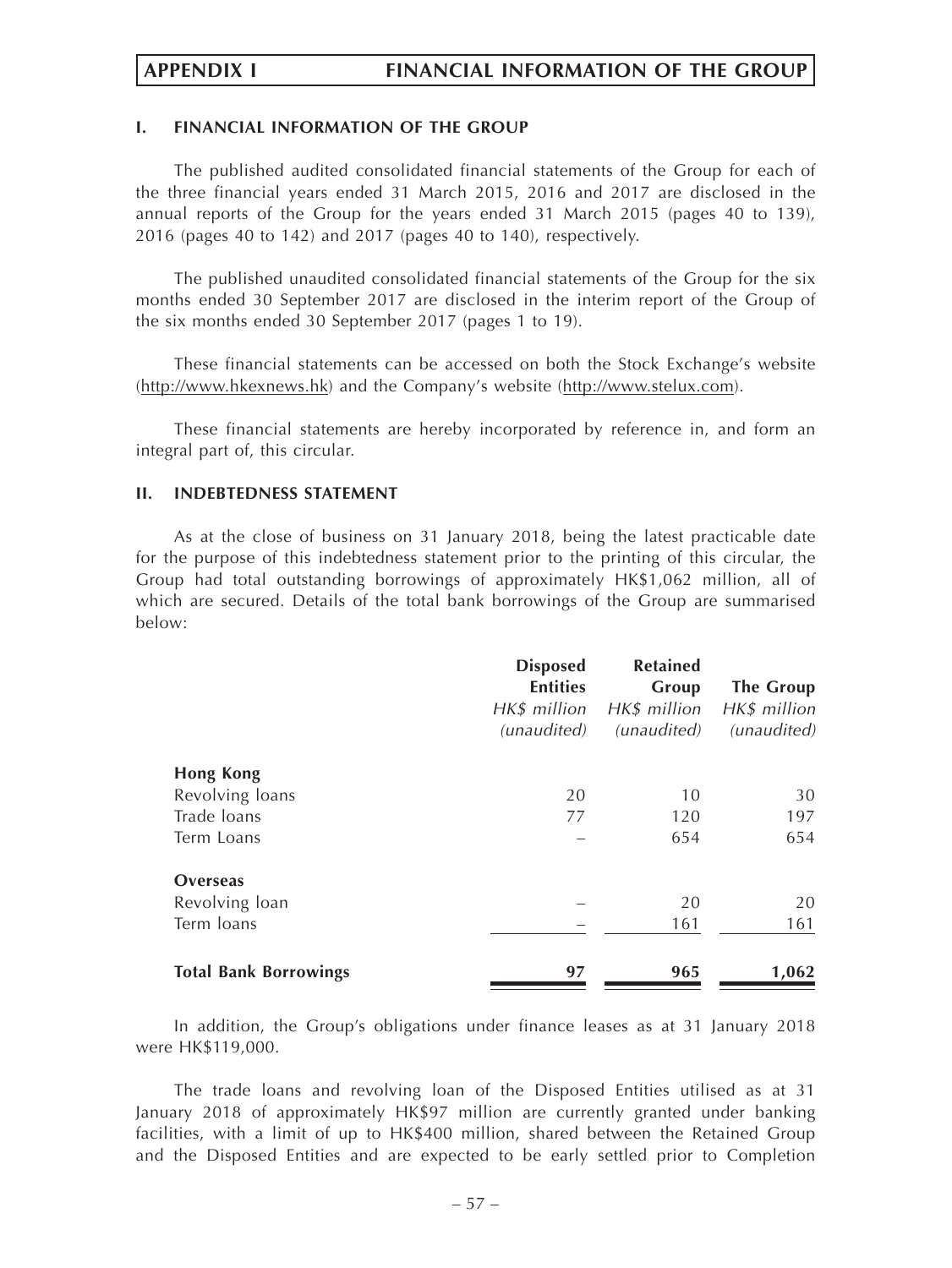# APPENDIX I FINANCIAL INFORMATION OF THE GROUP

## I. FINANCIAL INFORMATION OF THE GROUP

The published audited consolidated financial statements of the Group for each of the three financial years ended 31 March 2015, 2016 and 2017 are disclosed in the annual reports of the Group for the years ended 31 March 2015 (pages 40 to 139), 2016 (pages 40 to 142) and 2017 (pages 40 to 140), respectively.

The published unaudited consolidated financial statements of the Group for the six months ended 30 September 2017 are disclosed in the interim report of the Group of the six months ended 30 September 2017 (pages 1 to 19).

These financial statements can be accessed on both the Stock Exchange's website (http://www.hkexnews.hk) and the Company's website (http://www.stelux.com).

These financial statements are hereby incorporated by reference in, and form an integral part of, this circular.

## II. INDEBTEDNESS STATEMENT

As at the close of business on 31 January 2018, being the latest practicable date for the purpose of this indebtedness statement prior to the printing of this circular, the Group had total outstanding borrowings of approximately HK$1,062 million, all of which are secured. Details of the total bank borrowings of the Group are summarised below:

| | **Disposed Entities** | **Retained Group** | **The Group** |
|---|---|---|---|
| | *HK$ million* *(unaudited)* | *HK$ million* *(unaudited)* | *HK$ million* *(unaudited)* |
| **Hong Kong** | | | |
| Revolving loans | 20 | 10 | 30 |
| Trade loans | 77 | 120 | 197 |
| Term Loans | – | 654 | 654 |
| **Overseas** | | | |
| Revolving loan | – | 20 | 20 |
| Term loans | – | 161 | 161 |
| **Total Bank Borrowings** | **97** | **965** | **1,062** |

In addition, the Group's obligations under finance leases as at 31 January 2018 were HK$119,000.

The trade loans and revolving loan of the Disposed Entities utilised as at 31 January 2018 of approximately HK$97 million are currently granted under banking facilities, with a limit of up to HK$400 million, shared between the Retained Group and the Disposed Entities and are expected to be early settled prior to Completion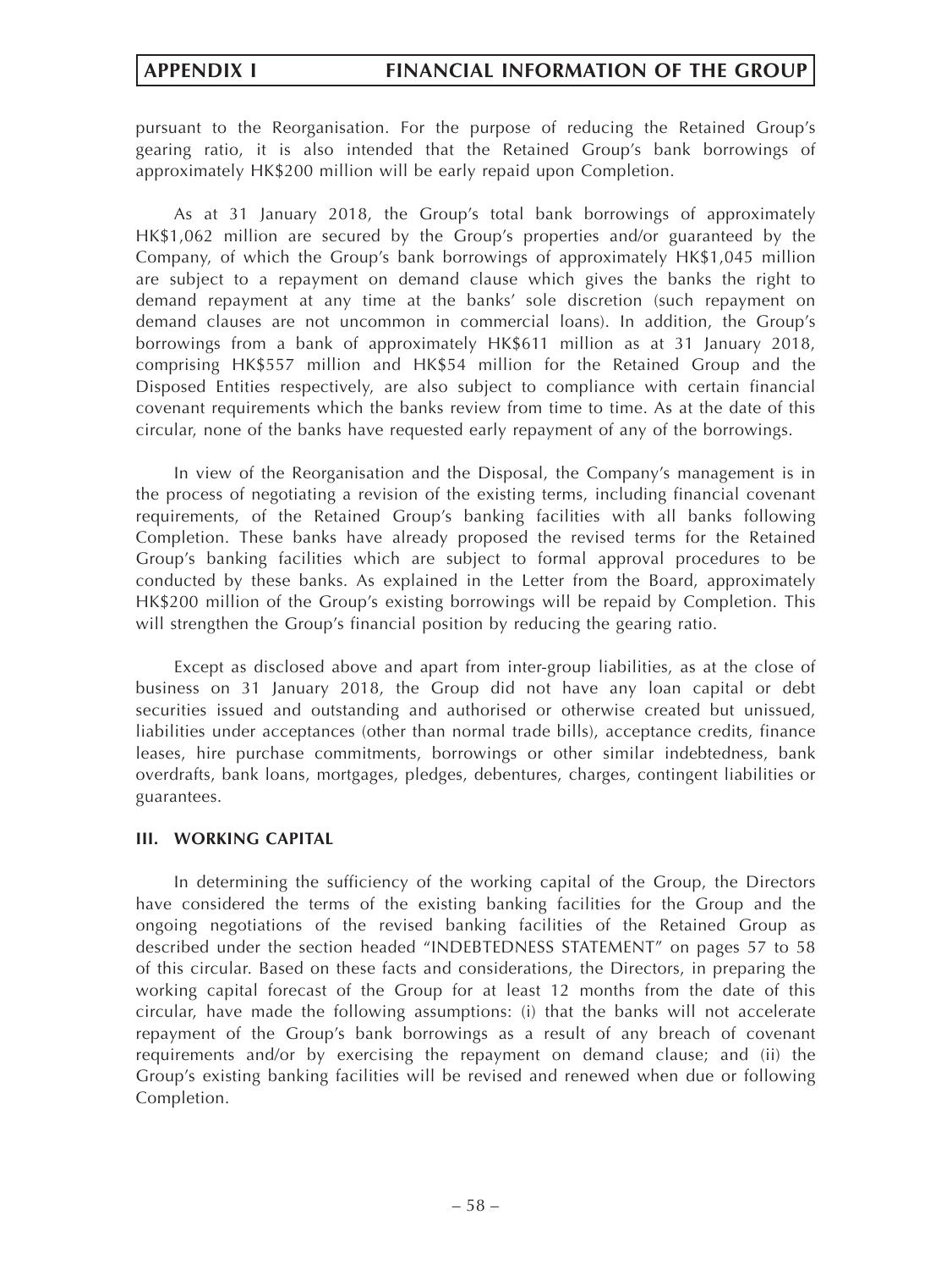pursuant to the Reorganisation. For the purpose of reducing the Retained Group's gearing ratio, it is also intended that the Retained Group's bank borrowings of approximately HK$200 million will be early repaid upon Completion.

As at 31 January 2018, the Group's total bank borrowings of approximately HK$1,062 million are secured by the Group's properties and/or guaranteed by the Company, of which the Group's bank borrowings of approximately HK$1,045 million are subject to a repayment on demand clause which gives the banks the right to demand repayment at any time at the banks' sole discretion (such repayment on demand clauses are not uncommon in commercial loans). In addition, the Group's borrowings from a bank of approximately HK$611 million as at 31 January 2018, comprising HK$557 million and HK$54 million for the Retained Group and the Disposed Entities respectively, are also subject to compliance with certain financial covenant requirements which the banks review from time to time. As at the date of this circular, none of the banks have requested early repayment of any of the borrowings.

In view of the Reorganisation and the Disposal, the Company's management is in the process of negotiating a revision of the existing terms, including financial covenant requirements, of the Retained Group's banking facilities with all banks following Completion. These banks have already proposed the revised terms for the Retained Group's banking facilities which are subject to formal approval procedures to be conducted by these banks. As explained in the Letter from the Board, approximately HK$200 million of the Group's existing borrowings will be repaid by Completion. This will strengthen the Group's financial position by reducing the gearing ratio.

Except as disclosed above and apart from inter-group liabilities, as at the close of business on 31 January 2018, the Group did not have any loan capital or debt securities issued and outstanding and authorised or otherwise created but unissued, liabilities under acceptances (other than normal trade bills), acceptance credits, finance leases, hire purchase commitments, borrowings or other similar indebtedness, bank overdrafts, bank loans, mortgages, pledges, debentures, charges, contingent liabilities or guarantees.

## III. WORKING CAPITAL

In determining the sufficiency of the working capital of the Group, the Directors have considered the terms of the existing banking facilities for the Group and the ongoing negotiations of the revised banking facilities of the Retained Group as described under the section headed "INDEBTEDNESS STATEMENT" on pages 57 to 58 of this circular. Based on these facts and considerations, the Directors, in preparing the working capital forecast of the Group for at least 12 months from the date of this circular, have made the following assumptions: (i) that the banks will not accelerate repayment of the Group's bank borrowings as a result of any breach of covenant requirements and/or by exercising the repayment on demand clause; and (ii) the Group's existing banking facilities will be revised and renewed when due or following Completion.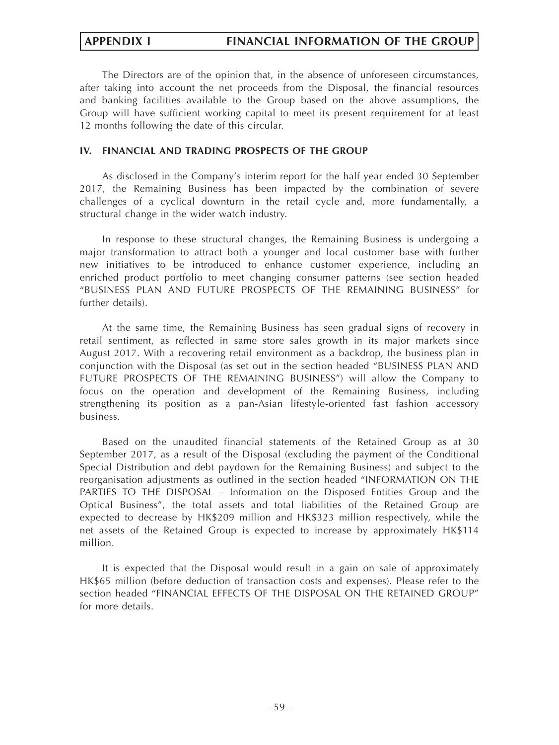The Directors are of the opinion that, in the absence of unforeseen circumstances, after taking into account the net proceeds from the Disposal, the financial resources and banking facilities available to the Group based on the above assumptions, the Group will have sufficient working capital to meet its present requirement for at least 12 months following the date of this circular.

## IV. FINANCIAL AND TRADING PROSPECTS OF THE GROUP

As disclosed in the Company's interim report for the half year ended 30 September 2017, the Remaining Business has been impacted by the combination of severe challenges of a cyclical downturn in the retail cycle and, more fundamentally, a structural change in the wider watch industry.

In response to these structural changes, the Remaining Business is undergoing a major transformation to attract both a younger and local customer base with further new initiatives to be introduced to enhance customer experience, including an enriched product portfolio to meet changing consumer patterns (see section headed "BUSINESS PLAN AND FUTURE PROSPECTS OF THE REMAINING BUSINESS" for further details).

At the same time, the Remaining Business has seen gradual signs of recovery in retail sentiment, as reflected in same store sales growth in its major markets since August 2017. With a recovering retail environment as a backdrop, the business plan in conjunction with the Disposal (as set out in the section headed "BUSINESS PLAN AND FUTURE PROSPECTS OF THE REMAINING BUSINESS") will allow the Company to focus on the operation and development of the Remaining Business, including strengthening its position as a pan-Asian lifestyle-oriented fast fashion accessory business.

Based on the unaudited financial statements of the Retained Group as at 30 September 2017, as a result of the Disposal (excluding the payment of the Conditional Special Distribution and debt paydown for the Remaining Business) and subject to the reorganisation adjustments as outlined in the section headed "INFORMATION ON THE PARTIES TO THE DISPOSAL – Information on the Disposed Entities Group and the Optical Business", the total assets and total liabilities of the Retained Group are expected to decrease by HK$209 million and HK$323 million respectively, while the net assets of the Retained Group is expected to increase by approximately HK$114 million.

It is expected that the Disposal would result in a gain on sale of approximately HK$65 million (before deduction of transaction costs and expenses). Please refer to the section headed "FINANCIAL EFFECTS OF THE DISPOSAL ON THE RETAINED GROUP" for more details.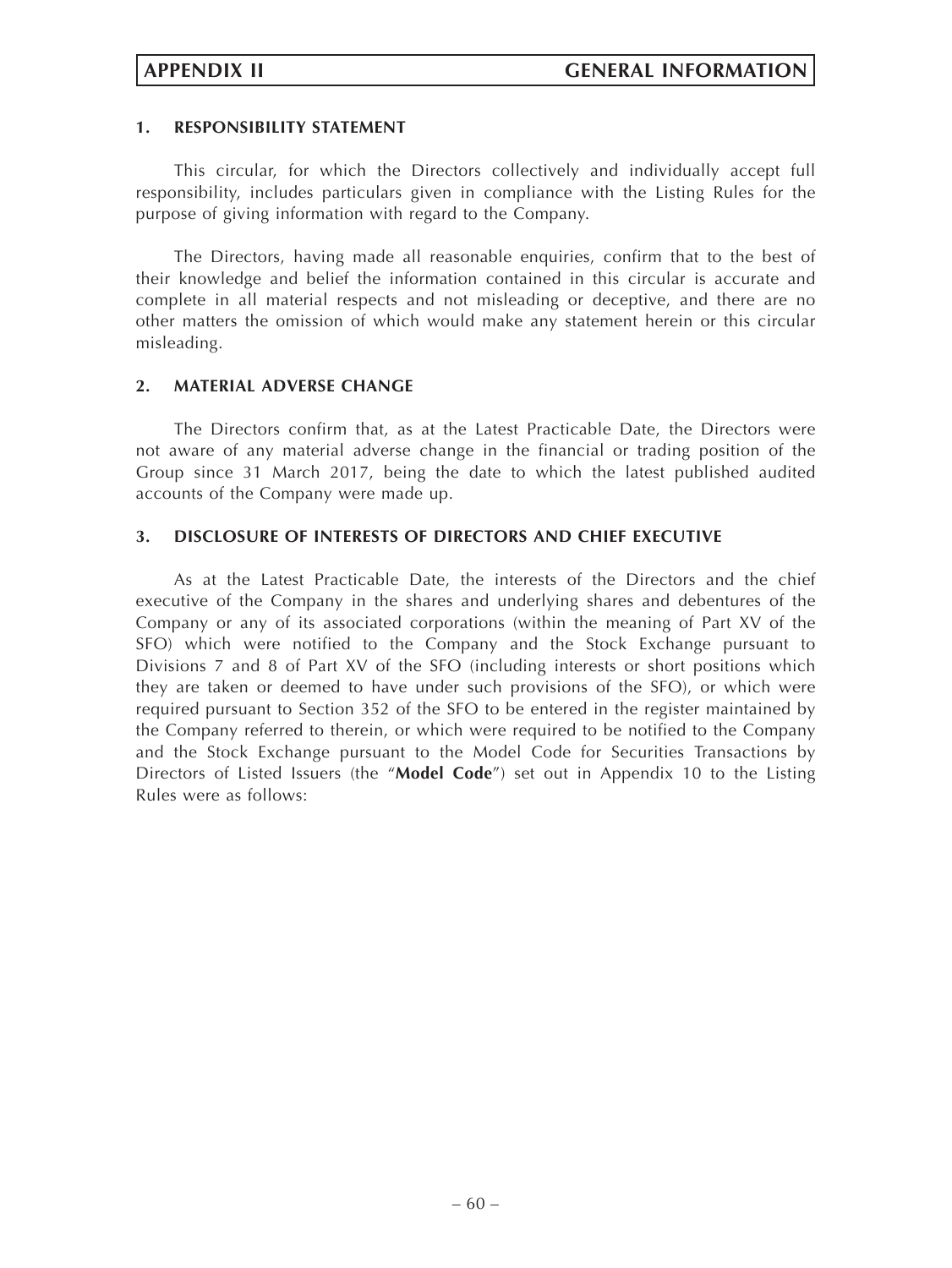## 1. RESPONSIBILITY STATEMENT

This circular, for which the Directors collectively and individually accept full responsibility, includes particulars given in compliance with the Listing Rules for the purpose of giving information with regard to the Company.

The Directors, having made all reasonable enquiries, confirm that to the best of their knowledge and belief the information contained in this circular is accurate and complete in all material respects and not misleading or deceptive, and there are no other matters the omission of which would make any statement herein or this circular misleading.

## 2. MATERIAL ADVERSE CHANGE

The Directors confirm that, as at the Latest Practicable Date, the Directors were not aware of any material adverse change in the financial or trading position of the Group since 31 March 2017, being the date to which the latest published audited accounts of the Company were made up.

## 3. DISCLOSURE OF INTERESTS OF DIRECTORS AND CHIEF EXECUTIVE

As at the Latest Practicable Date, the interests of the Directors and the chief executive of the Company in the shares and underlying shares and debentures of the Company or any of its associated corporations (within the meaning of Part XV of the SFO) which were notified to the Company and the Stock Exchange pursuant to Divisions 7 and 8 of Part XV of the SFO (including interests or short positions which they are taken or deemed to have under such provisions of the SFO), or which were required pursuant to Section 352 of the SFO to be entered in the register maintained by the Company referred to therein, or which were required to be notified to the Company and the Stock Exchange pursuant to the Model Code for Securities Transactions by Directors of Listed Issuers (the "**Model Code**") set out in Appendix 10 to the Listing Rules were as follows: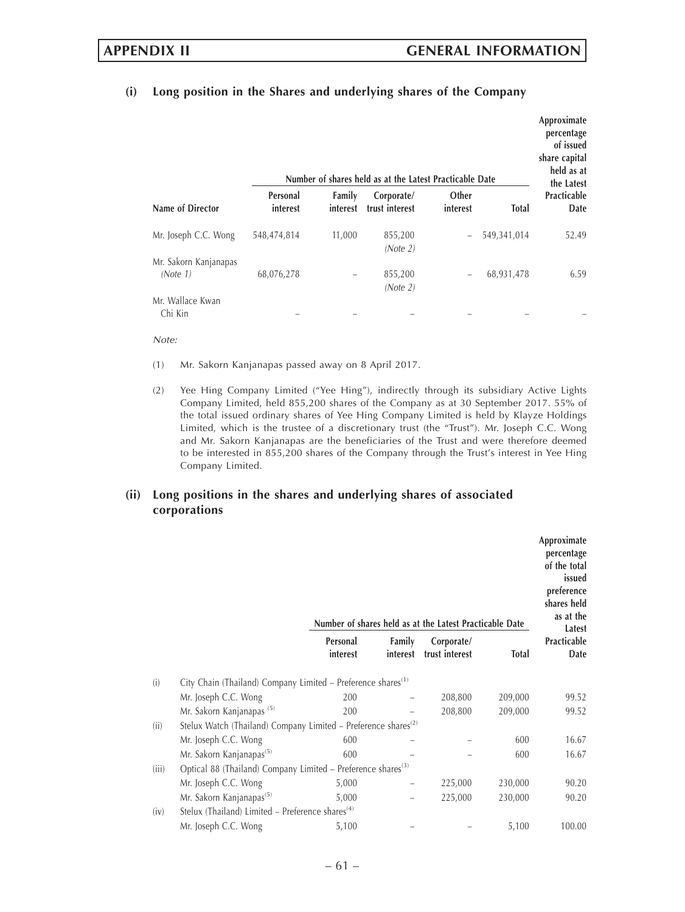### (i) Long position in the Shares and underlying shares of the Company

| Name of Director | Number of shares held as at the Latest Practicable Date | | | | | Approximate percentage of issued share capital held as at the Latest Practicable Date |
|---|---|---|---|---|---|---|
| | Personal interest | Family interest | Corporate/ trust interest | Other interest | Total | |
| Mr. Joseph C.C. Wong | 548,474,814 | 11,000 | 855,200 *(Note 2)* | – | 549,341,014 | 52.49 |
| Mr. Sakorn Kanjanapas *(Note 1)* | 68,076,278 | – | 855,200 *(Note 2)* | – | 68,931,478 | 6.59 |
| Mr. Wallace Kwan Chi Kin | – | – | – | – | – | – |

*Note:*

(1) Mr. Sakorn Kanjanapas passed away on 8 April 2017.

(2) Yee Hing Company Limited ("Yee Hing"), indirectly through its subsidiary Active Lights Company Limited, held 855,200 shares of the Company as at 30 September 2017. 55% of the total issued ordinary shares of Yee Hing Company Limited is held by Klayze Holdings Limited, which is the trustee of a discretionary trust (the "Trust"). Mr. Joseph C.C. Wong and Mr. Sakorn Kanjanapas are the beneficiaries of the Trust and were therefore deemed to be interested in 855,200 shares of the Company through the Trust's interest in Yee Hing Company Limited.

### (ii) Long positions in the shares and underlying shares of associated corporations

| | | Number of shares held as at the Latest Practicable Date | | | | Approximate percentage of the total issued preference shares held as at the Latest Practicable Date |
|---|---|---|---|---|---|---|
| | | Personal interest | Family interest | Corporate/ trust interest | Total | |
| (i) | City Chain (Thailand) Company Limited – Preference shares[(1)] | | | | | |
| | Mr. Joseph C.C. Wong | 200 | – | 208,800 | 209,000 | 99.52 |
| | Mr. Sakorn Kanjanapas [(5)] | 200 | – | 208,800 | 209,000 | 99.52 |
| (ii) | Stelux Watch (Thailand) Company Limited – Preference shares[(2)] | | | | | |
| | Mr. Joseph C.C. Wong | 600 | – | – | 600 | 16.67 |
| | Mr. Sakorn Kanjanapas[(5)] | 600 | – | – | 600 | 16.67 |
| (iii) | Optical 88 (Thailand) Company Limited – Preference shares[(3)] | | | | | |
| | Mr. Joseph C.C. Wong | 5,000 | – | 225,000 | 230,000 | 90.20 |
| | Mr. Sakorn Kanjanapas[(5)] | 5,000 | – | 225,000 | 230,000 | 90.20 |
| (iv) | Stelux (Thailand) Limited – Preference shares[(4)] | | | | | |
| | Mr. Joseph C.C. Wong | 5,100 | – | – | 5,100 | 100.00 |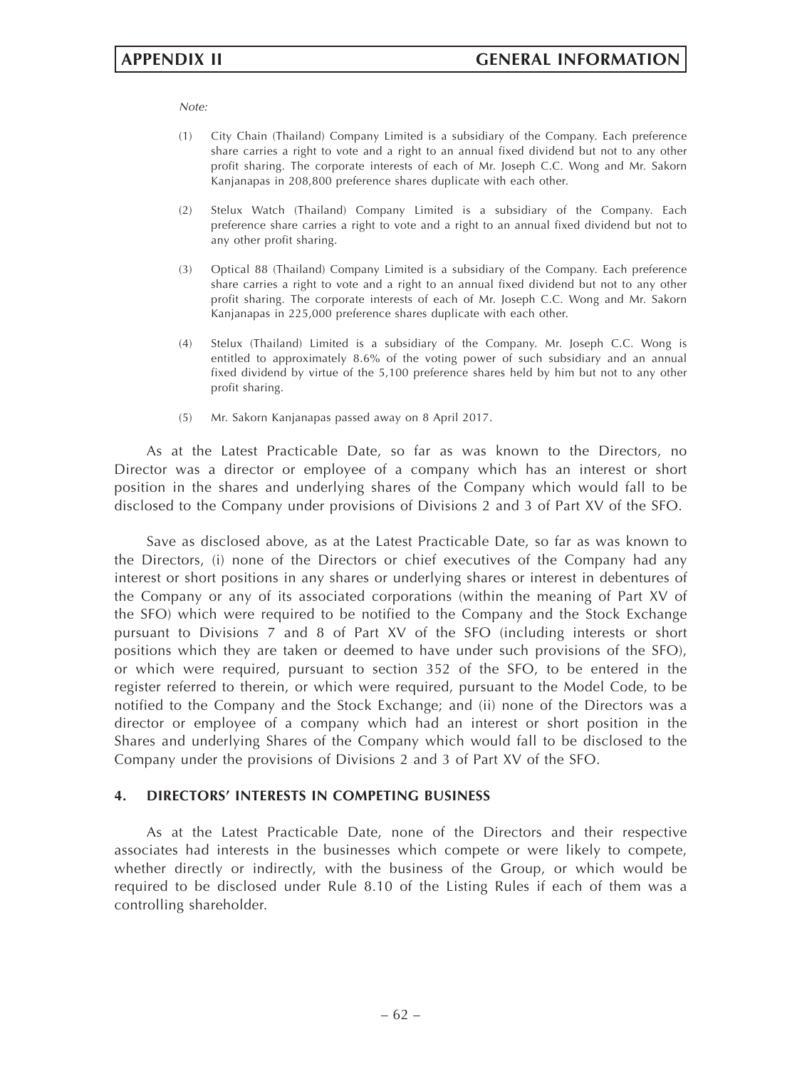*Note:*

(1) City Chain (Thailand) Company Limited is a subsidiary of the Company. Each preference share carries a right to vote and a right to an annual fixed dividend but not to any other profit sharing. The corporate interests of each of Mr. Joseph C.C. Wong and Mr. Sakorn Kanjanapas in 208,800 preference shares duplicate with each other.

(2) Stelux Watch (Thailand) Company Limited is a subsidiary of the Company. Each preference share carries a right to vote and a right to an annual fixed dividend but not to any other profit sharing.

(3) Optical 88 (Thailand) Company Limited is a subsidiary of the Company. Each preference share carries a right to vote and a right to an annual fixed dividend but not to any other profit sharing. The corporate interests of each of Mr. Joseph C.C. Wong and Mr. Sakorn Kanjanapas in 225,000 preference shares duplicate with each other.

(4) Stelux (Thailand) Limited is a subsidiary of the Company. Mr. Joseph C.C. Wong is entitled to approximately 8.6% of the voting power of such subsidiary and an annual fixed dividend by virtue of the 5,100 preference shares held by him but not to any other profit sharing.

(5) Mr. Sakorn Kanjanapas passed away on 8 April 2017.

As at the Latest Practicable Date, so far as was known to the Directors, no Director was a director or employee of a company which has an interest or short position in the shares and underlying shares of the Company which would fall to be disclosed to the Company under provisions of Divisions 2 and 3 of Part XV of the SFO.

Save as disclosed above, as at the Latest Practicable Date, so far as was known to the Directors, (i) none of the Directors or chief executives of the Company had any interest or short positions in any shares or underlying shares or interest in debentures of the Company or any of its associated corporations (within the meaning of Part XV of the SFO) which were required to be notified to the Company and the Stock Exchange pursuant to Divisions 7 and 8 of Part XV of the SFO (including interests or short positions which they are taken or deemed to have under such provisions of the SFO), or which were required, pursuant to section 352 of the SFO, to be entered in the register referred to therein, or which were required, pursuant to the Model Code, to be notified to the Company and the Stock Exchange; and (ii) none of the Directors was a director or employee of a company which had an interest or short position in the Shares and underlying Shares of the Company which would fall to be disclosed to the Company under the provisions of Divisions 2 and 3 of Part XV of the SFO.

## 4. DIRECTORS' INTERESTS IN COMPETING BUSINESS

As at the Latest Practicable Date, none of the Directors and their respective associates had interests in the businesses which compete or were likely to compete, whether directly or indirectly, with the business of the Group, or which would be required to be disclosed under Rule 8.10 of the Listing Rules if each of them was a controlling shareholder.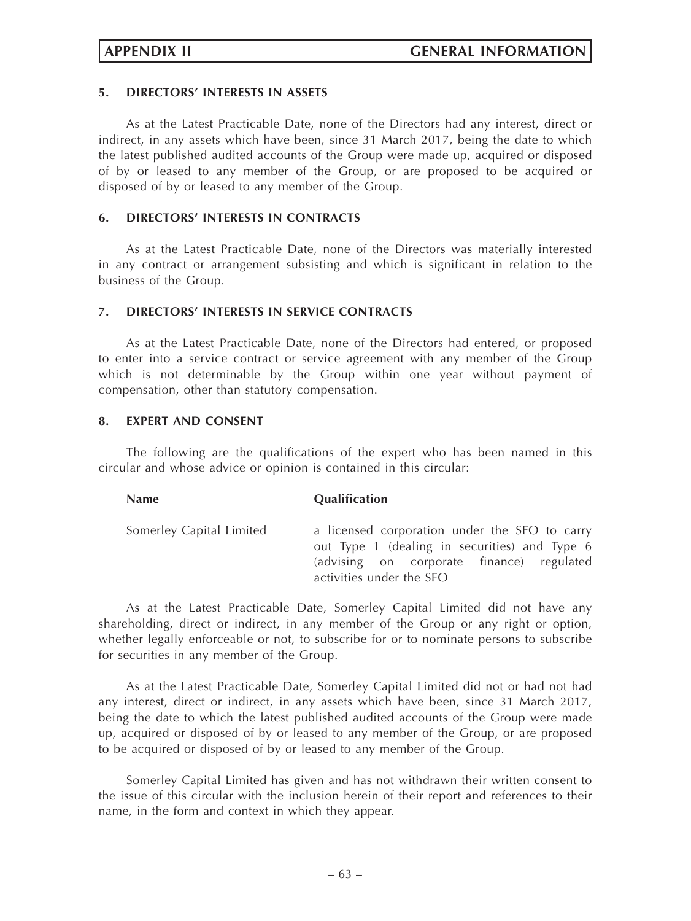### 5. DIRECTORS' INTERESTS IN ASSETS

As at the Latest Practicable Date, none of the Directors had any interest, direct or indirect, in any assets which have been, since 31 March 2017, being the date to which the latest published audited accounts of the Group were made up, acquired or disposed of by or leased to any member of the Group, or are proposed to be acquired or disposed of by or leased to any member of the Group.

### 6. DIRECTORS' INTERESTS IN CONTRACTS

As at the Latest Practicable Date, none of the Directors was materially interested in any contract or arrangement subsisting and which is significant in relation to the business of the Group.

### 7. DIRECTORS' INTERESTS IN SERVICE CONTRACTS

As at the Latest Practicable Date, none of the Directors had entered, or proposed to enter into a service contract or service agreement with any member of the Group which is not determinable by the Group within one year without payment of compensation, other than statutory compensation.

### 8. EXPERT AND CONSENT

The following are the qualifications of the expert who has been named in this circular and whose advice or opinion is contained in this circular:

| Name | Qualification |
|---|---|
| Somerley Capital Limited | a licensed corporation under the SFO to carry out Type 1 (dealing in securities) and Type 6 (advising on corporate finance) regulated activities under the SFO |

As at the Latest Practicable Date, Somerley Capital Limited did not have any shareholding, direct or indirect, in any member of the Group or any right or option, whether legally enforceable or not, to subscribe for or to nominate persons to subscribe for securities in any member of the Group.

As at the Latest Practicable Date, Somerley Capital Limited did not or had not had any interest, direct or indirect, in any assets which have been, since 31 March 2017, being the date to which the latest published audited accounts of the Group were made up, acquired or disposed of by or leased to any member of the Group, or are proposed to be acquired or disposed of by or leased to any member of the Group.

Somerley Capital Limited has given and has not withdrawn their written consent to the issue of this circular with the inclusion herein of their report and references to their name, in the form and context in which they appear.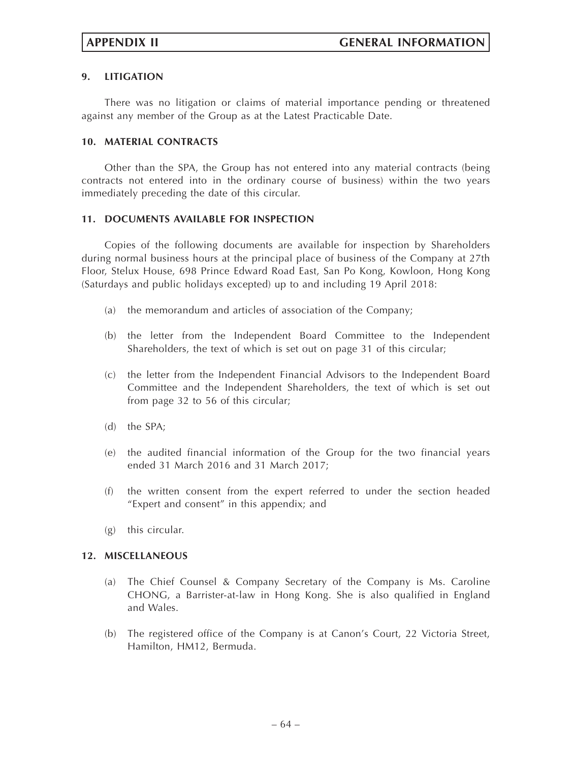## 9. LITIGATION

There was no litigation or claims of material importance pending or threatened against any member of the Group as at the Latest Practicable Date.

## 10. MATERIAL CONTRACTS

Other than the SPA, the Group has not entered into any material contracts (being contracts not entered into in the ordinary course of business) within the two years immediately preceding the date of this circular.

## 11. DOCUMENTS AVAILABLE FOR INSPECTION

Copies of the following documents are available for inspection by Shareholders during normal business hours at the principal place of business of the Company at 27th Floor, Stelux House, 698 Prince Edward Road East, San Po Kong, Kowloon, Hong Kong (Saturdays and public holidays excepted) up to and including 19 April 2018:

(a) the memorandum and articles of association of the Company;

(b) the letter from the Independent Board Committee to the Independent Shareholders, the text of which is set out on page 31 of this circular;

(c) the letter from the Independent Financial Advisors to the Independent Board Committee and the Independent Shareholders, the text of which is set out from page 32 to 56 of this circular;

(d) the SPA;

(e) the audited financial information of the Group for the two financial years ended 31 March 2016 and 31 March 2017;

(f) the written consent from the expert referred to under the section headed "Expert and consent" in this appendix; and

(g) this circular.

## 12. MISCELLANEOUS

(a) The Chief Counsel & Company Secretary of the Company is Ms. Caroline CHONG, a Barrister-at-law in Hong Kong. She is also qualified in England and Wales.

(b) The registered office of the Company is at Canon's Court, 22 Victoria Street, Hamilton, HM12, Bermuda.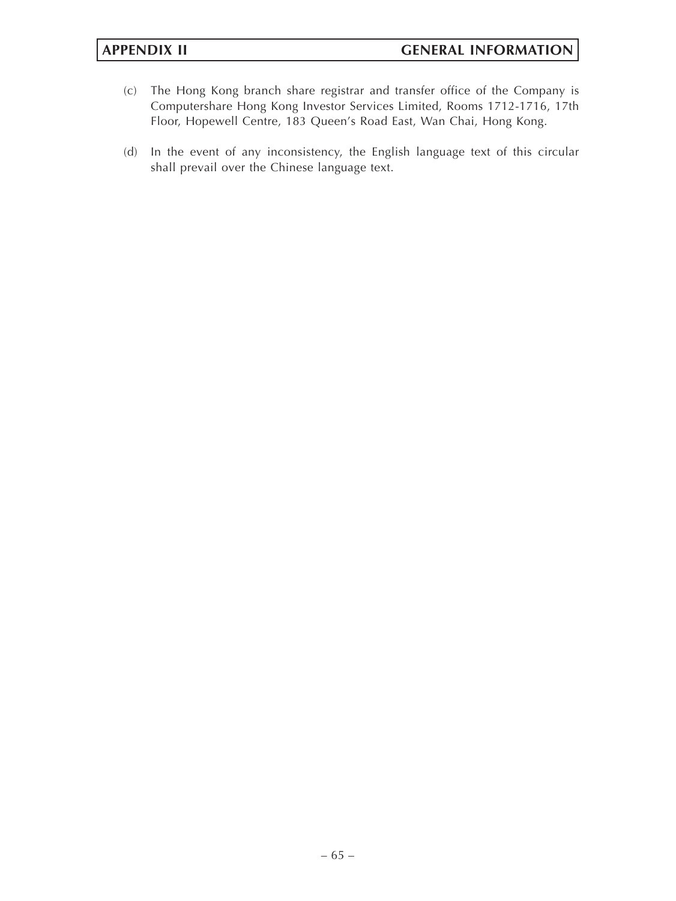(c) The Hong Kong branch share registrar and transfer office of the Company is Computershare Hong Kong Investor Services Limited, Rooms 1712-1716, 17th Floor, Hopewell Centre, 183 Queen's Road East, Wan Chai, Hong Kong.

(d) In the event of any inconsistency, the English language text of this circular shall prevail over the Chinese language text.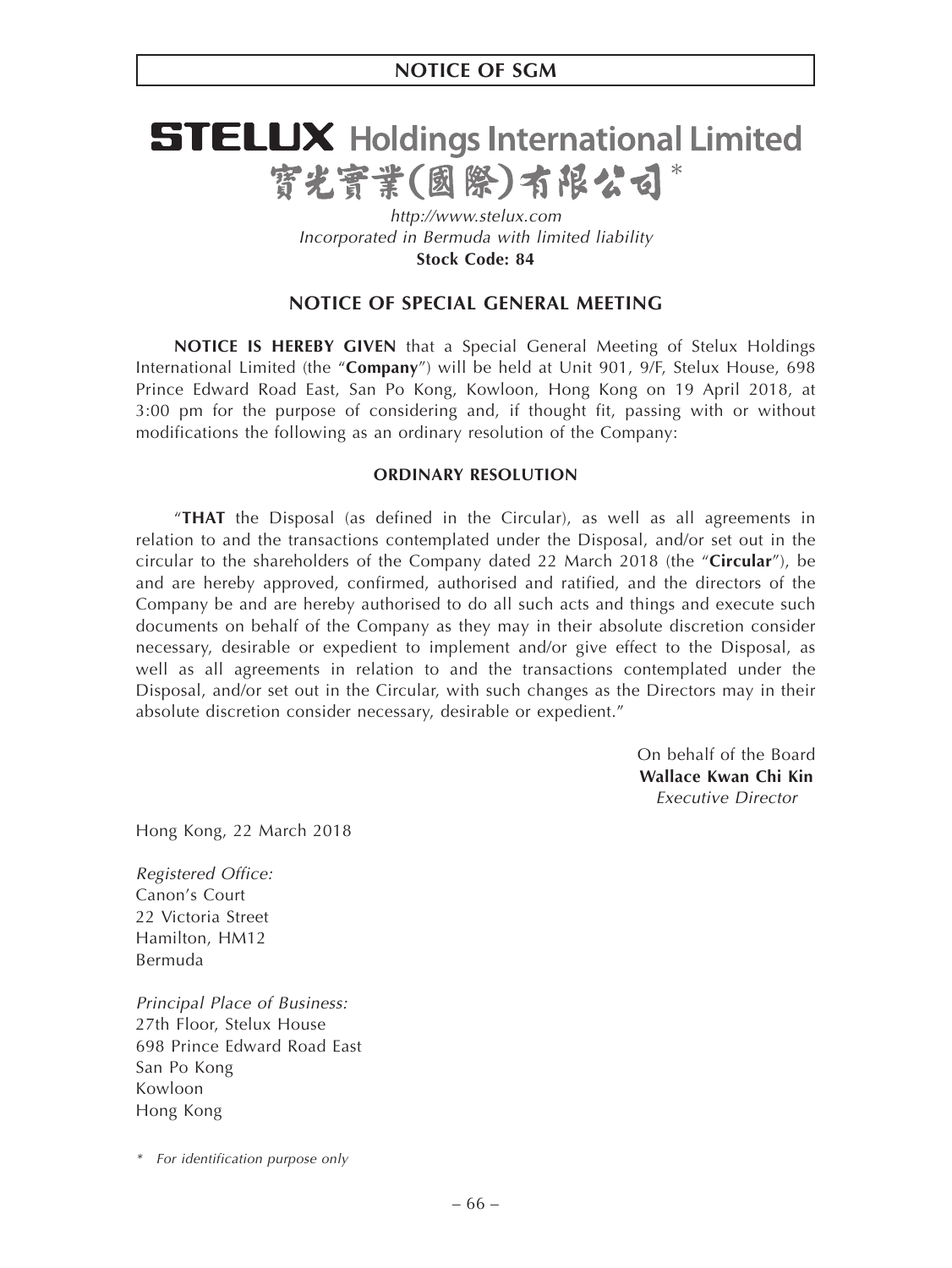# NOTICE OF SGM

# STELUX Holdings International Limited
# 寶光實業(國際)有限公司*

*http://www.stelux.com*
*Incorporated in Bermuda with limited liability*
**Stock Code: 84**

## NOTICE OF SPECIAL GENERAL MEETING

**NOTICE IS HEREBY GIVEN** that a Special General Meeting of Stelux Holdings International Limited (the "**Company**") will be held at Unit 901, 9/F, Stelux House, 698 Prince Edward Road East, San Po Kong, Kowloon, Hong Kong on 19 April 2018, at 3:00 pm for the purpose of considering and, if thought fit, passing with or without modifications the following as an ordinary resolution of the Company:

### ORDINARY RESOLUTION

"**THAT** the Disposal (as defined in the Circular), as well as all agreements in relation to and the transactions contemplated under the Disposal, and/or set out in the circular to the shareholders of the Company dated 22 March 2018 (the "**Circular**"), be and are hereby approved, confirmed, authorised and ratified, and the directors of the Company be and are hereby authorised to do all such acts and things and execute such documents on behalf of the Company as they may in their absolute discretion consider necessary, desirable or expedient to implement and/or give effect to the Disposal, as well as all agreements in relation to and the transactions contemplated under the Disposal, and/or set out in the Circular, with such changes as the Directors may in their absolute discretion consider necessary, desirable or expedient."

On behalf of the Board
**Wallace Kwan Chi Kin**
*Executive Director*

Hong Kong, 22 March 2018

*Registered Office:*
Canon's Court
22 Victoria Street
Hamilton, HM12
Bermuda

*Principal Place of Business:*
27th Floor, Stelux House
698 Prince Edward Road East
San Po Kong
Kowloon
Hong Kong

\* *For identification purpose only*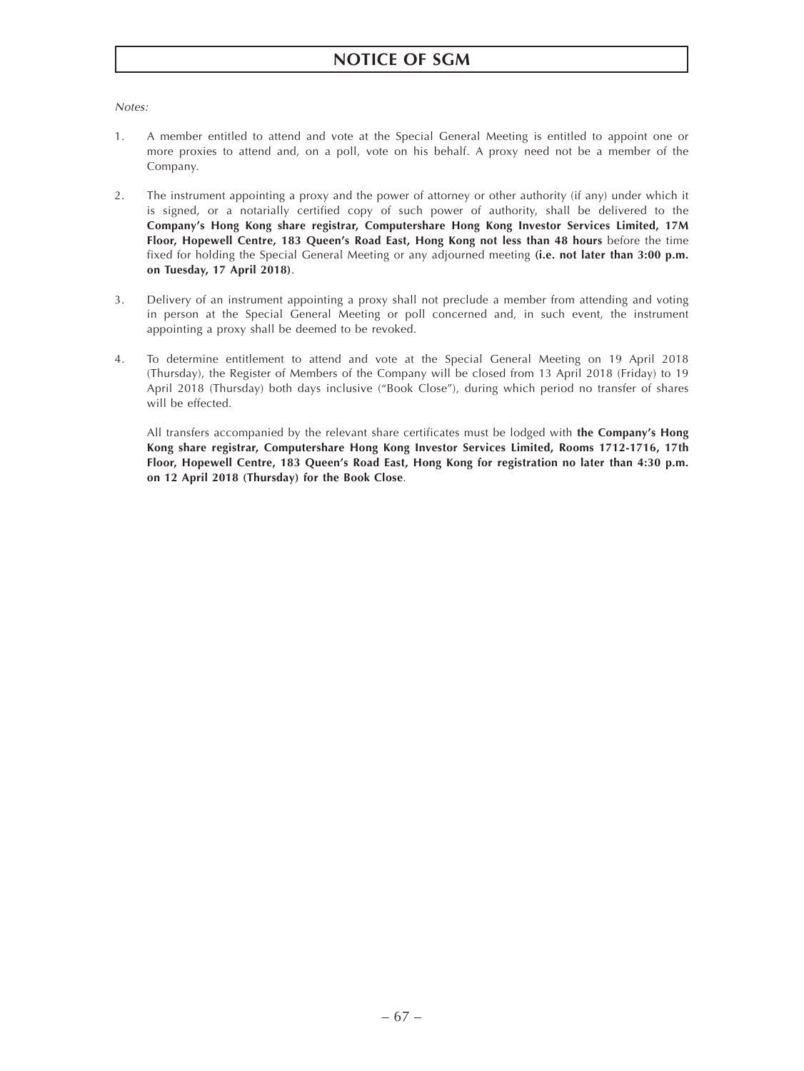# NOTICE OF SGM

*Notes:*

1. A member entitled to attend and vote at the Special General Meeting is entitled to appoint one or more proxies to attend and, on a poll, vote on his behalf. A proxy need not be a member of the Company.

2. The instrument appointing a proxy and the power of attorney or other authority (if any) under which it is signed, or a notarially certified copy of such power of authority, shall be delivered to the **Company's Hong Kong share registrar, Computershare Hong Kong Investor Services Limited, 17M Floor, Hopewell Centre, 183 Queen's Road East, Hong Kong not less than 48 hours** before the time fixed for holding the Special General Meeting or any adjourned meeting **(i.e. not later than 3:00 p.m. on Tuesday, 17 April 2018)**.

3. Delivery of an instrument appointing a proxy shall not preclude a member from attending and voting in person at the Special General Meeting or poll concerned and, in such event, the instrument appointing a proxy shall be deemed to be revoked.

4. To determine entitlement to attend and vote at the Special General Meeting on 19 April 2018 (Thursday), the Register of Members of the Company will be closed from 13 April 2018 (Friday) to 19 April 2018 (Thursday) both days inclusive ("Book Close"), during which period no transfer of shares will be effected.

   All transfers accompanied by the relevant share certificates must be lodged with **the Company's Hong Kong share registrar, Computershare Hong Kong Investor Services Limited, Rooms 1712-1716, 17th Floor, Hopewell Centre, 183 Queen's Road East, Hong Kong for registration no later than 4:30 p.m. on 12 April 2018 (Thursday) for the Book Close**.